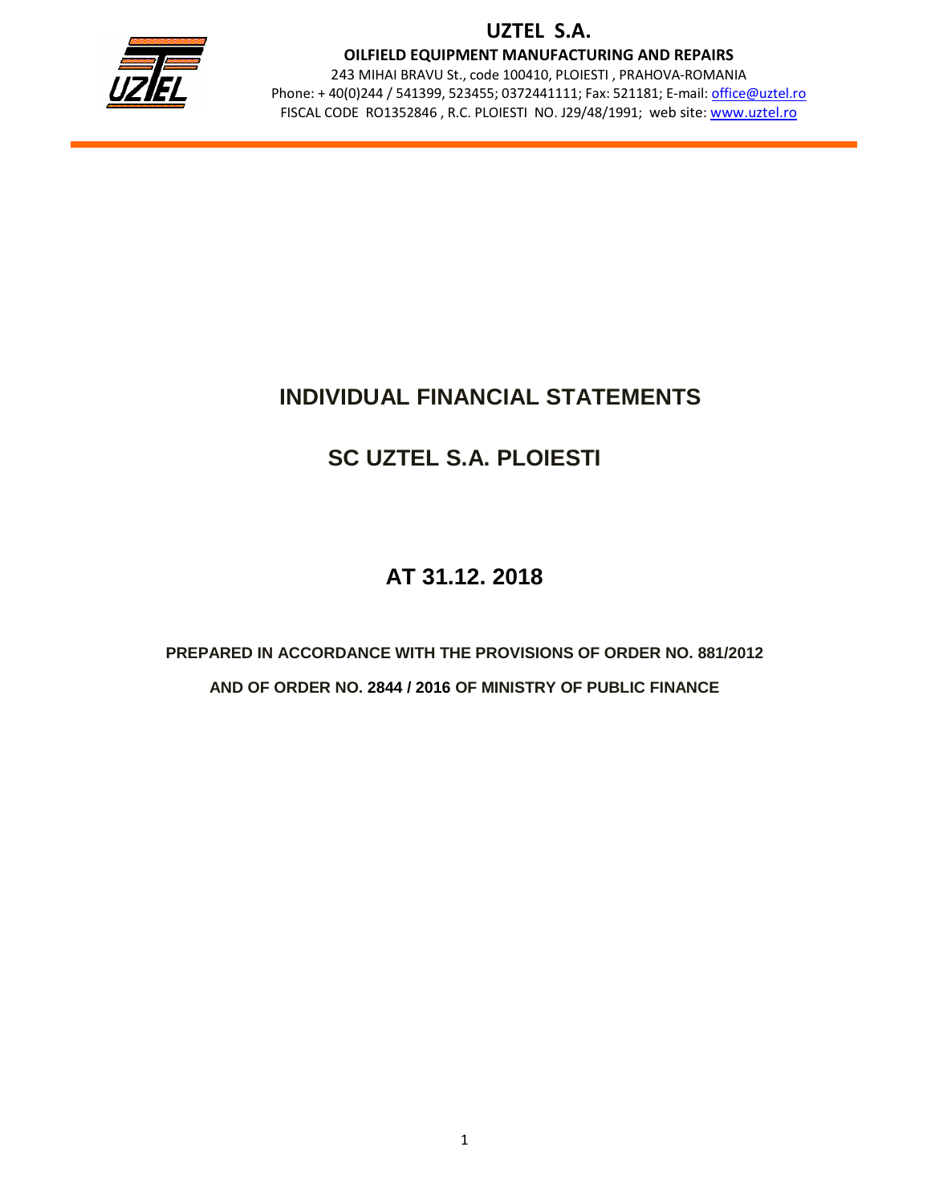**UZTEL S.A.**

**OILFIELD EQUIPMENT MANUFACTURING AND REPAIRS**

243 MIHAI BRAVU St., code 100410, PLOIESTI , PRAHOVA-ROMANIA
Phone: + 40(0)244 / 541399, 523455; 0372441111; Fax: 521181; E-mail: office@uztel.ro
FISCAL CODE RO1352846 , R.C. PLOIESTI NO. J29/48/1991; web site: www.uztel.ro

# INDIVIDUAL FINANCIAL STATEMENTS

# SC UZTEL S.A. PLOIESTI

# AT 31.12. 2018

**PREPARED IN ACCORDANCE WITH THE PROVISIONS OF ORDER NO. 881/2012**

**AND OF ORDER NO. 2844 / 2016 OF MINISTRY OF PUBLIC FINANCE**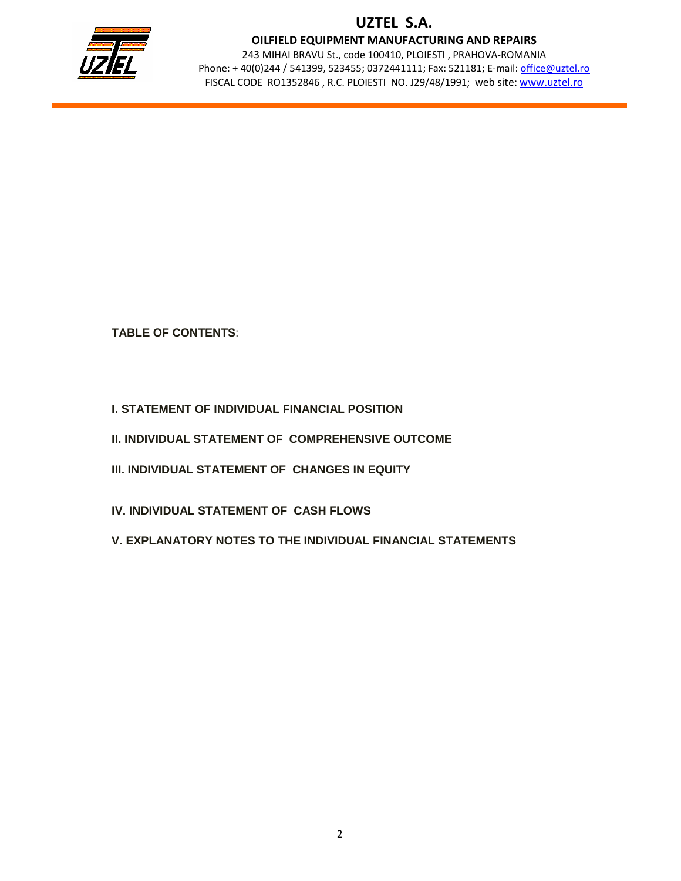**TABLE OF CONTENTS**:

**I. STATEMENT OF INDIVIDUAL FINANCIAL POSITION**

**II. INDIVIDUAL STATEMENT OF COMPREHENSIVE OUTCOME**

**III. INDIVIDUAL STATEMENT OF CHANGES IN EQUITY**

**IV. INDIVIDUAL STATEMENT OF CASH FLOWS**

**V. EXPLANATORY NOTES TO THE INDIVIDUAL FINANCIAL STATEMENTS**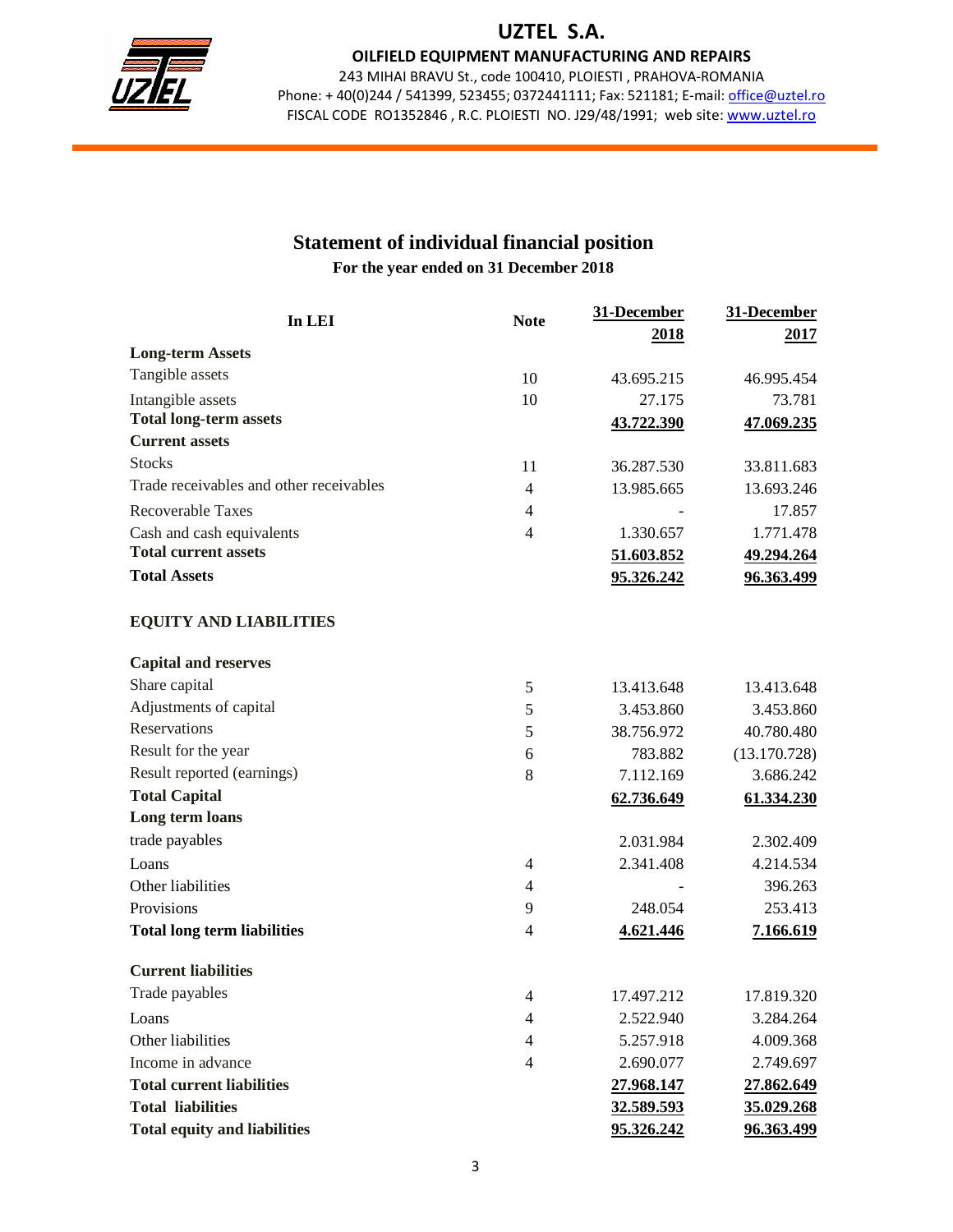# UZTEL S.A.

**OILFIELD EQUIPMENT MANUFACTURING AND REPAIRS**

243 MIHAI BRAVU St., code 100410, PLOIESTI , PRAHOVA-ROMANIA
Phone: + 40(0)244 / 541399, 523455; 0372441111; Fax: 521181; E-mail: office@uztel.ro
FISCAL CODE RO1352846 , R.C. PLOIESTI NO. J29/48/1991; web site: www.uztel.ro

## Statement of individual financial position

**For the year ended on 31 December 2018**

| In LEI | Note | 31-December 2018 | 31-December 2017 |
|---|---|---|---|
| **Long-term Assets** | | | |
| Tangible assets | 10 | 43.695.215 | 46.995.454 |
| Intangible assets | 10 | 27.175 | 73.781 |
| **Total long-term assets** | | **43.722.390** | **47.069.235** |
| **Current assets** | | | |
| Stocks | 11 | 36.287.530 | 33.811.683 |
| Trade receivables and other receivables | 4 | 13.985.665 | 13.693.246 |
| Recoverable Taxes | 4 | - | 17.857 |
| Cash and cash equivalents | 4 | 1.330.657 | 1.771.478 |
| **Total current assets** | | **51.603.852** | **49.294.264** |
| **Total Assets** | | **95.326.242** | **96.363.499** |
| | | | |
| **EQUITY AND LIABILITIES** | | | |
| | | | |
| **Capital and reserves** | | | |
| Share capital | 5 | 13.413.648 | 13.413.648 |
| Adjustments of capital | 5 | 3.453.860 | 3.453.860 |
| Reservations | 5 | 38.756.972 | 40.780.480 |
| Result for the year | 6 | 783.882 | (13.170.728) |
| Result reported (earnings) | 8 | 7.112.169 | 3.686.242 |
| **Total Capital** | | **62.736.649** | **61.334.230** |
| **Long term loans** | | | |
| trade payables | | 2.031.984 | 2.302.409 |
| Loans | 4 | 2.341.408 | 4.214.534 |
| Other liabilities | 4 | - | 396.263 |
| Provisions | 9 | 248.054 | 253.413 |
| **Total long term liabilities** | 4 | **4.621.446** | **7.166.619** |
| | | | |
| **Current liabilities** | | | |
| Trade payables | 4 | 17.497.212 | 17.819.320 |
| Loans | 4 | 2.522.940 | 3.284.264 |
| Other liabilities | 4 | 5.257.918 | 4.009.368 |
| Income in advance | 4 | 2.690.077 | 2.749.697 |
| **Total current liabilities** | | **27.968.147** | **27.862.649** |
| **Total liabilities** | | **32.589.593** | **35.029.268** |
| **Total equity and liabilities** | | **95.326.242** | **96.363.499** |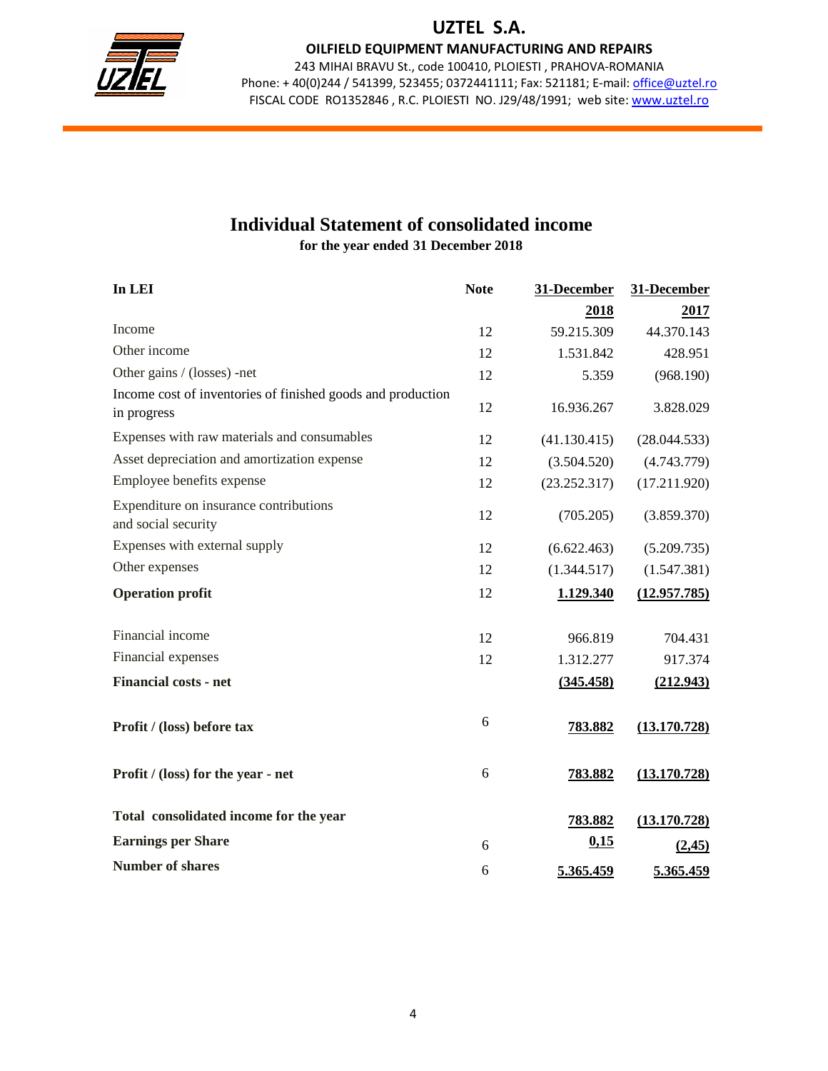# UZTEL S.A.

**OILFIELD EQUIPMENT MANUFACTURING AND REPAIRS**

243 MIHAI BRAVU St., code 100410, PLOIESTI , PRAHOVA-ROMANIA
Phone: + 40(0)244 / 541399, 523455; 0372441111; Fax: 521181; E-mail: office@uztel.ro
FISCAL CODE RO1352846 , R.C. PLOIESTI NO. J29/48/1991; web site: www.uztel.ro

## Individual Statement of consolidated income

**for the year ended 31 December 2018**

| In LEI | Note | 31-December 2018 | 31-December 2017 |
|---|---|---|---|
| Income | 12 | 59.215.309 | 44.370.143 |
| Other income | 12 | 1.531.842 | 428.951 |
| Other gains / (losses) -net | 12 | 5.359 | (968.190) |
| Income cost of inventories of finished goods and production in progress | 12 | 16.936.267 | 3.828.029 |
| Expenses with raw materials and consumables | 12 | (41.130.415) | (28.044.533) |
| Asset depreciation and amortization expense | 12 | (3.504.520) | (4.743.779) |
| Employee benefits expense | 12 | (23.252.317) | (17.211.920) |
| Expenditure on insurance contributions and social security | 12 | (705.205) | (3.859.370) |
| Expenses with external supply | 12 | (6.622.463) | (5.209.735) |
| Other expenses | 12 | (1.344.517) | (1.547.381) |
| **Operation profit** | 12 | **1.129.340** | **(12.957.785)** |
| Financial income | 12 | 966.819 | 704.431 |
| Financial expenses | 12 | 1.312.277 | 917.374 |
| **Financial costs - net** | | **(345.458)** | **(212.943)** |
| **Profit / (loss) before tax** | 6 | **783.882** | **(13.170.728)** |
| **Profit / (loss) for the year - net** | 6 | **783.882** | **(13.170.728)** |
| **Total consolidated income for the year** | | **783.882** | **(13.170.728)** |
| **Earnings per Share** | 6 | **0,15** | **(2,45)** |
| **Number of shares** | 6 | **5.365.459** | **5.365.459** |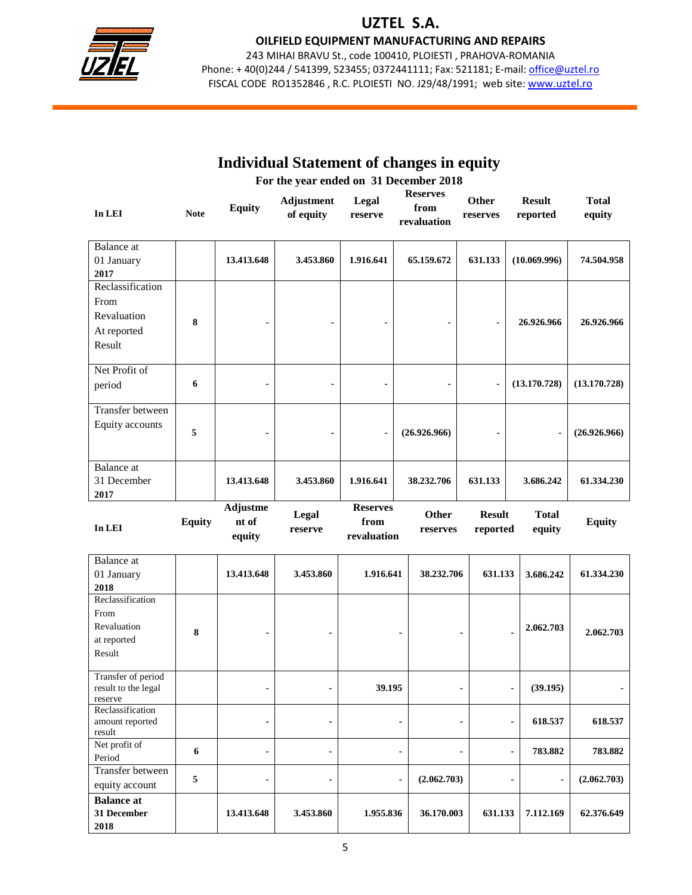# Individual Statement of changes in equity

**For the year ended on 31 December 2018**

| In LEI | Note | Equity | Adjustment of equity | Legal reserve | Reserves from revaluation | Other reserves | Result reported | Total equity |
|---|---|---|---|---|---|---|---|---|
| Balance at 01 January **2017** | | **13.413.648** | **3.453.860** | **1.916.641** | **65.159.672** | **631.133** | **(10.069.996)** | **74.504.958** |
| Reclassification From Revaluation At reported Result | **8** | **-** | **-** | **-** | **-** | **-** | **26.926.966** | **26.926.966** |
| Net Profit of period | **6** | **-** | **-** | **-** | **-** | **-** | **(13.170.728)** | **(13.170.728)** |
| Transfer between Equity accounts | **5** | **-** | **-** | **-** | **(26.926.966)** | **-** | **-** | **(26.926.966)** |
| Balance at 31 December **2017** | | **13.413.648** | **3.453.860** | **1.916.641** | **38.232.706** | **631.133** | **3.686.242** | **61.334.230** |

| In LEI | Equity | Adjustment of equity | Legal reserve | Reserves from revaluation | Other reserves | Result reported | Total equity | Equity |
|---|---|---|---|---|---|---|---|---|
| Balance at 01 January **2018** | | **13.413.648** | **3.453.860** | **1.916.641** | **38.232.706** | **631.133** | **3.686.242** | **61.334.230** |
| Reclassification From Revaluation at reported Result | **8** | **-** | **-** | **-** | **-** | **-** | **2.062.703** | **2.062.703** |
| Transfer of period result to the legal reserve | | **-** | **-** | **39.195** | **-** | **-** | **(39.195)** | **-** |
| Reclassification amount reported result | | **-** | **-** | **-** | **-** | **-** | **618.537** | **618.537** |
| Net profit of Period | **6** | **-** | **-** | **-** | **-** | **-** | **783.882** | **783.882** |
| Transfer between equity account | **5** | **-** | **-** | **-** | **(2.062.703)** | **-** | **-** | **(2.062.703)** |
| **Balance at 31 December 2018** | | **13.413.648** | **3.453.860** | **1.955.836** | **36.170.003** | **631.133** | **7.112.169** | **62.376.649** |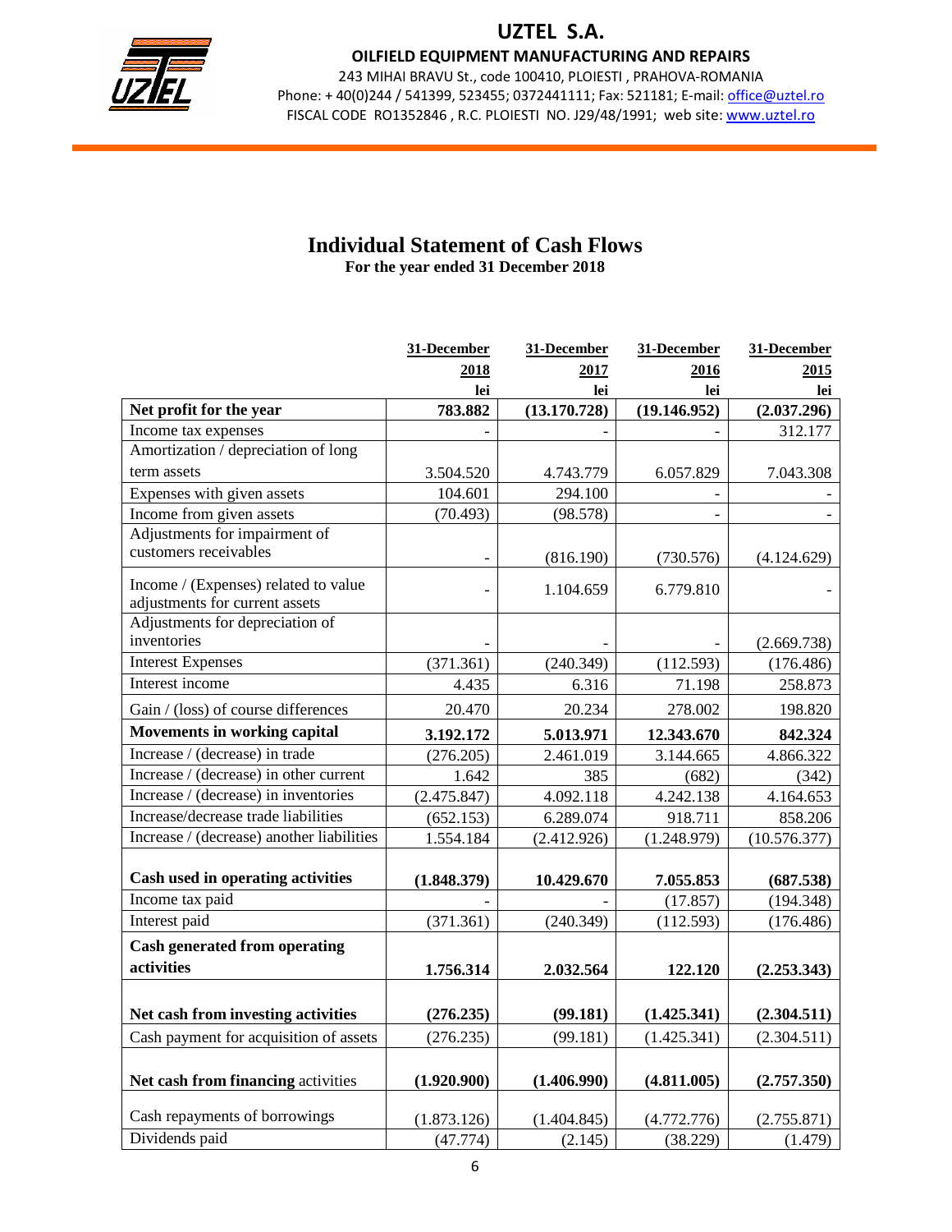# UZTEL S.A.

**OILFIELD EQUIPMENT MANUFACTURING AND REPAIRS**

243 MIHAI BRAVU St., code 100410, PLOIESTI , PRAHOVA-ROMANIA
Phone: + 40(0)244 / 541399, 523455; 0372441111; Fax: 521181; E-mail: office@uztel.ro
FISCAL CODE RO1352846 , R.C. PLOIESTI NO. J29/48/1991; web site: www.uztel.ro

## Individual Statement of Cash Flows

**For the year ended 31 December 2018**

| | 31-December 2018 lei | 31-December 2017 lei | 31-December 2016 lei | 31-December 2015 lei |
|---|---|---|---|---|
| **Net profit for the year** | **783.882** | **(13.170.728)** | **(19.146.952)** | **(2.037.296)** |
| Income tax expenses | - | - | - | 312.177 |
| Amortization / depreciation of long term assets | 3.504.520 | 4.743.779 | 6.057.829 | 7.043.308 |
| Expenses with given assets | 104.601 | 294.100 | - | - |
| Income from given assets | (70.493) | (98.578) | - | - |
| Adjustments for impairment of customers receivables | - | (816.190) | (730.576) | (4.124.629) |
| Income / (Expenses) related to value adjustments for current assets | - | 1.104.659 | 6.779.810 | - |
| Adjustments for depreciation of inventories | - | - | - | (2.669.738) |
| Interest Expenses | (371.361) | (240.349) | (112.593) | (176.486) |
| Interest income | 4.435 | 6.316 | 71.198 | 258.873 |
| Gain / (loss) of course differences | 20.470 | 20.234 | 278.002 | 198.820 |
| **Movements in working capital** | **3.192.172** | **5.013.971** | **12.343.670** | **842.324** |
| Increase / (decrease) in trade | (276.205) | 2.461.019 | 3.144.665 | 4.866.322 |
| Increase / (decrease) in other current | 1.642 | 385 | (682) | (342) |
| Increase / (decrease) in inventories | (2.475.847) | 4.092.118 | 4.242.138 | 4.164.653 |
| Increase/decrease trade liabilities | (652.153) | 6.289.074 | 918.711 | 858.206 |
| Increase / (decrease) another liabilities | 1.554.184 | (2.412.926) | (1.248.979) | (10.576.377) |
| **Cash used in operating activities** | **(1.848.379)** | **10.429.670** | **7.055.853** | **(687.538)** |
| Income tax paid | - | - | (17.857) | (194.348) |
| Interest paid | (371.361) | (240.349) | (112.593) | (176.486) |
| **Cash generated from operating activities** | **1.756.314** | **2.032.564** | **122.120** | **(2.253.343)** |
| **Net cash from investing activities** | **(276.235)** | **(99.181)** | **(1.425.341)** | **(2.304.511)** |
| Cash payment for acquisition of assets | (276.235) | (99.181) | (1.425.341) | (2.304.511) |
| **Net cash from financing** activities | **(1.920.900)** | **(1.406.990)** | **(4.811.005)** | **(2.757.350)** |
| Cash repayments of borrowings | (1.873.126) | (1.404.845) | (4.772.776) | (2.755.871) |
| Dividends paid | (47.774) | (2.145) | (38.229) | (1.479) |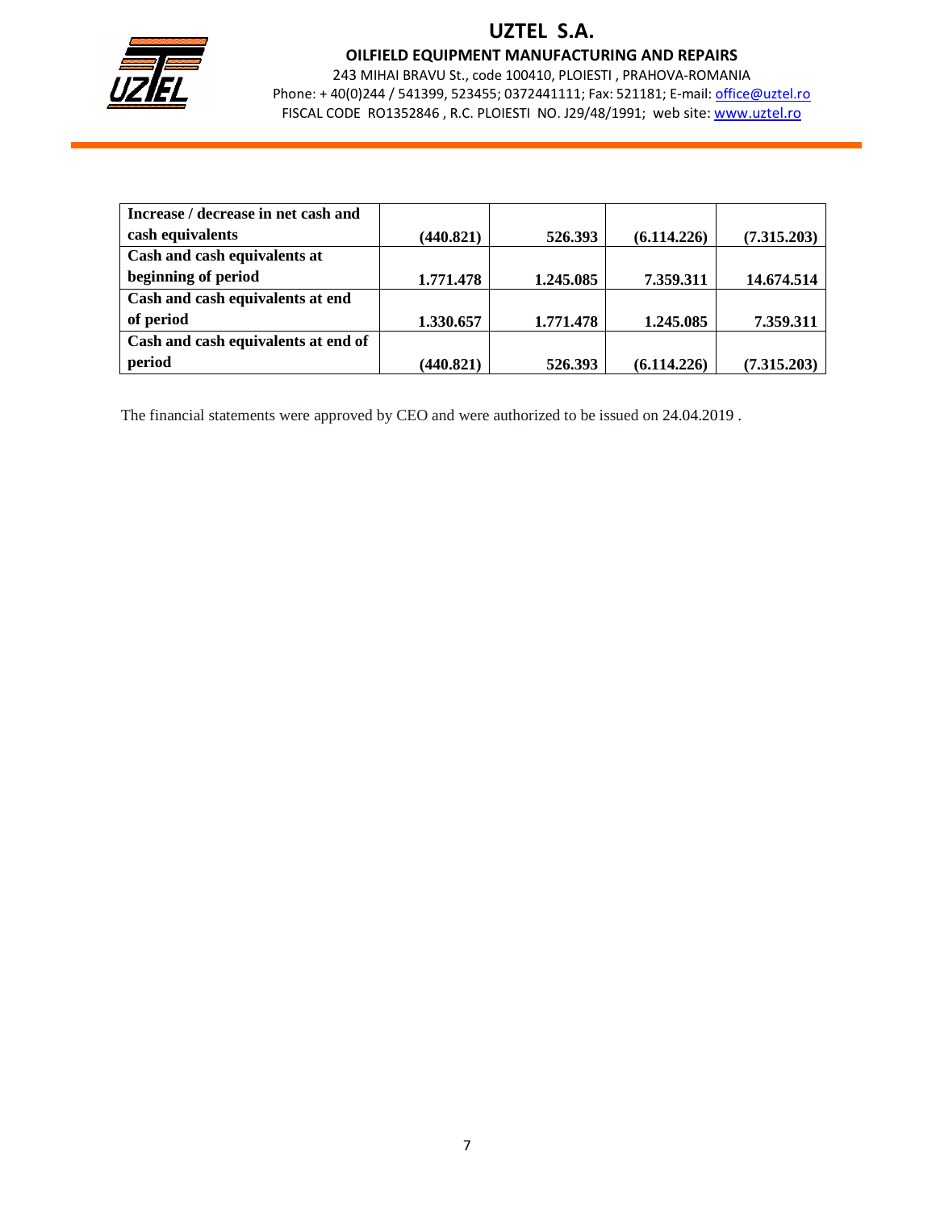| Increase / decrease in net cash and cash equivalents | (440.821) | 526.393 | (6.114.226) | (7.315.203) |
|---|---|---|---|---|
| Cash and cash equivalents at beginning of period | 1.771.478 | 1.245.085 | 7.359.311 | 14.674.514 |
| Cash and cash equivalents at end of period | 1.330.657 | 1.771.478 | 1.245.085 | 7.359.311 |
| Cash and cash equivalents at end of period | (440.821) | 526.393 | (6.114.226) | (7.315.203) |

The financial statements were approved by CEO and were authorized to be issued on 24.04.2019 .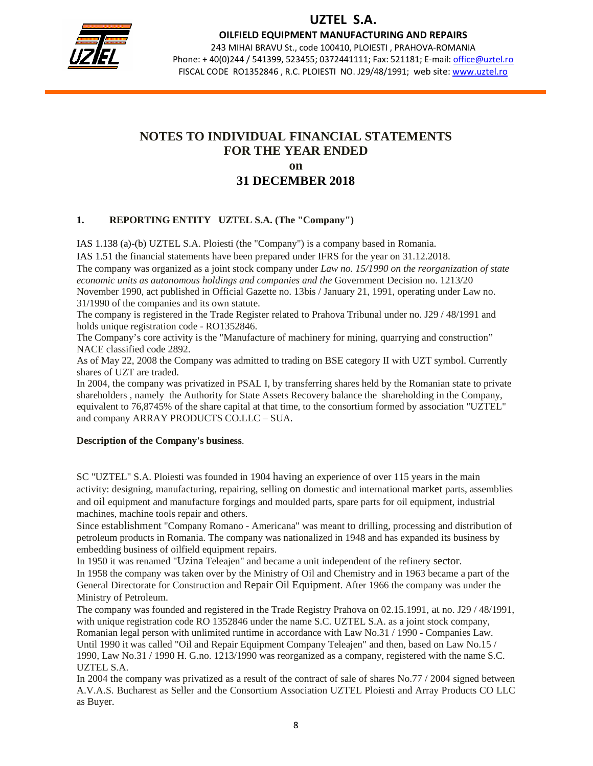# NOTES TO INDIVIDUAL FINANCIAL STATEMENTS FOR THE YEAR ENDED on 31 DECEMBER 2018

## 1. REPORTING ENTITY UZTEL S.A. (The "Company")

IAS 1.138 (a)-(b) UZTEL S.A. Ploiesti (the "Company") is a company based in Romania.

IAS 1.51 the financial statements have been prepared under IFRS for the year on 31.12.2018.

The company was organized as a joint stock company under *Law no. 15/1990 on the reorganization of state economic units as autonomous holdings and companies and the* Government Decision no. 1213/20 November 1990, act published in Official Gazette no. 13bis / January 21, 1991, operating under Law no. 31/1990 of the companies and its own statute.

The company is registered in the Trade Register related to Prahova Tribunal under no. J29 / 48/1991 and holds unique registration code - RO1352846.

The Company's core activity is the "Manufacture of machinery for mining, quarrying and construction" NACE classified code 2892.

As of May 22, 2008 the Company was admitted to trading on BSE category II with UZT symbol. Currently shares of UZT are traded.

In 2004, the company was privatized in PSAL I, by transferring shares held by the Romanian state to private shareholders , namely the Authority for State Assets Recovery balance the shareholding in the Company, equivalent to 76,8745% of the share capital at that time, to the consortium formed by association "UZTEL" and company ARRAY PRODUCTS CO.LLC – SUA.

**Description of the Company's business**.

SC "UZTEL" S.A. Ploiesti was founded in 1904 having an experience of over 115 years in the main activity: designing, manufacturing, repairing, selling on domestic and international market parts, assemblies and oil equipment and manufacture forgings and moulded parts, spare parts for oil equipment, industrial machines, machine tools repair and others.

Since establishment "Company Romano - Americana" was meant to drilling, processing and distribution of petroleum products in Romania. The company was nationalized in 1948 and has expanded its business by embedding business of oilfield equipment repairs.

In 1950 it was renamed "Uzina Teleajen" and became a unit independent of the refinery sector.

In 1958 the company was taken over by the Ministry of Oil and Chemistry and in 1963 became a part of the General Directorate for Construction and Repair Oil Equipment. After 1966 the company was under the Ministry of Petroleum.

The company was founded and registered in the Trade Registry Prahova on 02.15.1991, at no. J29 / 48/1991, with unique registration code RO 1352846 under the name S.C. UZTEL S.A. as a joint stock company, Romanian legal person with unlimited runtime in accordance with Law No.31 / 1990 - Companies Law. Until 1990 it was called "Oil and Repair Equipment Company Teleajen" and then, based on Law No.15 / 1990, Law No.31 / 1990 H. G.no. 1213/1990 was reorganized as a company, registered with the name S.C. UZTEL S.A.

In 2004 the company was privatized as a result of the contract of sale of shares No.77 / 2004 signed between A.V.A.S. Bucharest as Seller and the Consortium Association UZTEL Ploiesti and Array Products CO LLC as Buyer.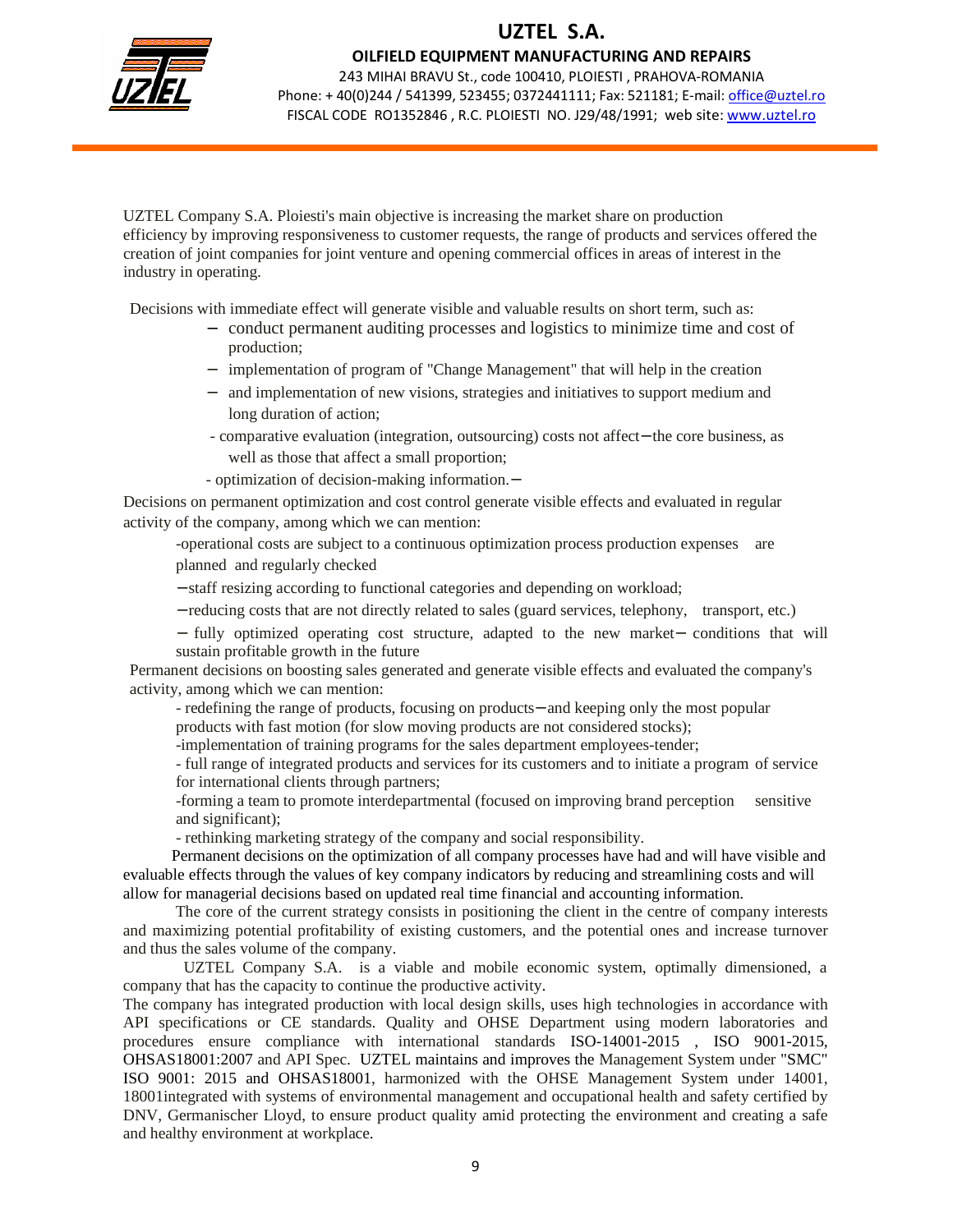UZTEL Company S.A. Ploiesti's main objective is increasing the market share on production efficiency by improving responsiveness to customer requests, the range of products and services offered the creation of joint companies for joint venture and opening commercial offices in areas of interest in the industry in operating.

Decisions with immediate effect will generate visible and valuable results on short term, such as:

- conduct permanent auditing processes and logistics to minimize time and cost of production;
- implementation of program of "Change Management" that will help in the creation
- and implementation of new visions, strategies and initiatives to support medium and long duration of action;
- comparative evaluation (integration, outsourcing) costs not affect–the core business, as well as those that affect a small proportion;
- optimization of decision-making information.–

Decisions on permanent optimization and cost control generate visible effects and evaluated in regular activity of the company, among which we can mention:

- operational costs are subject to a continuous optimization process production expenses are planned and regularly checked
- staff resizing according to functional categories and depending on workload;
- reducing costs that are not directly related to sales (guard services, telephony, transport, etc.)
- fully optimized operating cost structure, adapted to the new market– conditions that will sustain profitable growth in the future

Permanent decisions on boosting sales generated and generate visible effects and evaluated the company's activity, among which we can mention:

- redefining the range of products, focusing on products–and keeping only the most popular products with fast motion (for slow moving products are not considered stocks);
- implementation of training programs for the sales department employees-tender;
- full range of integrated products and services for its customers and to initiate a program of service for international clients through partners;
- forming a team to promote interdepartmental (focused on improving brand perception sensitive and significant);
- rethinking marketing strategy of the company and social responsibility.

Permanent decisions on the optimization of all company processes have had and will have visible and evaluable effects through the values of key company indicators by reducing and streamlining costs and will allow for managerial decisions based on updated real time financial and accounting information.

The core of the current strategy consists in positioning the client in the centre of company interests and maximizing potential profitability of existing customers, and the potential ones and increase turnover and thus the sales volume of the company.

UZTEL Company S.A. is a viable and mobile economic system, optimally dimensioned, a company that has the capacity to continue the productive activity.

The company has integrated production with local design skills, uses high technologies in accordance with API specifications or CE standards. Quality and OHSE Department using modern laboratories and procedures ensure compliance with international standards ISO-14001-2015 , ISO 9001-2015, OHSAS18001:2007 and API Spec. UZTEL maintains and improves the Management System under "SMC" ISO 9001: 2015 and OHSAS18001, harmonized with the OHSE Management System under 14001, 18001integrated with systems of environmental management and occupational health and safety certified by DNV, Germanischer Lloyd, to ensure product quality amid protecting the environment and creating a safe and healthy environment at workplace.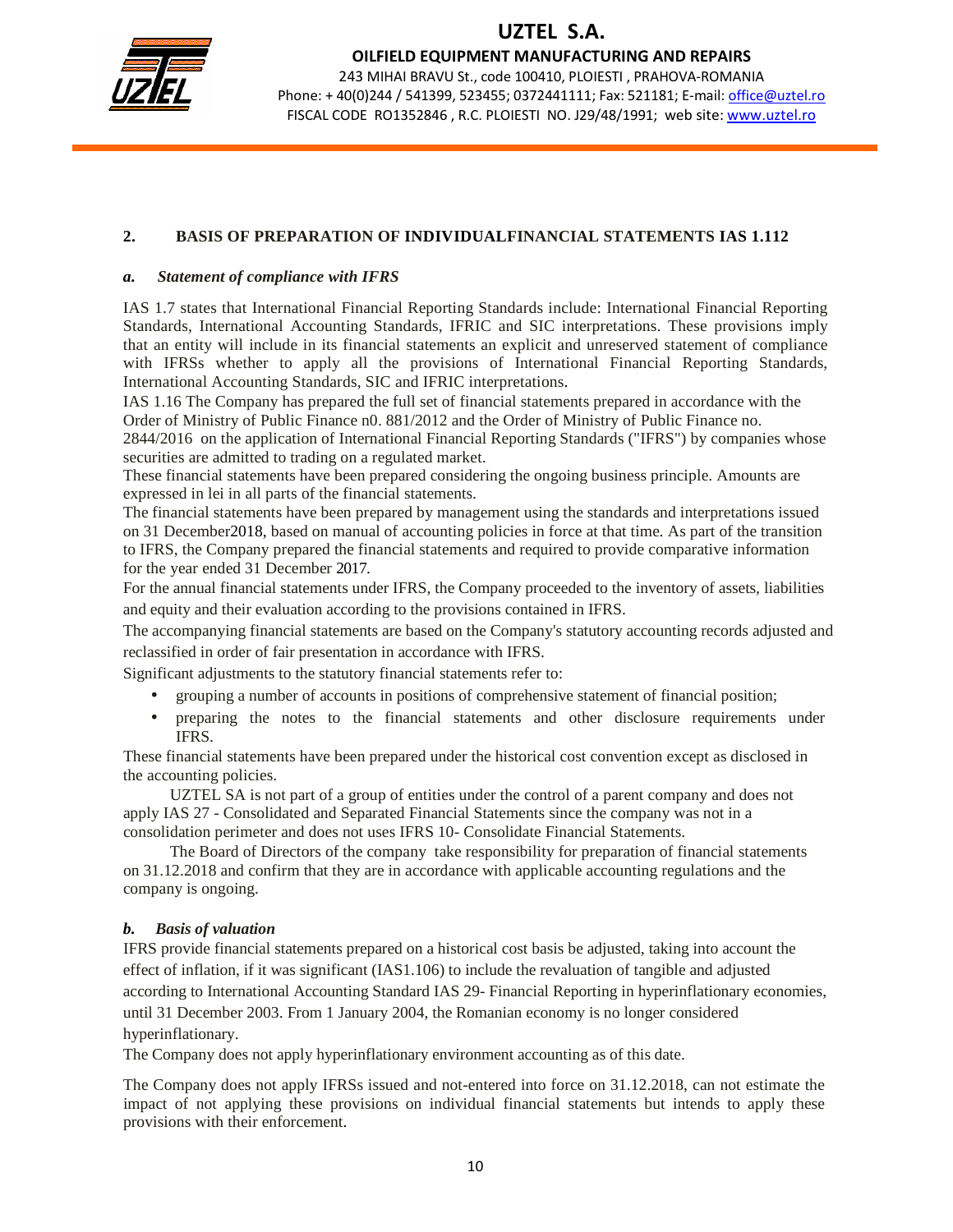## 2. BASIS OF PREPARATION OF INDIVIDUALFINANCIAL STATEMENTS IAS 1.112

### *a. Statement of compliance with IFRS*

IAS 1.7 states that International Financial Reporting Standards include: International Financial Reporting Standards, International Accounting Standards, IFRIC and SIC interpretations. These provisions imply that an entity will include in its financial statements an explicit and unreserved statement of compliance with IFRSs whether to apply all the provisions of International Financial Reporting Standards, International Accounting Standards, SIC and IFRIC interpretations.

IAS 1.16 The Company has prepared the full set of financial statements prepared in accordance with the Order of Ministry of Public Finance n0. 881/2012 and the Order of Ministry of Public Finance no. 2844/2016 on the application of International Financial Reporting Standards ("IFRS") by companies whose securities are admitted to trading on a regulated market.

These financial statements have been prepared considering the ongoing business principle. Amounts are expressed in lei in all parts of the financial statements.

The financial statements have been prepared by management using the standards and interpretations issued on 31 December2018, based on manual of accounting policies in force at that time. As part of the transition to IFRS, the Company prepared the financial statements and required to provide comparative information for the year ended 31 December 2017.

For the annual financial statements under IFRS, the Company proceeded to the inventory of assets, liabilities and equity and their evaluation according to the provisions contained in IFRS.

The accompanying financial statements are based on the Company's statutory accounting records adjusted and reclassified in order of fair presentation in accordance with IFRS.

Significant adjustments to the statutory financial statements refer to:

- grouping a number of accounts in positions of comprehensive statement of financial position;
- preparing the notes to the financial statements and other disclosure requirements under IFRS.

These financial statements have been prepared under the historical cost convention except as disclosed in the accounting policies.

UZTEL SA is not part of a group of entities under the control of a parent company and does not apply IAS 27 - Consolidated and Separated Financial Statements since the company was not in a consolidation perimeter and does not uses IFRS 10- Consolidate Financial Statements.

The Board of Directors of the company take responsibility for preparation of financial statements on 31.12.2018 and confirm that they are in accordance with applicable accounting regulations and the company is ongoing.

### *b. Basis of valuation*

IFRS provide financial statements prepared on a historical cost basis be adjusted, taking into account the effect of inflation, if it was significant (IAS1.106) to include the revaluation of tangible and adjusted according to International Accounting Standard IAS 29- Financial Reporting in hyperinflationary economies, until 31 December 2003. From 1 January 2004, the Romanian economy is no longer considered hyperinflationary.

The Company does not apply hyperinflationary environment accounting as of this date.

The Company does not apply IFRSs issued and not-entered into force on 31.12.2018, can not estimate the impact of not applying these provisions on individual financial statements but intends to apply these provisions with their enforcement.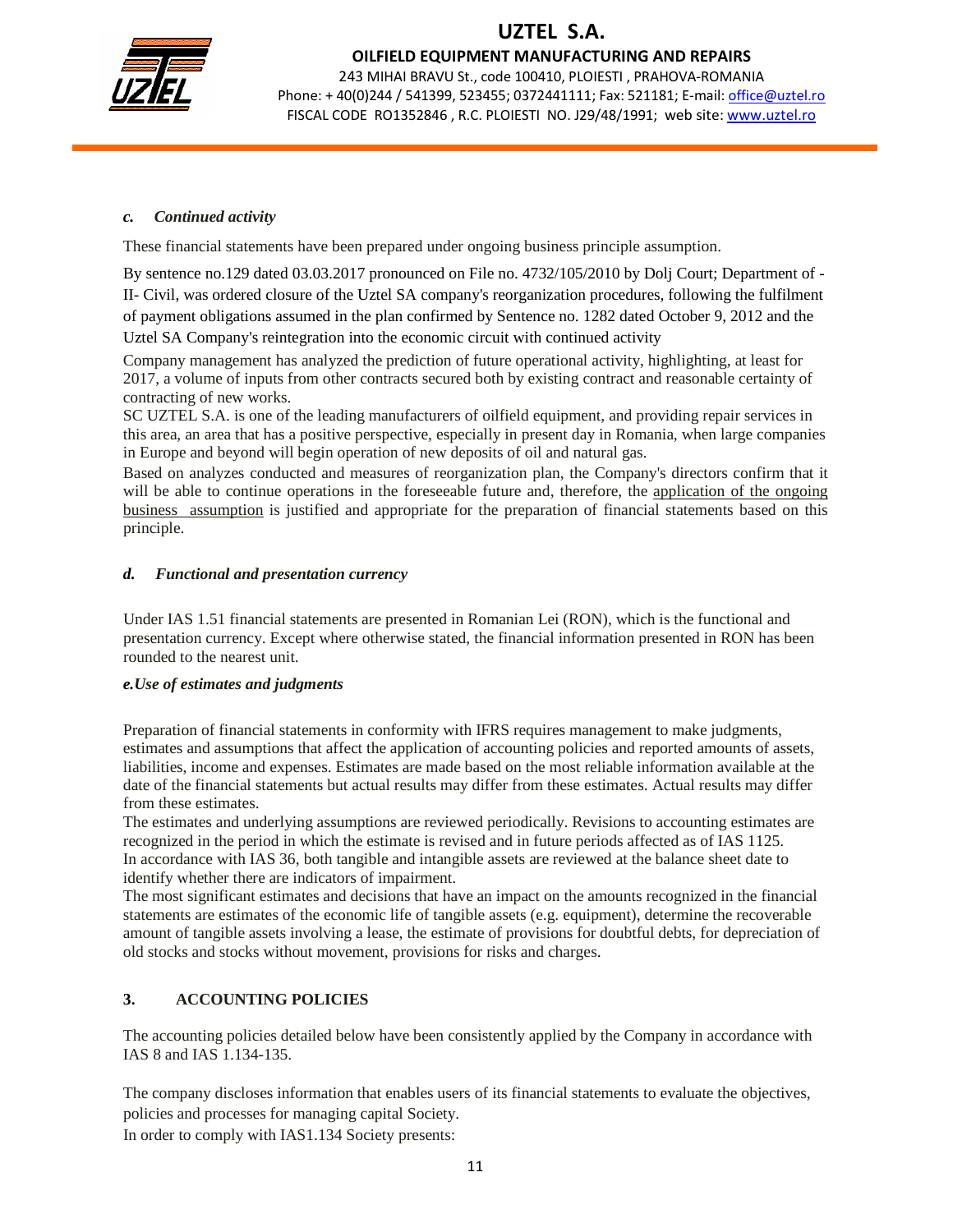### *c. Continued activity*

These financial statements have been prepared under ongoing business principle assumption.

By sentence no.129 dated 03.03.2017 pronounced on File no. 4732/105/2010 by Dolj Court; Department of - II- Civil, was ordered closure of the Uztel SA company's reorganization procedures, following the fulfilment of payment obligations assumed in the plan confirmed by Sentence no. 1282 dated October 9, 2012 and the Uztel SA Company's reintegration into the economic circuit with continued activity

Company management has analyzed the prediction of future operational activity, highlighting, at least for 2017, a volume of inputs from other contracts secured both by existing contract and reasonable certainty of contracting of new works.

SC UZTEL S.A. is one of the leading manufacturers of oilfield equipment, and providing repair services in this area, an area that has a positive perspective, especially in present day in Romania, when large companies in Europe and beyond will begin operation of new deposits of oil and natural gas.

Based on analyzes conducted and measures of reorganization plan, the Company's directors confirm that it will be able to continue operations in the foreseeable future and, therefore, the application of the ongoing business assumption is justified and appropriate for the preparation of financial statements based on this principle.

### *d. Functional and presentation currency*

Under IAS 1.51 financial statements are presented in Romanian Lei (RON), which is the functional and presentation currency. Except where otherwise stated, the financial information presented in RON has been rounded to the nearest unit.

### *e.Use of estimates and judgments*

Preparation of financial statements in conformity with IFRS requires management to make judgments, estimates and assumptions that affect the application of accounting policies and reported amounts of assets, liabilities, income and expenses. Estimates are made based on the most reliable information available at the date of the financial statements but actual results may differ from these estimates. Actual results may differ from these estimates.

The estimates and underlying assumptions are reviewed periodically. Revisions to accounting estimates are recognized in the period in which the estimate is revised and in future periods affected as of IAS 1125.

In accordance with IAS 36, both tangible and intangible assets are reviewed at the balance sheet date to identify whether there are indicators of impairment.

The most significant estimates and decisions that have an impact on the amounts recognized in the financial statements are estimates of the economic life of tangible assets (e.g. equipment), determine the recoverable amount of tangible assets involving a lease, the estimate of provisions for doubtful debts, for depreciation of old stocks and stocks without movement, provisions for risks and charges.

## 3. ACCOUNTING POLICIES

The accounting policies detailed below have been consistently applied by the Company in accordance with IAS 8 and IAS 1.134-135.

The company discloses information that enables users of its financial statements to evaluate the objectives, policies and processes for managing capital Society.

In order to comply with IAS1.134 Society presents: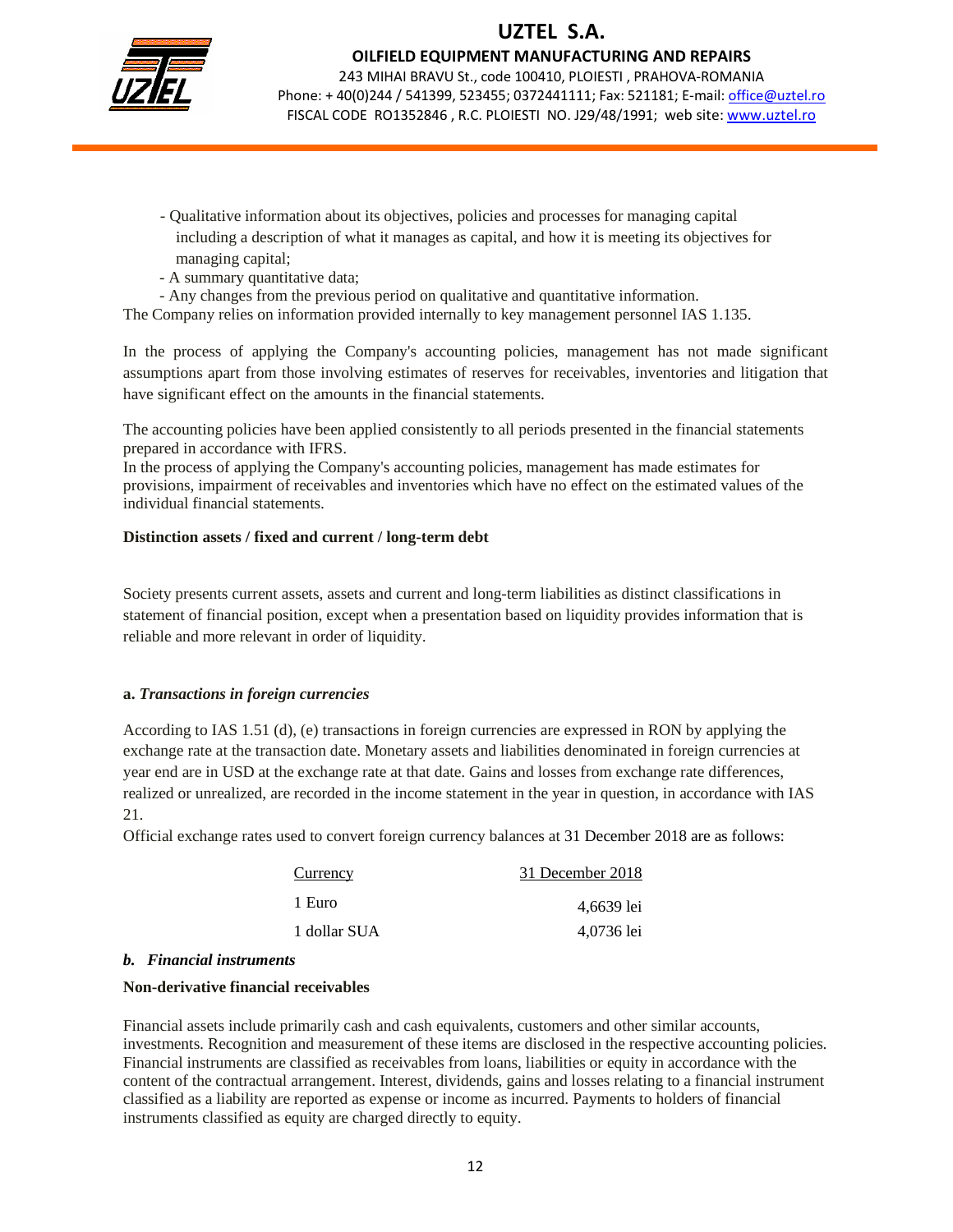- Qualitative information about its objectives, policies and processes for managing capital including a description of what it manages as capital, and how it is meeting its objectives for managing capital;
- A summary quantitative data;
- Any changes from the previous period on qualitative and quantitative information.

The Company relies on information provided internally to key management personnel IAS 1.135.

In the process of applying the Company's accounting policies, management has not made significant assumptions apart from those involving estimates of reserves for receivables, inventories and litigation that have significant effect on the amounts in the financial statements.

The accounting policies have been applied consistently to all periods presented in the financial statements prepared in accordance with IFRS.
In the process of applying the Company's accounting policies, management has made estimates for provisions, impairment of receivables and inventories which have no effect on the estimated values of the individual financial statements.

**Distinction assets / fixed and current / long-term debt**

Society presents current assets, assets and current and long-term liabilities as distinct classifications in statement of financial position, except when a presentation based on liquidity provides information that is reliable and more relevant in order of liquidity.

**a.** ***Transactions in foreign currencies***

According to IAS 1.51 (d), (e) transactions in foreign currencies are expressed in RON by applying the exchange rate at the transaction date. Monetary assets and liabilities denominated in foreign currencies at year end are in USD at the exchange rate at that date. Gains and losses from exchange rate differences, realized or unrealized, are recorded in the income statement in the year in question, in accordance with IAS 21.

Official exchange rates used to convert foreign currency balances at 31 December 2018 are as follows:

| Currency | 31 December 2018 |
|---|---|
| 1 Euro | 4,6639 lei |
| 1 dollar SUA | 4,0736 lei |

***b. Financial instruments***

**Non-derivative financial receivables**

Financial assets include primarily cash and cash equivalents, customers and other similar accounts, investments. Recognition and measurement of these items are disclosed in the respective accounting policies. Financial instruments are classified as receivables from loans, liabilities or equity in accordance with the content of the contractual arrangement. Interest, dividends, gains and losses relating to a financial instrument classified as a liability are reported as expense or income as incurred. Payments to holders of financial instruments classified as equity are charged directly to equity.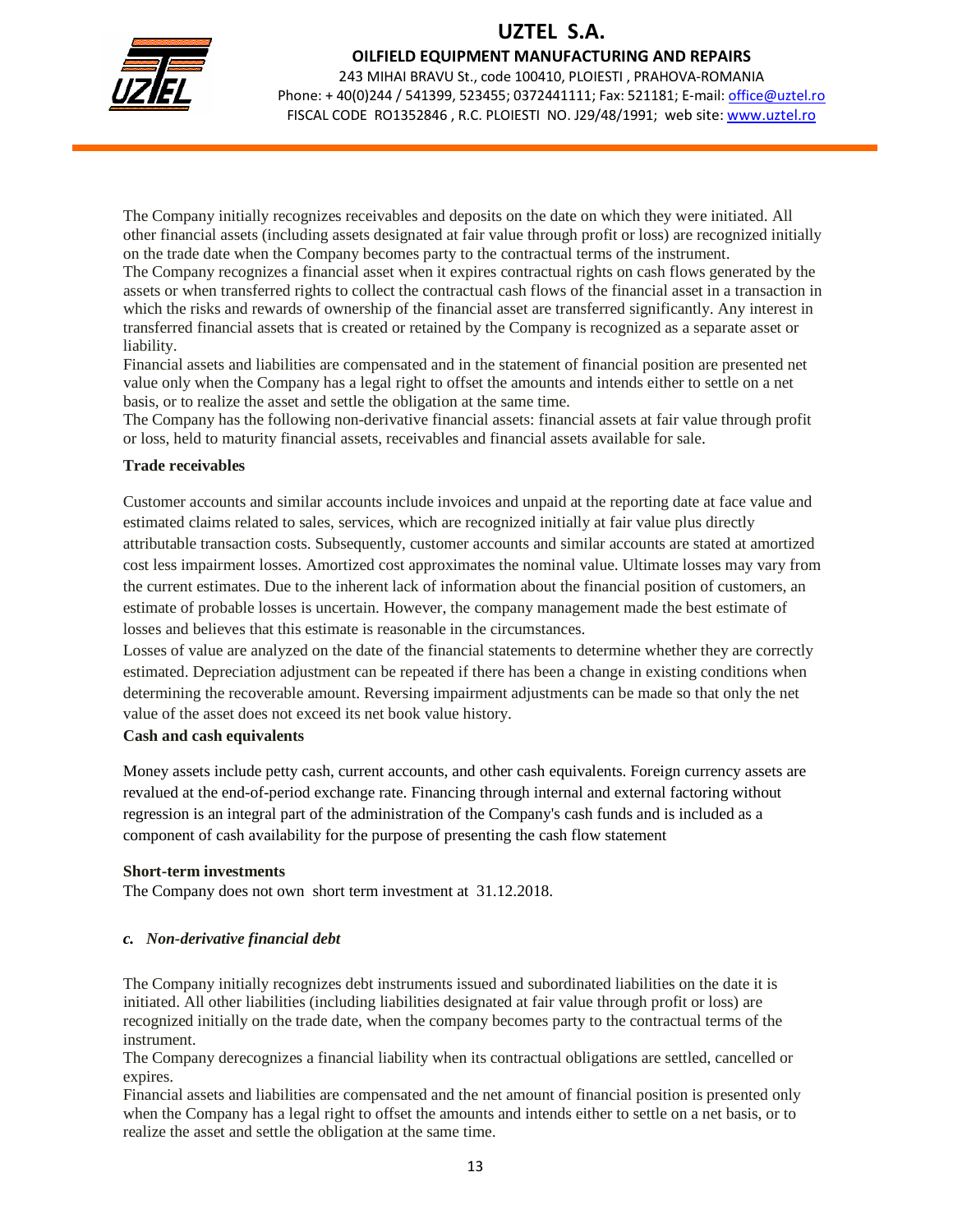The Company initially recognizes receivables and deposits on the date on which they were initiated. All other financial assets (including assets designated at fair value through profit or loss) are recognized initially on the trade date when the Company becomes party to the contractual terms of the instrument.
The Company recognizes a financial asset when it expires contractual rights on cash flows generated by the assets or when transferred rights to collect the contractual cash flows of the financial asset in a transaction in which the risks and rewards of ownership of the financial asset are transferred significantly. Any interest in transferred financial assets that is created or retained by the Company is recognized as a separate asset or liability.
Financial assets and liabilities are compensated and in the statement of financial position are presented net value only when the Company has a legal right to offset the amounts and intends either to settle on a net basis, or to realize the asset and settle the obligation at the same time.
The Company has the following non-derivative financial assets: financial assets at fair value through profit or loss, held to maturity financial assets, receivables and financial assets available for sale.

**Trade receivables**

Customer accounts and similar accounts include invoices and unpaid at the reporting date at face value and estimated claims related to sales, services, which are recognized initially at fair value plus directly attributable transaction costs. Subsequently, customer accounts and similar accounts are stated at amortized cost less impairment losses. Amortized cost approximates the nominal value. Ultimate losses may vary from the current estimates. Due to the inherent lack of information about the financial position of customers, an estimate of probable losses is uncertain. However, the company management made the best estimate of losses and believes that this estimate is reasonable in the circumstances.
Losses of value are analyzed on the date of the financial statements to determine whether they are correctly estimated. Depreciation adjustment can be repeated if there has been a change in existing conditions when determining the recoverable amount. Reversing impairment adjustments can be made so that only the net value of the asset does not exceed its net book value history.

**Cash and cash equivalents**

Money assets include petty cash, current accounts, and other cash equivalents. Foreign currency assets are revalued at the end-of-period exchange rate. Financing through internal and external factoring without regression is an integral part of the administration of the Company's cash funds and is included as a component of cash availability for the purpose of presenting the cash flow statement

**Short-term investments**
The Company does not own short term investment at 31.12.2018.

*c. Non-derivative financial debt*

The Company initially recognizes debt instruments issued and subordinated liabilities on the date it is initiated. All other liabilities (including liabilities designated at fair value through profit or loss) are recognized initially on the trade date, when the company becomes party to the contractual terms of the instrument.
The Company derecognizes a financial liability when its contractual obligations are settled, cancelled or expires.
Financial assets and liabilities are compensated and the net amount of financial position is presented only when the Company has a legal right to offset the amounts and intends either to settle on a net basis, or to realize the asset and settle the obligation at the same time.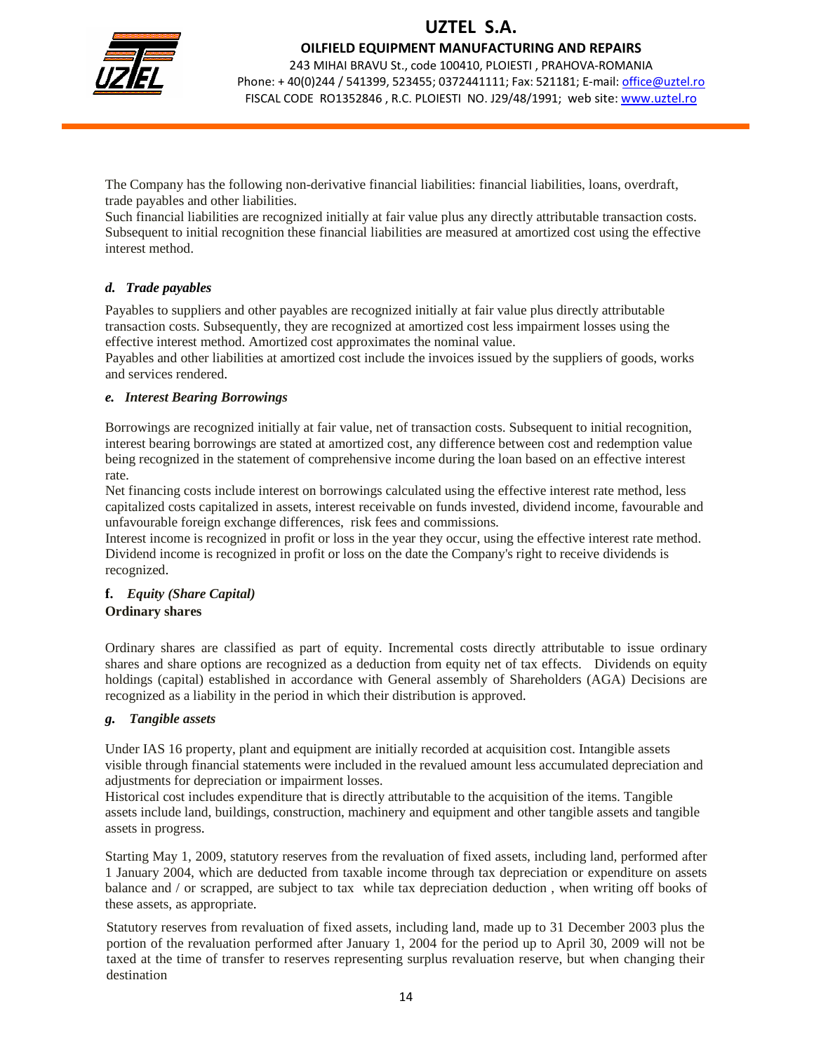The Company has the following non-derivative financial liabilities: financial liabilities, loans, overdraft, trade payables and other liabilities.
Such financial liabilities are recognized initially at fair value plus any directly attributable transaction costs. Subsequent to initial recognition these financial liabilities are measured at amortized cost using the effective interest method.

### *d. Trade payables*

Payables to suppliers and other payables are recognized initially at fair value plus directly attributable transaction costs. Subsequently, they are recognized at amortized cost less impairment losses using the effective interest method. Amortized cost approximates the nominal value.
Payables and other liabilities at amortized cost include the invoices issued by the suppliers of goods, works and services rendered.

### *e. Interest Bearing Borrowings*

Borrowings are recognized initially at fair value, net of transaction costs. Subsequent to initial recognition, interest bearing borrowings are stated at amortized cost, any difference between cost and redemption value being recognized in the statement of comprehensive income during the loan based on an effective interest rate.
Net financing costs include interest on borrowings calculated using the effective interest rate method, less capitalized costs capitalized in assets, interest receivable on funds invested, dividend income, favourable and unfavourable foreign exchange differences, risk fees and commissions.
Interest income is recognized in profit or loss in the year they occur, using the effective interest rate method.
Dividend income is recognized in profit or loss on the date the Company's right to receive dividends is recognized.

### **f.** *Equity (Share Capital)*

**Ordinary shares**

Ordinary shares are classified as part of equity. Incremental costs directly attributable to issue ordinary shares and share options are recognized as a deduction from equity net of tax effects. Dividends on equity holdings (capital) established in accordance with General assembly of Shareholders (AGA) Decisions are recognized as a liability in the period in which their distribution is approved.

### *g. Tangible assets*

Under IAS 16 property, plant and equipment are initially recorded at acquisition cost. Intangible assets visible through financial statements were included in the revalued amount less accumulated depreciation and adjustments for depreciation or impairment losses.
Historical cost includes expenditure that is directly attributable to the acquisition of the items. Tangible assets include land, buildings, construction, machinery and equipment and other tangible assets and tangible assets in progress.

Starting May 1, 2009, statutory reserves from the revaluation of fixed assets, including land, performed after 1 January 2004, which are deducted from taxable income through tax depreciation or expenditure on assets balance and / or scrapped, are subject to tax while tax depreciation deduction , when writing off books of these assets, as appropriate.

Statutory reserves from revaluation of fixed assets, including land, made up to 31 December 2003 plus the portion of the revaluation performed after January 1, 2004 for the period up to April 30, 2009 will not be taxed at the time of transfer to reserves representing surplus revaluation reserve, but when changing their destination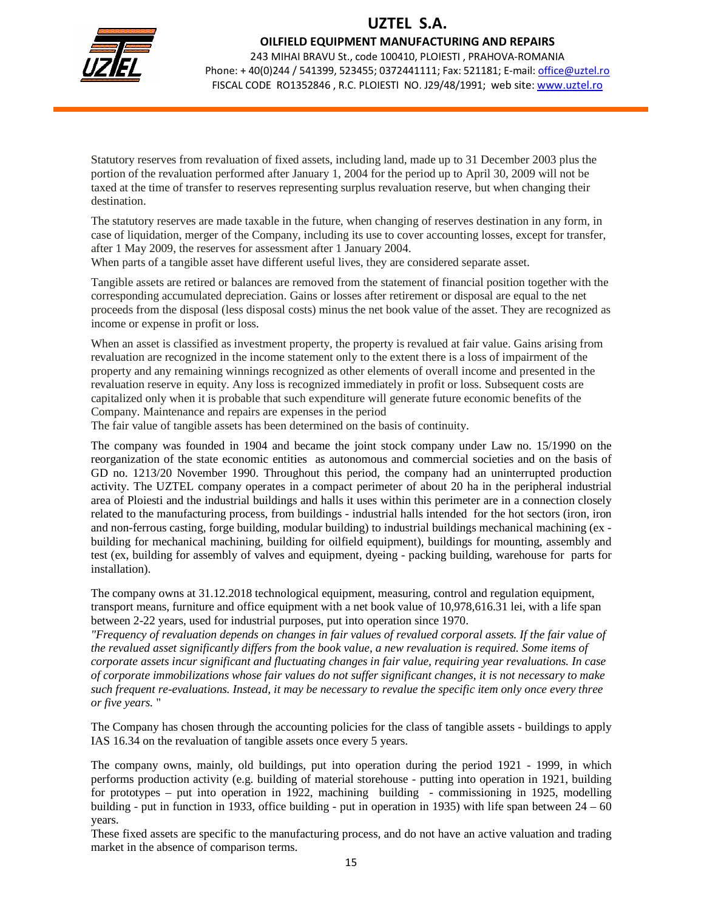Statutory reserves from revaluation of fixed assets, including land, made up to 31 December 2003 plus the portion of the revaluation performed after January 1, 2004 for the period up to April 30, 2009 will not be taxed at the time of transfer to reserves representing surplus revaluation reserve, but when changing their destination.

The statutory reserves are made taxable in the future, when changing of reserves destination in any form, in case of liquidation, merger of the Company, including its use to cover accounting losses, except for transfer, after 1 May 2009, the reserves for assessment after 1 January 2004.

When parts of a tangible asset have different useful lives, they are considered separate asset.

Tangible assets are retired or balances are removed from the statement of financial position together with the corresponding accumulated depreciation. Gains or losses after retirement or disposal are equal to the net proceeds from the disposal (less disposal costs) minus the net book value of the asset. They are recognized as income or expense in profit or loss.

When an asset is classified as investment property, the property is revalued at fair value. Gains arising from revaluation are recognized in the income statement only to the extent there is a loss of impairment of the property and any remaining winnings recognized as other elements of overall income and presented in the revaluation reserve in equity. Any loss is recognized immediately in profit or loss. Subsequent costs are capitalized only when it is probable that such expenditure will generate future economic benefits of the Company. Maintenance and repairs are expenses in the period

The fair value of tangible assets has been determined on the basis of continuity.

The company was founded in 1904 and became the joint stock company under Law no. 15/1990 on the reorganization of the state economic entities as autonomous and commercial societies and on the basis of GD no. 1213/20 November 1990. Throughout this period, the company had an uninterrupted production activity. The UZTEL company operates in a compact perimeter of about 20 ha in the peripheral industrial area of Ploiesti and the industrial buildings and halls it uses within this perimeter are in a connection closely related to the manufacturing process, from buildings - industrial halls intended for the hot sectors (iron, iron and non-ferrous casting, forge building, modular building) to industrial buildings mechanical machining (ex - building for mechanical machining, building for oilfield equipment), buildings for mounting, assembly and test (ex, building for assembly of valves and equipment, dyeing - packing building, warehouse for parts for installation).

The company owns at 31.12.2018 technological equipment, measuring, control and regulation equipment, transport means, furniture and office equipment with a net book value of 10,978,616.31 lei, with a life span between 2-22 years, used for industrial purposes, put into operation since 1970.

*"Frequency of revaluation depends on changes in fair values of revalued corporal assets. If the fair value of the revalued asset significantly differs from the book value, a new revaluation is required. Some items of corporate assets incur significant and fluctuating changes in fair value, requiring year revaluations. In case of corporate immobilizations whose fair values do not suffer significant changes, it is not necessary to make such frequent re-evaluations. Instead, it may be necessary to revalue the specific item only once every three or five years.* "

The Company has chosen through the accounting policies for the class of tangible assets - buildings to apply IAS 16.34 on the revaluation of tangible assets once every 5 years.

The company owns, mainly, old buildings, put into operation during the period 1921 - 1999, in which performs production activity (e.g. building of material storehouse - putting into operation in 1921, building for prototypes – put into operation in 1922, machining building - commissioning in 1925, modelling building - put in function in 1933, office building - put in operation in 1935) with life span between 24 – 60 years.

These fixed assets are specific to the manufacturing process, and do not have an active valuation and trading market in the absence of comparison terms.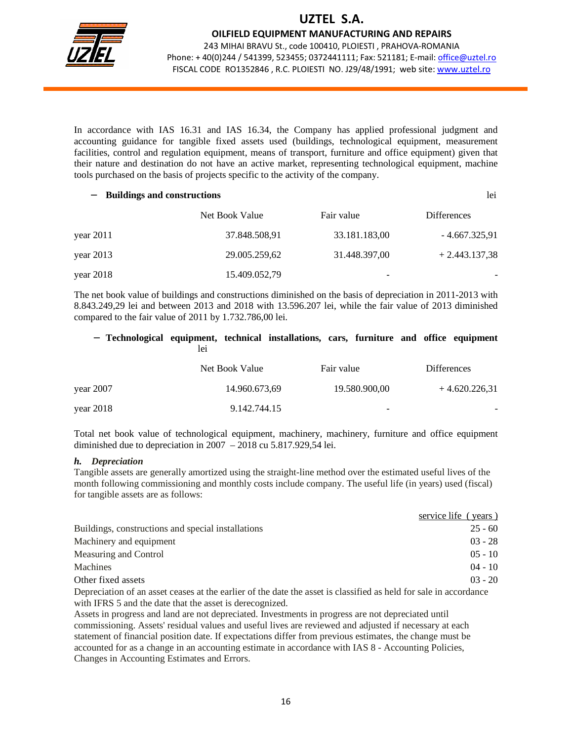In accordance with IAS 16.31 and IAS 16.34, the Company has applied professional judgment and accounting guidance for tangible fixed assets used (buildings, technological equipment, measurement facilities, control and regulation equipment, means of transport, furniture and office equipment) given that their nature and destination do not have an active market, representing technological equipment, machine tools purchased on the basis of projects specific to the activity of the company.

- **Buildings and constructions** lei

| | Net Book Value | Fair value | Differences |
|---|---|---|---|
| year 2011 | 37.848.508,91 | 33.181.183,00 | - 4.667.325,91 |
| year 2013 | 29.005.259,62 | 31.448.397,00 | + 2.443.137,38 |
| year 2018 | 15.409.052,79 | - | - |

The net book value of buildings and constructions diminished on the basis of depreciation in 2011-2013 with 8.843.249,29 lei and between 2013 and 2018 with 13.596.207 lei, while the fair value of 2013 diminished compared to the fair value of 2011 by 1.732.786,00 lei.

- **Technological equipment, technical installations, cars, furniture and office equipment** lei

| | Net Book Value | Fair value | Differences |
|---|---|---|---|
| year 2007 | 14.960.673,69 | 19.580.900,00 | + 4.620.226,31 |
| year 2018 | 9.142.744.15 | - | - |

Total net book value of technological equipment, machinery, machinery, furniture and office equipment diminished due to depreciation in 2007 – 2018 cu 5.817.929,54 lei.

### *h. Depreciation*

Tangible assets are generally amortized using the straight-line method over the estimated useful lives of the month following commissioning and monthly costs include company. The useful life (in years) used (fiscal) for tangible assets are as follows:

| | service life ( years ) |
|---|---|
| Buildings, constructions and special installations | 25 - 60 |
| Machinery and equipment | 03 - 28 |
| Measuring and Control | 05 - 10 |
| Machines | 04 - 10 |
| Other fixed assets | 03 - 20 |

Depreciation of an asset ceases at the earlier of the date the asset is classified as held for sale in accordance with IFRS 5 and the date that the asset is derecognized.

Assets in progress and land are not depreciated. Investments in progress are not depreciated until commissioning. Assets' residual values and useful lives are reviewed and adjusted if necessary at each statement of financial position date. If expectations differ from previous estimates, the change must be accounted for as a change in an accounting estimate in accordance with IAS 8 - Accounting Policies, Changes in Accounting Estimates and Errors.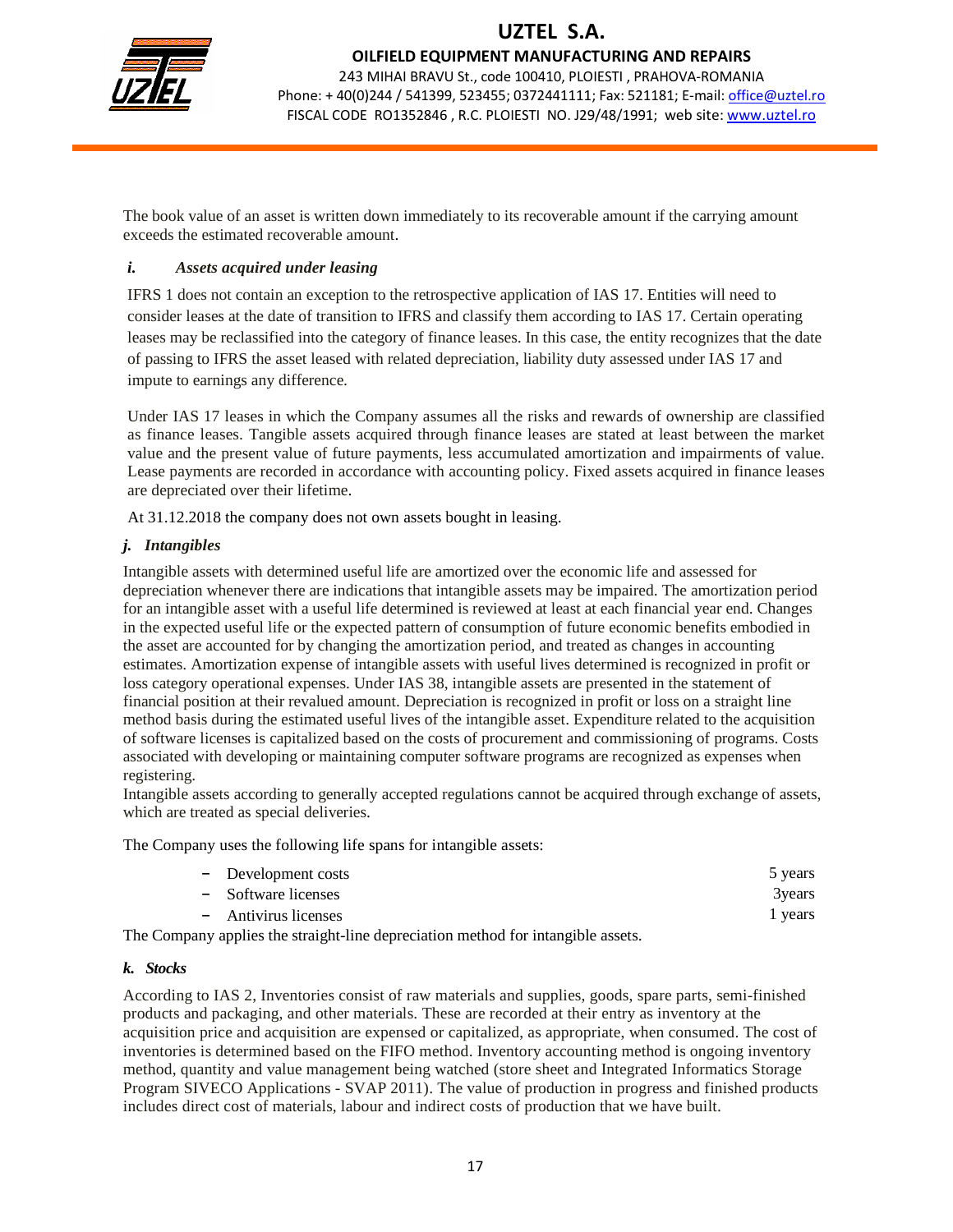The book value of an asset is written down immediately to its recoverable amount if the carrying amount exceeds the estimated recoverable amount.

### *i. Assets acquired under leasing*

IFRS 1 does not contain an exception to the retrospective application of IAS 17. Entities will need to consider leases at the date of transition to IFRS and classify them according to IAS 17. Certain operating leases may be reclassified into the category of finance leases. In this case, the entity recognizes that the date of passing to IFRS the asset leased with related depreciation, liability duty assessed under IAS 17 and impute to earnings any difference.

Under IAS 17 leases in which the Company assumes all the risks and rewards of ownership are classified as finance leases. Tangible assets acquired through finance leases are stated at least between the market value and the present value of future payments, less accumulated amortization and impairments of value. Lease payments are recorded in accordance with accounting policy. Fixed assets acquired in finance leases are depreciated over their lifetime.

At 31.12.2018 the company does not own assets bought in leasing.

### *j. Intangibles*

Intangible assets with determined useful life are amortized over the economic life and assessed for depreciation whenever there are indications that intangible assets may be impaired. The amortization period for an intangible asset with a useful life determined is reviewed at least at each financial year end. Changes in the expected useful life or the expected pattern of consumption of future economic benefits embodied in the asset are accounted for by changing the amortization period, and treated as changes in accounting estimates. Amortization expense of intangible assets with useful lives determined is recognized in profit or loss category operational expenses. Under IAS 38, intangible assets are presented in the statement of financial position at their revalued amount. Depreciation is recognized in profit or loss on a straight line method basis during the estimated useful lives of the intangible asset. Expenditure related to the acquisition of software licenses is capitalized based on the costs of procurement and commissioning of programs. Costs associated with developing or maintaining computer software programs are recognized as expenses when registering.

Intangible assets according to generally accepted regulations cannot be acquired through exchange of assets, which are treated as special deliveries.

The Company uses the following life spans for intangible assets:

| | |
|---|---|
| – Development costs | 5 years |
| – Software licenses | 3years |
| – Antivirus licenses | 1 years |

The Company applies the straight-line depreciation method for intangible assets.

### *k. Stocks*

According to IAS 2, Inventories consist of raw materials and supplies, goods, spare parts, semi-finished products and packaging, and other materials. These are recorded at their entry as inventory at the acquisition price and acquisition are expensed or capitalized, as appropriate, when consumed. The cost of inventories is determined based on the FIFO method. Inventory accounting method is ongoing inventory method, quantity and value management being watched (store sheet and Integrated Informatics Storage Program SIVECO Applications - SVAP 2011). The value of production in progress and finished products includes direct cost of materials, labour and indirect costs of production that we have built.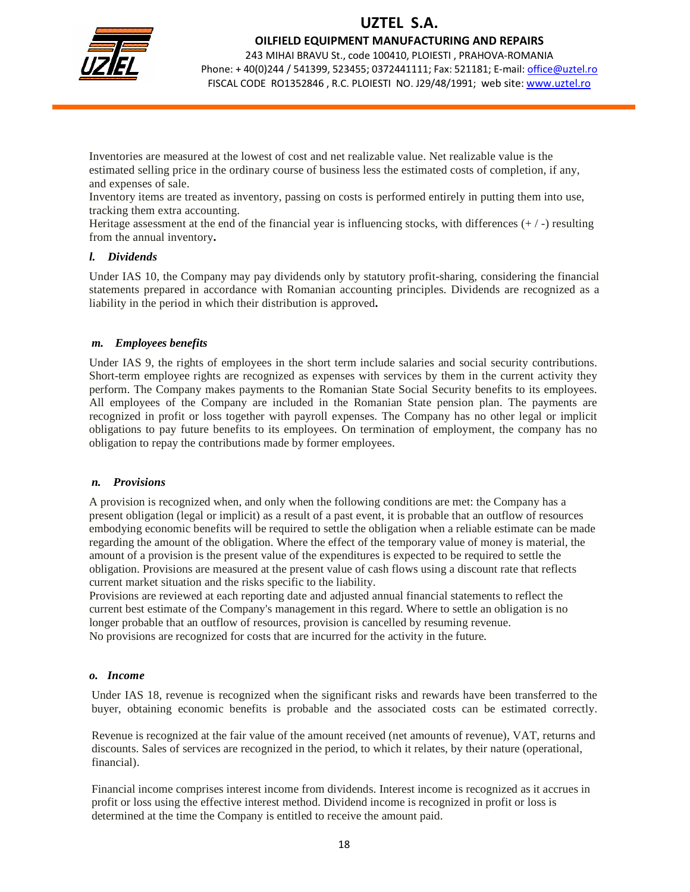Inventories are measured at the lowest of cost and net realizable value. Net realizable value is the estimated selling price in the ordinary course of business less the estimated costs of completion, if any, and expenses of sale.
Inventory items are treated as inventory, passing on costs is performed entirely in putting them into use, tracking them extra accounting.
Heritage assessment at the end of the financial year is influencing stocks, with differences (+ / -) resulting from the annual inventory**.**

### *l. Dividends*

Under IAS 10, the Company may pay dividends only by statutory profit-sharing, considering the financial statements prepared in accordance with Romanian accounting principles. Dividends are recognized as a liability in the period in which their distribution is approved**.**

### *m. Employees benefits*

Under IAS 9, the rights of employees in the short term include salaries and social security contributions. Short-term employee rights are recognized as expenses with services by them in the current activity they perform. The Company makes payments to the Romanian State Social Security benefits to its employees. All employees of the Company are included in the Romanian State pension plan. The payments are recognized in profit or loss together with payroll expenses. The Company has no other legal or implicit obligations to pay future benefits to its employees. On termination of employment, the company has no obligation to repay the contributions made by former employees.

### *n. Provisions*

A provision is recognized when, and only when the following conditions are met: the Company has a present obligation (legal or implicit) as a result of a past event, it is probable that an outflow of resources embodying economic benefits will be required to settle the obligation when a reliable estimate can be made regarding the amount of the obligation. Where the effect of the temporary value of money is material, the amount of a provision is the present value of the expenditures is expected to be required to settle the obligation. Provisions are measured at the present value of cash flows using a discount rate that reflects current market situation and the risks specific to the liability.
Provisions are reviewed at each reporting date and adjusted annual financial statements to reflect the current best estimate of the Company's management in this regard. Where to settle an obligation is no longer probable that an outflow of resources, provision is cancelled by resuming revenue.
No provisions are recognized for costs that are incurred for the activity in the future.

### *o. Income*

Under IAS 18, revenue is recognized when the significant risks and rewards have been transferred to the buyer, obtaining economic benefits is probable and the associated costs can be estimated correctly.

Revenue is recognized at the fair value of the amount received (net amounts of revenue), VAT, returns and discounts. Sales of services are recognized in the period, to which it relates, by their nature (operational, financial).

Financial income comprises interest income from dividends. Interest income is recognized as it accrues in profit or loss using the effective interest method. Dividend income is recognized in profit or loss is determined at the time the Company is entitled to receive the amount paid.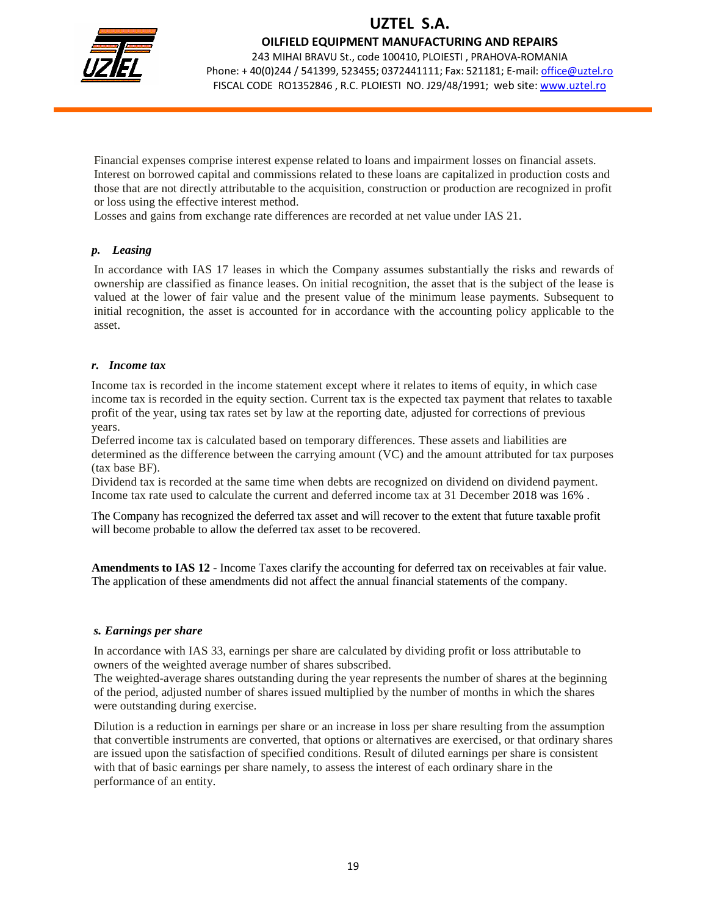Financial expenses comprise interest expense related to loans and impairment losses on financial assets. Interest on borrowed capital and commissions related to these loans are capitalized in production costs and those that are not directly attributable to the acquisition, construction or production are recognized in profit or loss using the effective interest method.

Losses and gains from exchange rate differences are recorded at net value under IAS 21.

### *p. Leasing*

In accordance with IAS 17 leases in which the Company assumes substantially the risks and rewards of ownership are classified as finance leases. On initial recognition, the asset that is the subject of the lease is valued at the lower of fair value and the present value of the minimum lease payments. Subsequent to initial recognition, the asset is accounted for in accordance with the accounting policy applicable to the asset.

### *r. Income tax*

Income tax is recorded in the income statement except where it relates to items of equity, in which case income tax is recorded in the equity section. Current tax is the expected tax payment that relates to taxable profit of the year, using tax rates set by law at the reporting date, adjusted for corrections of previous years.

Deferred income tax is calculated based on temporary differences. These assets and liabilities are determined as the difference between the carrying amount (VC) and the amount attributed for tax purposes (tax base BF).

Dividend tax is recorded at the same time when debts are recognized on dividend on dividend payment. Income tax rate used to calculate the current and deferred income tax at 31 December 2018 was 16% .

The Company has recognized the deferred tax asset and will recover to the extent that future taxable profit will become probable to allow the deferred tax asset to be recovered.

**Amendments to IAS 12** - Income Taxes clarify the accounting for deferred tax on receivables at fair value. The application of these amendments did not affect the annual financial statements of the company.

### *s. Earnings per share*

In accordance with IAS 33, earnings per share are calculated by dividing profit or loss attributable to owners of the weighted average number of shares subscribed.

The weighted-average shares outstanding during the year represents the number of shares at the beginning of the period, adjusted number of shares issued multiplied by the number of months in which the shares were outstanding during exercise.

Dilution is a reduction in earnings per share or an increase in loss per share resulting from the assumption that convertible instruments are converted, that options or alternatives are exercised, or that ordinary shares are issued upon the satisfaction of specified conditions. Result of diluted earnings per share is consistent with that of basic earnings per share namely, to assess the interest of each ordinary share in the performance of an entity.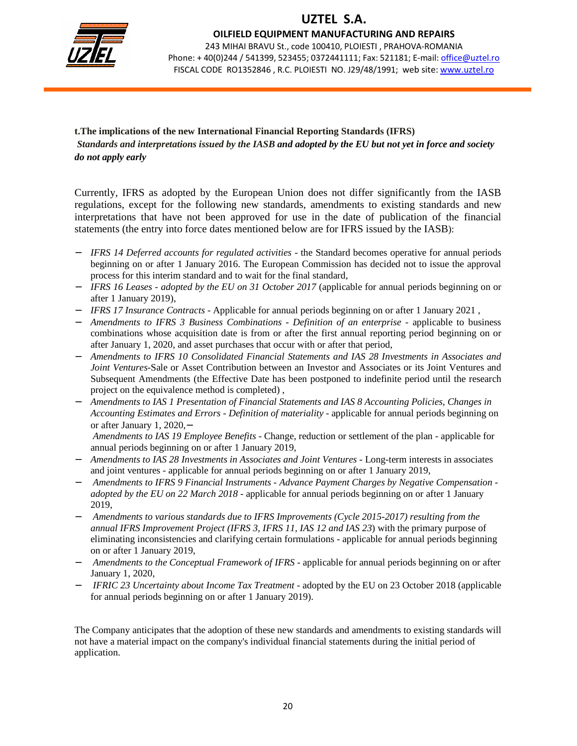**t.The implications of the new International Financial Reporting Standards (IFRS)**

***Standards and interpretations issued by the IASB and adopted by the EU but not yet in force and society do not apply early***

Currently, IFRS as adopted by the European Union does not differ significantly from the IASB regulations, except for the following new standards, amendments to existing standards and new interpretations that have not been approved for use in the date of publication of the financial statements (the entry into force dates mentioned below are for IFRS issued by the IASB):

- *IFRS 14 Deferred accounts for regulated activities* - the Standard becomes operative for annual periods beginning on or after 1 January 2016. The European Commission has decided not to issue the approval process for this interim standard and to wait for the final standard,
- *IFRS 16 Leases - adopted by the EU on 31 October 2017* (applicable for annual periods beginning on or after 1 January 2019),
- *IFRS 17 Insurance Contracts* - Applicable for annual periods beginning on or after 1 January 2021 ,
- *Amendments to IFRS 3 Business Combinations - Definition of an enterprise* - applicable to business combinations whose acquisition date is from or after the first annual reporting period beginning on or after January 1, 2020, and asset purchases that occur with or after that period,
- *Amendments to IFRS 10 Consolidated Financial Statements and IAS 28 Investments in Associates and Joint Ventures*-Sale or Asset Contribution between an Investor and Associates or its Joint Ventures and Subsequent Amendments (the Effective Date has been postponed to indefinite period until the research project on the equivalence method is completed) ,
- *Amendments to IAS 1 Presentation of Financial Statements and IAS 8 Accounting Policies, Changes in Accounting Estimates and Errors - Definition of materiality* - applicable for annual periods beginning on or after January 1, 2020,–
  *Amendments to IAS 19 Employee Benefits* - Change, reduction or settlement of the plan - applicable for annual periods beginning on or after 1 January 2019,
- *Amendments to IAS 28 Investments in Associates and Joint Ventures* - Long-term interests in associates and joint ventures - applicable for annual periods beginning on or after 1 January 2019,
- *Amendments to IFRS 9 Financial Instruments - Advance Payment Charges by Negative Compensation - adopted by the EU on 22 March 2018* - applicable for annual periods beginning on or after 1 January 2019,
- *Amendments to various standards due to IFRS Improvements (Cycle 2015-2017) resulting from the annual IFRS Improvement Project (IFRS 3, IFRS 11, IAS 12 and IAS 23*) with the primary purpose of eliminating inconsistencies and clarifying certain formulations - applicable for annual periods beginning on or after 1 January 2019,
- *Amendments to the Conceptual Framework of IFRS* - applicable for annual periods beginning on or after January 1, 2020,
- *IFRIC 23 Uncertainty about Income Tax Treatment* - adopted by the EU on 23 October 2018 (applicable for annual periods beginning on or after 1 January 2019).

The Company anticipates that the adoption of these new standards and amendments to existing standards will not have a material impact on the company's individual financial statements during the initial period of application.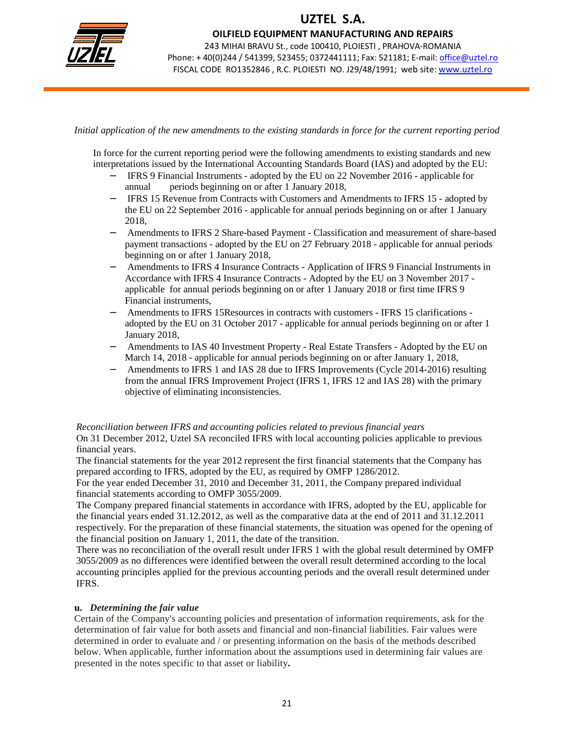*Initial application of the new amendments to the existing standards in force for the current reporting period*

In force for the current reporting period were the following amendments to existing standards and new interpretations issued by the International Accounting Standards Board (IAS) and adopted by the EU:

- IFRS 9 Financial Instruments - adopted by the EU on 22 November 2016 - applicable for annual periods beginning on or after 1 January 2018,
- IFRS 15 Revenue from Contracts with Customers and Amendments to IFRS 15 - adopted by the EU on 22 September 2016 - applicable for annual periods beginning on or after 1 January 2018,
- Amendments to IFRS 2 Share-based Payment - Classification and measurement of share-based payment transactions - adopted by the EU on 27 February 2018 - applicable for annual periods beginning on or after 1 January 2018,
- Amendments to IFRS 4 Insurance Contracts - Application of IFRS 9 Financial Instruments in Accordance with IFRS 4 Insurance Contracts - Adopted by the EU on 3 November 2017 - applicable for annual periods beginning on or after 1 January 2018 or first time IFRS 9 Financial instruments,
- Amendments to IFRS 15Resources in contracts with customers - IFRS 15 clarifications - adopted by the EU on 31 October 2017 - applicable for annual periods beginning on or after 1 January 2018,
- Amendments to IAS 40 Investment Property - Real Estate Transfers - Adopted by the EU on March 14, 2018 - applicable for annual periods beginning on or after January 1, 2018,
- Amendments to IFRS 1 and IAS 28 due to IFRS Improvements (Cycle 2014-2016) resulting from the annual IFRS Improvement Project (IFRS 1, IFRS 12 and IAS 28) with the primary objective of eliminating inconsistencies.

*Reconciliation between IFRS and accounting policies related to previous financial years*

On 31 December 2012, Uztel SA reconciled IFRS with local accounting policies applicable to previous financial years.

The financial statements for the year 2012 represent the first financial statements that the Company has prepared according to IFRS, adopted by the EU, as required by OMFP 1286/2012.

For the year ended December 31, 2010 and December 31, 2011, the Company prepared individual financial statements according to OMFP 3055/2009.

The Company prepared financial statements in accordance with IFRS, adopted by the EU, applicable for the financial years ended 31.12.2012, as well as the comparative data at the end of 2011 and 31.12.2011 respectively. For the preparation of these financial statements, the situation was opened for the opening of the financial position on January 1, 2011, the date of the transition.

There was no reconciliation of the overall result under IFRS 1 with the global result determined by OMFP 3055/2009 as no differences were identified between the overall result determined according to the local accounting principles applied for the previous accounting periods and the overall result determined under IFRS.

**u.** ***Determining the fair value***

Certain of the Company's accounting policies and presentation of information requirements, ask for the determination of fair value for both assets and financial and non-financial liabilities. Fair values were determined in order to evaluate and / or presenting information on the basis of the methods described below. When applicable, further information about the assumptions used in determining fair values are presented in the notes specific to that asset or liability**.**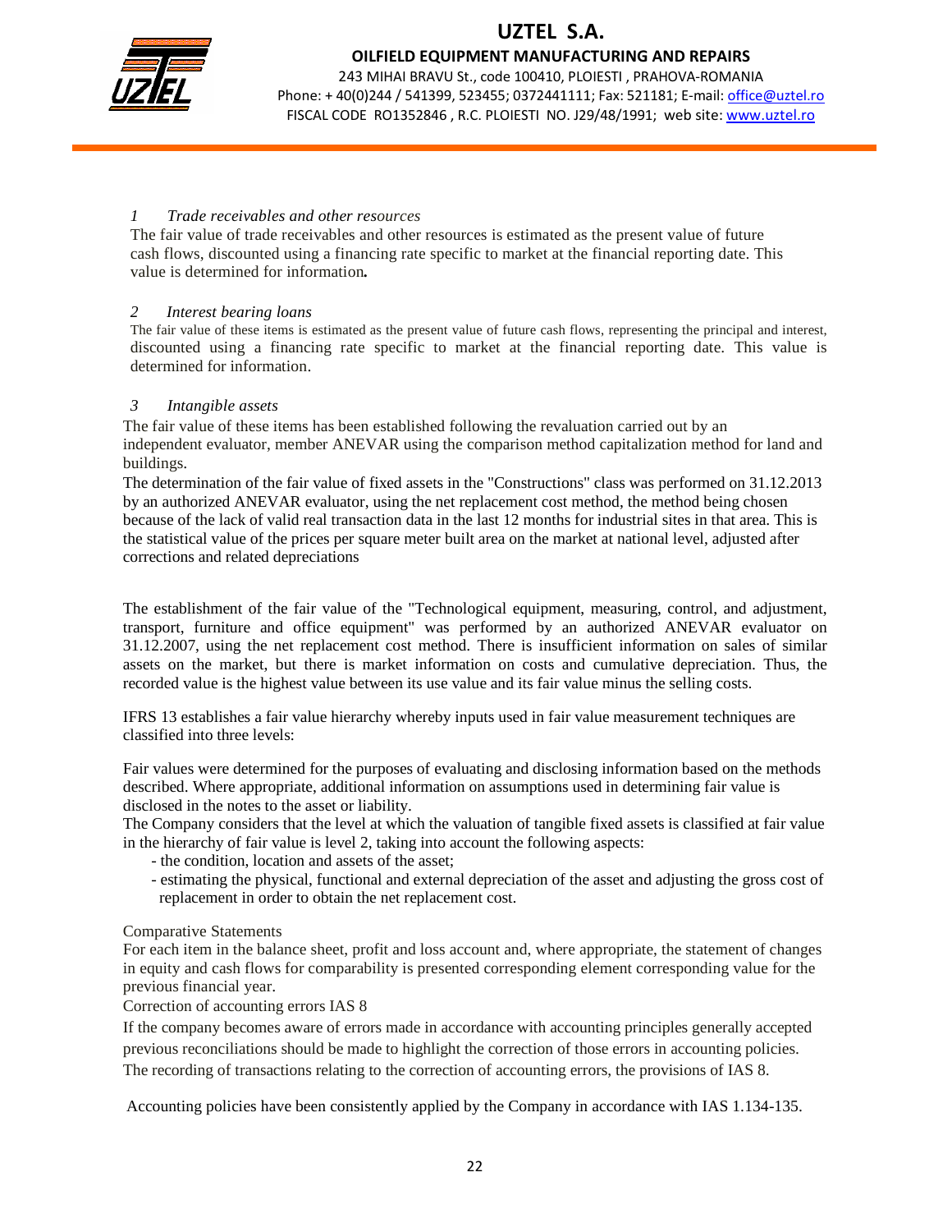*1 Trade receivables and other resources*

The fair value of trade receivables and other resources is estimated as the present value of future cash flows, discounted using a financing rate specific to market at the financial reporting date. This value is determined for information**.**

*2 Interest bearing loans*

The fair value of these items is estimated as the present value of future cash flows, representing the principal and interest, discounted using a financing rate specific to market at the financial reporting date. This value is determined for information.

*3 Intangible assets*

The fair value of these items has been established following the revaluation carried out by an independent evaluator, member ANEVAR using the comparison method capitalization method for land and buildings.

The determination of the fair value of fixed assets in the "Constructions" class was performed on 31.12.2013 by an authorized ANEVAR evaluator, using the net replacement cost method, the method being chosen because of the lack of valid real transaction data in the last 12 months for industrial sites in that area. This is the statistical value of the prices per square meter built area on the market at national level, adjusted after corrections and related depreciations

The establishment of the fair value of the "Technological equipment, measuring, control, and adjustment, transport, furniture and office equipment" was performed by an authorized ANEVAR evaluator on 31.12.2007, using the net replacement cost method. There is insufficient information on sales of similar assets on the market, but there is market information on costs and cumulative depreciation. Thus, the recorded value is the highest value between its use value and its fair value minus the selling costs.

IFRS 13 establishes a fair value hierarchy whereby inputs used in fair value measurement techniques are classified into three levels:

Fair values were determined for the purposes of evaluating and disclosing information based on the methods described. Where appropriate, additional information on assumptions used in determining fair value is disclosed in the notes to the asset or liability.

The Company considers that the level at which the valuation of tangible fixed assets is classified at fair value in the hierarchy of fair value is level 2, taking into account the following aspects:

- the condition, location and assets of the asset;
- estimating the physical, functional and external depreciation of the asset and adjusting the gross cost of replacement in order to obtain the net replacement cost.

Comparative Statements

For each item in the balance sheet, profit and loss account and, where appropriate, the statement of changes in equity and cash flows for comparability is presented corresponding element corresponding value for the previous financial year.

Correction of accounting errors IAS 8

If the company becomes aware of errors made in accordance with accounting principles generally accepted previous reconciliations should be made to highlight the correction of those errors in accounting policies. The recording of transactions relating to the correction of accounting errors, the provisions of IAS 8.

Accounting policies have been consistently applied by the Company in accordance with IAS 1.134-135.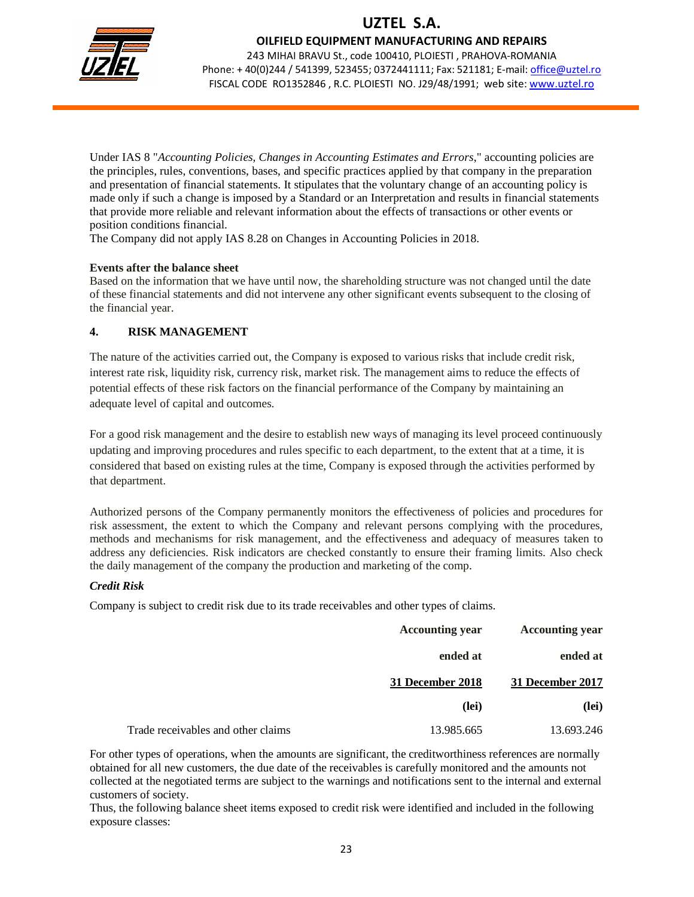Under IAS 8 "*Accounting Policies, Changes in Accounting Estimates and Errors*," accounting policies are the principles, rules, conventions, bases, and specific practices applied by that company in the preparation and presentation of financial statements. It stipulates that the voluntary change of an accounting policy is made only if such a change is imposed by a Standard or an Interpretation and results in financial statements that provide more reliable and relevant information about the effects of transactions or other events or position conditions financial.
The Company did not apply IAS 8.28 on Changes in Accounting Policies in 2018.

**Events after the balance sheet**
Based on the information that we have until now, the shareholding structure was not changed until the date of these financial statements and did not intervene any other significant events subsequent to the closing of the financial year.

## 4. RISK MANAGEMENT

The nature of the activities carried out, the Company is exposed to various risks that include credit risk, interest rate risk, liquidity risk, currency risk, market risk. The management aims to reduce the effects of potential effects of these risk factors on the financial performance of the Company by maintaining an adequate level of capital and outcomes.

For a good risk management and the desire to establish new ways of managing its level proceed continuously updating and improving procedures and rules specific to each department, to the extent that at a time, it is considered that based on existing rules at the time, Company is exposed through the activities performed by that department.

Authorized persons of the Company permanently monitors the effectiveness of policies and procedures for risk assessment, the extent to which the Company and relevant persons complying with the procedures, methods and mechanisms for risk management, and the effectiveness and adequacy of measures taken to address any deficiencies. Risk indicators are checked constantly to ensure their framing limits. Also check the daily management of the company the production and marketing of the comp.

***Credit Risk***

Company is subject to credit risk due to its trade receivables and other types of claims.

| | **Accounting year ended at 31 December 2018 (lei)** | **Accounting year ended at 31 December 2017 (lei)** |
|---|---|---|
| Trade receivables and other claims | 13.985.665 | 13.693.246 |

For other types of operations, when the amounts are significant, the creditworthiness references are normally obtained for all new customers, the due date of the receivables is carefully monitored and the amounts not collected at the negotiated terms are subject to the warnings and notifications sent to the internal and external customers of society.
Thus, the following balance sheet items exposed to credit risk were identified and included in the following exposure classes: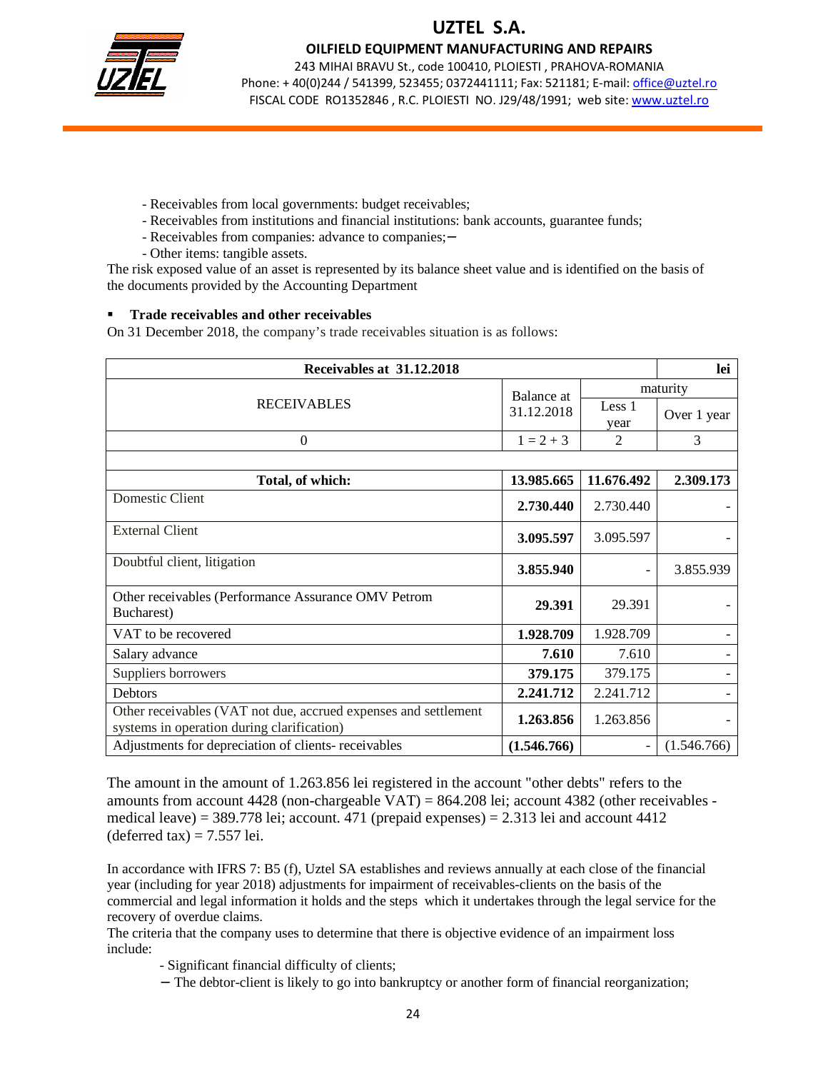- Receivables from local governments: budget receivables;
- Receivables from institutions and financial institutions: bank accounts, guarantee funds;
- Receivables from companies: advance to companies;–
- Other items: tangible assets.

The risk exposed value of an asset is represented by its balance sheet value and is identified on the basis of the documents provided by the Accounting Department

- **Trade receivables and other receivables**

On 31 December 2018, the company's trade receivables situation is as follows:

| Receivables at 31.12.2018 | | | lei |
|---|---|---|---|
| RECEIVABLES | Balance at 31.12.2018 | maturity | |
| | | Less 1 year | Over 1 year |
| 0 | 1 = 2 + 3 | 2 | 3 |
| | | | |
| **Total, of which:** | **13.985.665** | **11.676.492** | **2.309.173** |
| Domestic Client | **2.730.440** | 2.730.440 | - |
| External Client | **3.095.597** | 3.095.597 | - |
| Doubtful client, litigation | **3.855.940** | - | 3.855.939 |
| Other receivables (Performance Assurance OMV Petrom Bucharest) | **29.391** | 29.391 | - |
| VAT to be recovered | **1.928.709** | 1.928.709 | - |
| Salary advance | **7.610** | 7.610 | - |
| Suppliers borrowers | **379.175** | 379.175 | - |
| Debtors | **2.241.712** | 2.241.712 | - |
| Other receivables (VAT not due, accrued expenses and settlement systems in operation during clarification) | **1.263.856** | 1.263.856 | - |
| Adjustments for depreciation of clients- receivables | **(1.546.766)** | - | (1.546.766) |

The amount in the amount of 1.263.856 lei registered in the account "other debts" refers to the amounts from account 4428 (non-chargeable VAT) = 864.208 lei; account 4382 (other receivables - medical leave) = 389.778 lei; account. 471 (prepaid expenses) = 2.313 lei and account 4412 (deferred tax) = 7.557 lei.

In accordance with IFRS 7: B5 (f), Uztel SA establishes and reviews annually at each close of the financial year (including for year 2018) adjustments for impairment of receivables-clients on the basis of the commercial and legal information it holds and the steps which it undertakes through the legal service for the recovery of overdue claims.

The criteria that the company uses to determine that there is objective evidence of an impairment loss include:

- Significant financial difficulty of clients;
- The debtor-client is likely to go into bankruptcy or another form of financial reorganization;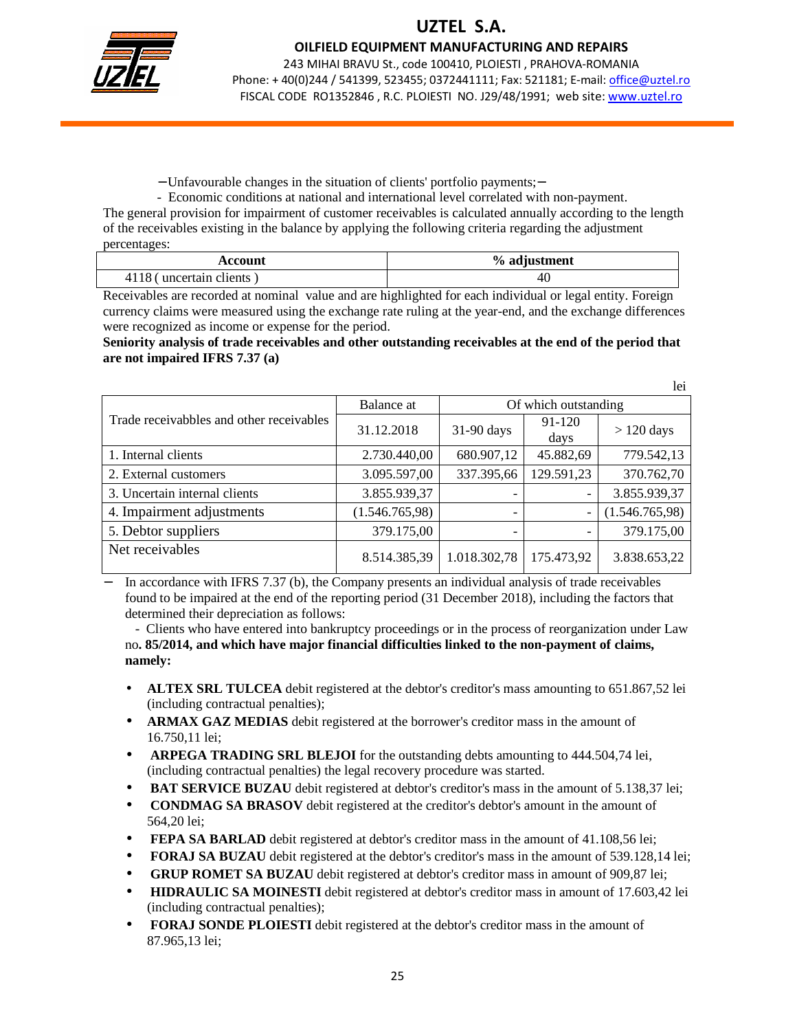–Unfavourable changes in the situation of clients' portfolio payments;–

- Economic conditions at national and international level correlated with non-payment.

The general provision for impairment of customer receivables is calculated annually according to the length of the receivables existing in the balance by applying the following criteria regarding the adjustment percentages:

| Account | % adjustment |
|---|---|
| 4118 ( uncertain clients ) | 40 |

Receivables are recorded at nominal value and are highlighted for each individual or legal entity. Foreign currency claims were measured using the exchange rate ruling at the year-end, and the exchange differences were recognized as income or expense for the period.

**Seniority analysis of trade receivables and other outstanding receivables at the end of the period that are not impaired IFRS 7.37 (a)**

lei

| Trade receivabbles and other receivables | Balance at | Of which outstanding | | |
|---|---|---|---|---|
| | 31.12.2018 | 31-90 days | 91-120 days | > 120 days |
| 1. Internal clients | 2.730.440,00 | 680.907,12 | 45.882,69 | 779.542,13 |
| 2. External customers | 3.095.597,00 | 337.395,66 | 129.591,23 | 370.762,70 |
| 3. Uncertain internal clients | 3.855.939,37 | - | - | 3.855.939,37 |
| 4. Impairment adjustments | (1.546.765,98) | - | - | (1.546.765,98) |
| 5. Debtor suppliers | 379.175,00 | - | - | 379.175,00 |
| Net receivables | 8.514.385,39 | 1.018.302,78 | 175.473,92 | 3.838.653,22 |

– In accordance with IFRS 7.37 (b), the Company presents an individual analysis of trade receivables found to be impaired at the end of the reporting period (31 December 2018), including the factors that determined their depreciation as follows:

- Clients who have entered into bankruptcy proceedings or in the process of reorganization under Law no**. 85/2014, and which have major financial difficulties linked to the non-payment of claims, namely:**

- **ALTEX SRL TULCEA** debit registered at the debtor's creditor's mass amounting to 651.867,52 lei (including contractual penalties);
- **ARMAX GAZ MEDIAS** debit registered at the borrower's creditor mass in the amount of 16.750,11 lei;
- **ARPEGA TRADING SRL BLEJOI** for the outstanding debts amounting to 444.504,74 lei, (including contractual penalties) the legal recovery procedure was started.
- **BAT SERVICE BUZAU** debit registered at debtor's creditor's mass in the amount of 5.138,37 lei;
- **CONDMAG SA BRASOV** debit registered at the creditor's debtor's amount in the amount of 564,20 lei;
- **FEPA SA BARLAD** debit registered at debtor's creditor mass in the amount of 41.108,56 lei;
- **FORAJ SA BUZAU** debit registered at the debtor's creditor's mass in the amount of 539.128,14 lei;
- **GRUP ROMET SA BUZAU** debit registered at debtor's creditor mass in amount of 909,87 lei;
- **HIDRAULIC SA MOINESTI** debit registered at debtor's creditor mass in amount of 17.603,42 lei (including contractual penalties);
- **FORAJ SONDE PLOIESTI** debit registered at the debtor's creditor mass in the amount of 87.965,13 lei;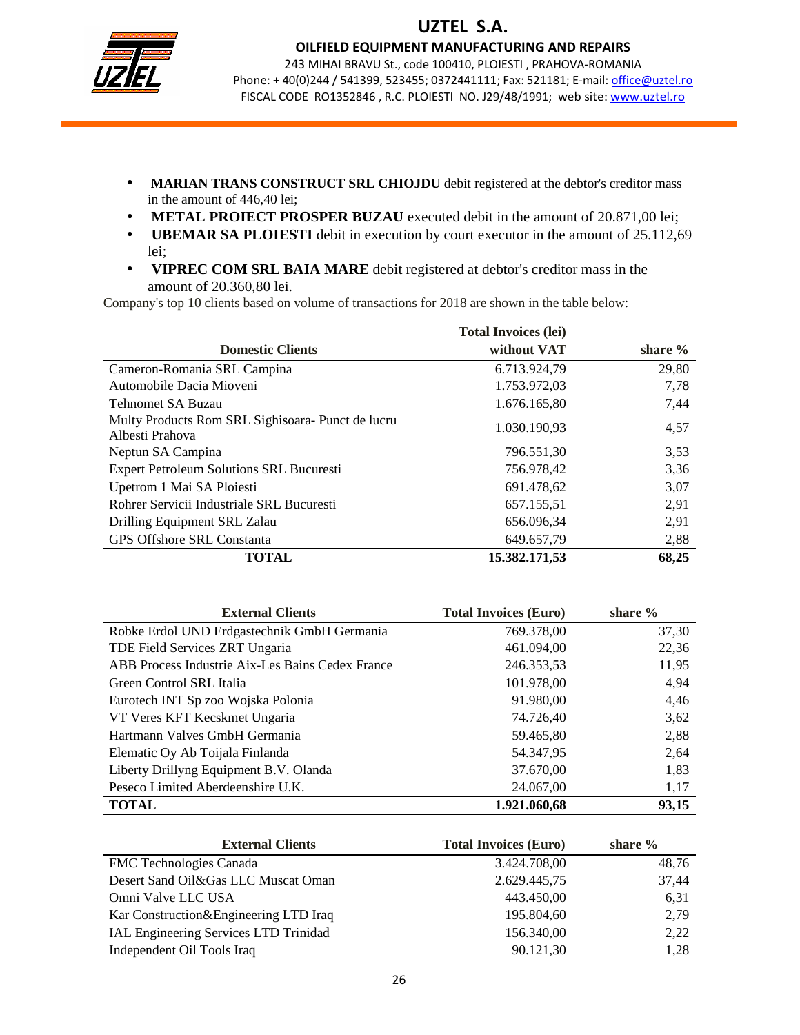- **MARIAN TRANS CONSTRUCT SRL CHIOJDU** debit registered at the debtor's creditor mass in the amount of 446,40 lei;
- **METAL PROIECT PROSPER BUZAU** executed debit in the amount of 20.871,00 lei;
- **UBEMAR SA PLOIESTI** debit in execution by court executor in the amount of 25.112,69 lei;
- **VIPREC COM SRL BAIA MARE** debit registered at debtor's creditor mass in the amount of 20.360,80 lei.

Company's top 10 clients based on volume of transactions for 2018 are shown in the table below:

| Domestic Clients | Total Invoices (lei) without VAT | share % |
|---|---|---|
| Cameron-Romania SRL Campina | 6.713.924,79 | 29,80 |
| Automobile Dacia Mioveni | 1.753.972,03 | 7,78 |
| Tehnomet SA Buzau | 1.676.165,80 | 7,44 |
| Multy Products Rom SRL Sighisoara- Punct de lucru Albesti Prahova | 1.030.190,93 | 4,57 |
| Neptun SA Campina | 796.551,30 | 3,53 |
| Expert Petroleum Solutions SRL Bucuresti | 756.978,42 | 3,36 |
| Upetrom 1 Mai SA Ploiesti | 691.478,62 | 3,07 |
| Rohrer Servicii Industriale SRL Bucuresti | 657.155,51 | 2,91 |
| Drilling Equipment SRL Zalau | 656.096,34 | 2,91 |
| GPS Offshore SRL Constanta | 649.657,79 | 2,88 |
| **TOTAL** | **15.382.171,53** | **68,25** |

| External Clients | Total Invoices (Euro) | share % |
|---|---|---|
| Robke Erdol UND Erdgastechnik GmbH Germania | 769.378,00 | 37,30 |
| TDE Field Services ZRT Ungaria | 461.094,00 | 22,36 |
| ABB Process Industrie Aix-Les Bains Cedex France | 246.353,53 | 11,95 |
| Green Control SRL Italia | 101.978,00 | 4,94 |
| Eurotech INT Sp zoo Wojska Polonia | 91.980,00 | 4,46 |
| VT Veres KFT Kecskmet Ungaria | 74.726,40 | 3,62 |
| Hartmann Valves GmbH Germania | 59.465,80 | 2,88 |
| Elematic Oy Ab Toijala Finlanda | 54.347,95 | 2,64 |
| Liberty Drillyng Equipment B.V. Olanda | 37.670,00 | 1,83 |
| Peseco Limited Aberdeenshire U.K. | 24.067,00 | 1,17 |
| **TOTAL** | **1.921.060,68** | **93,15** |

| External Clients | Total Invoices (Euro) | share % |
|---|---|---|
| FMC Technologies Canada | 3.424.708,00 | 48,76 |
| Desert Sand Oil&Gas LLC Muscat Oman | 2.629.445,75 | 37,44 |
| Omni Valve LLC USA | 443.450,00 | 6,31 |
| Kar Construction&Engineering LTD Iraq | 195.804,60 | 2,79 |
| IAL Engineering Services LTD Trinidad | 156.340,00 | 2,22 |
| Independent Oil Tools Iraq | 90.121,30 | 1,28 |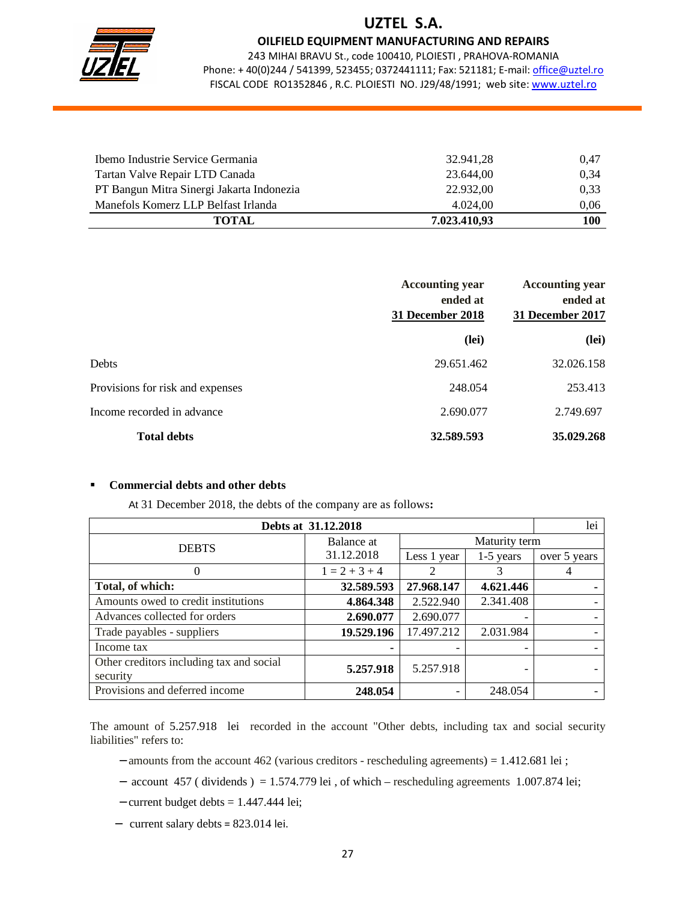| | | |
|---|---|---|
| Ibemo Industrie Service Germania | 32.941,28 | 0,47 |
| Tartan Valve Repair LTD Canada | 23.644,00 | 0,34 |
| PT Bangun Mitra Sinergi Jakarta Indonezia | 22.932,00 | 0,33 |
| Manefols Komerz LLP Belfast Irlanda | 4.024,00 | 0,06 |
| **TOTAL** | **7.023.410,93** | **100** |

| | Accounting year ended at 31 December 2018 | Accounting year ended at 31 December 2017 |
|---|---|---|
| | **(lei)** | **(lei)** |
| Debts | 29.651.462 | 32.026.158 |
| Provisions for risk and expenses | 248.054 | 253.413 |
| Income recorded in advance | 2.690.077 | 2.749.697 |
| **Total debts** | **32.589.593** | **35.029.268** |

- **Commercial debts and other debts**

At 31 December 2018, the debts of the company are as follows**:**

| Debts at 31.12.2018 | | | | lei |
|---|---|---|---|---|
| DEBTS | Balance at 31.12.2018 | Maturity term | | |
| | | Less 1 year | 1-5 years | over 5 years |
| 0 | 1 = 2 + 3 + 4 | 2 | 3 | 4 |
| **Total, of which:** | **32.589.593** | **27.968.147** | **4.621.446** | **-** |
| Amounts owed to credit institutions | **4.864.348** | 2.522.940 | 2.341.408 | - |
| Advances collected for orders | **2.690.077** | 2.690.077 | - | - |
| Trade payables - suppliers | **19.529.196** | 17.497.212 | 2.031.984 | - |
| Income tax | **-** | - | - | - |
| Other creditors including tax and social security | **5.257.918** | 5.257.918 | - | - |
| Provisions and deferred income | **248.054** | - | 248.054 | - |

The amount of 5.257.918 lei recorded in the account "Other debts, including tax and social security liabilities" refers to:

- amounts from the account 462 (various creditors - rescheduling agreements) = 1.412.681 lei ;
- account 457 ( dividends ) = 1.574.779 lei , of which – rescheduling agreements 1.007.874 lei;
- current budget debts = 1.447.444 lei;
- current salary debts = 823.014 lei.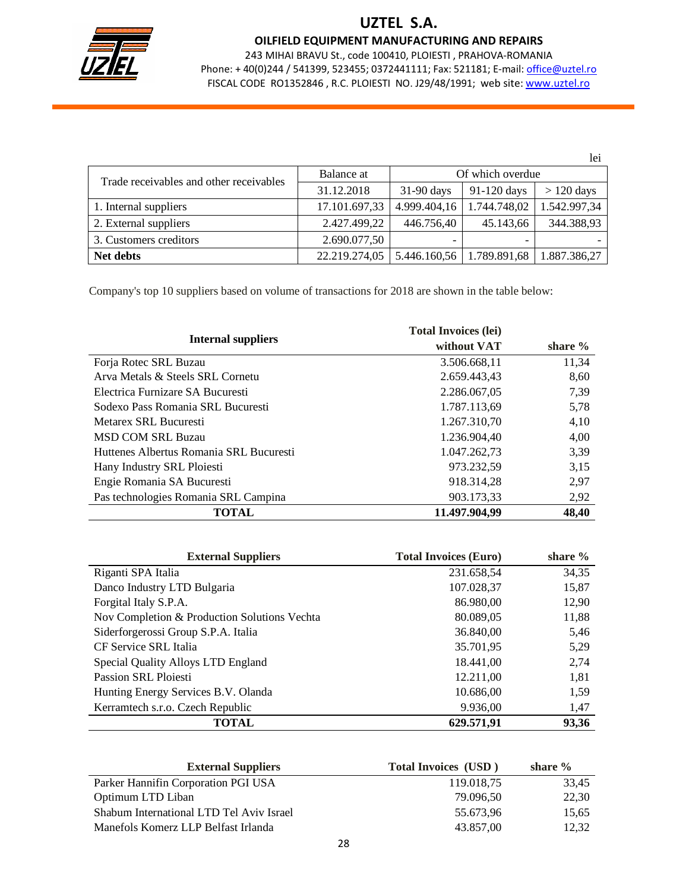lei

| Trade receivables and other receivables | Balance at | Of which overdue | | |
|---|---|---|---|---|
| | 31.12.2018 | 31-90 days | 91-120 days | > 120 days |
| 1. Internal suppliers | 17.101.697,33 | 4.999.404,16 | 1.744.748,02 | 1.542.997,34 |
| 2. External suppliers | 2.427.499,22 | 446.756,40 | 45.143,66 | 344.388,93 |
| 3. Customers creditors | 2.690.077,50 | - | - | - |
| **Net debts** | 22.219.274,05 | 5.446.160,56 | 1.789.891,68 | 1.887.386,27 |

Company's top 10 suppliers based on volume of transactions for 2018 are shown in the table below:

| **Internal suppliers** | **Total Invoices (lei) without VAT** | **share %** |
|---|---|---|
| Forja Rotec SRL Buzau | 3.506.668,11 | 11,34 |
| Arva Metals & Steels SRL Cornetu | 2.659.443,43 | 8,60 |
| Electrica Furnizare SA Bucuresti | 2.286.067,05 | 7,39 |
| Sodexo Pass Romania SRL Bucuresti | 1.787.113,69 | 5,78 |
| Metarex SRL Bucuresti | 1.267.310,70 | 4,10 |
| MSD COM SRL Buzau | 1.236.904,40 | 4,00 |
| Huttenes Albertus Romania SRL Bucuresti | 1.047.262,73 | 3,39 |
| Hany Industry SRL Ploiesti | 973.232,59 | 3,15 |
| Engie Romania SA Bucuresti | 918.314,28 | 2,97 |
| Pas technologies Romania SRL Campina | 903.173,33 | 2,92 |
| **TOTAL** | **11.497.904,99** | **48,40** |

| **External Suppliers** | **Total Invoices (Euro)** | **share %** |
|---|---|---|
| Riganti SPA Italia | 231.658,54 | 34,35 |
| Danco Industry LTD Bulgaria | 107.028,37 | 15,87 |
| Forgital Italy S.P.A. | 86.980,00 | 12,90 |
| Nov Completion & Production Solutions Vechta | 80.089,05 | 11,88 |
| Siderforgerossi Group S.P.A. Italia | 36.840,00 | 5,46 |
| CF Service SRL Italia | 35.701,95 | 5,29 |
| Special Quality Alloys LTD England | 18.441,00 | 2,74 |
| Passion SRL Ploiesti | 12.211,00 | 1,81 |
| Hunting Energy Services B.V. Olanda | 10.686,00 | 1,59 |
| Kerramtech s.r.o. Czech Republic | 9.936,00 | 1,47 |
| **TOTAL** | **629.571,91** | **93,36** |

| **External Suppliers** | **Total Invoices (USD )** | **share %** |
|---|---|---|
| Parker Hannifin Corporation PGI USA | 119.018,75 | 33,45 |
| Optimum LTD Liban | 79.096,50 | 22,30 |
| Shabum International LTD Tel Aviv Israel | 55.673,96 | 15,65 |
| Manefols Komerz LLP Belfast Irlanda | 43.857,00 | 12,32 |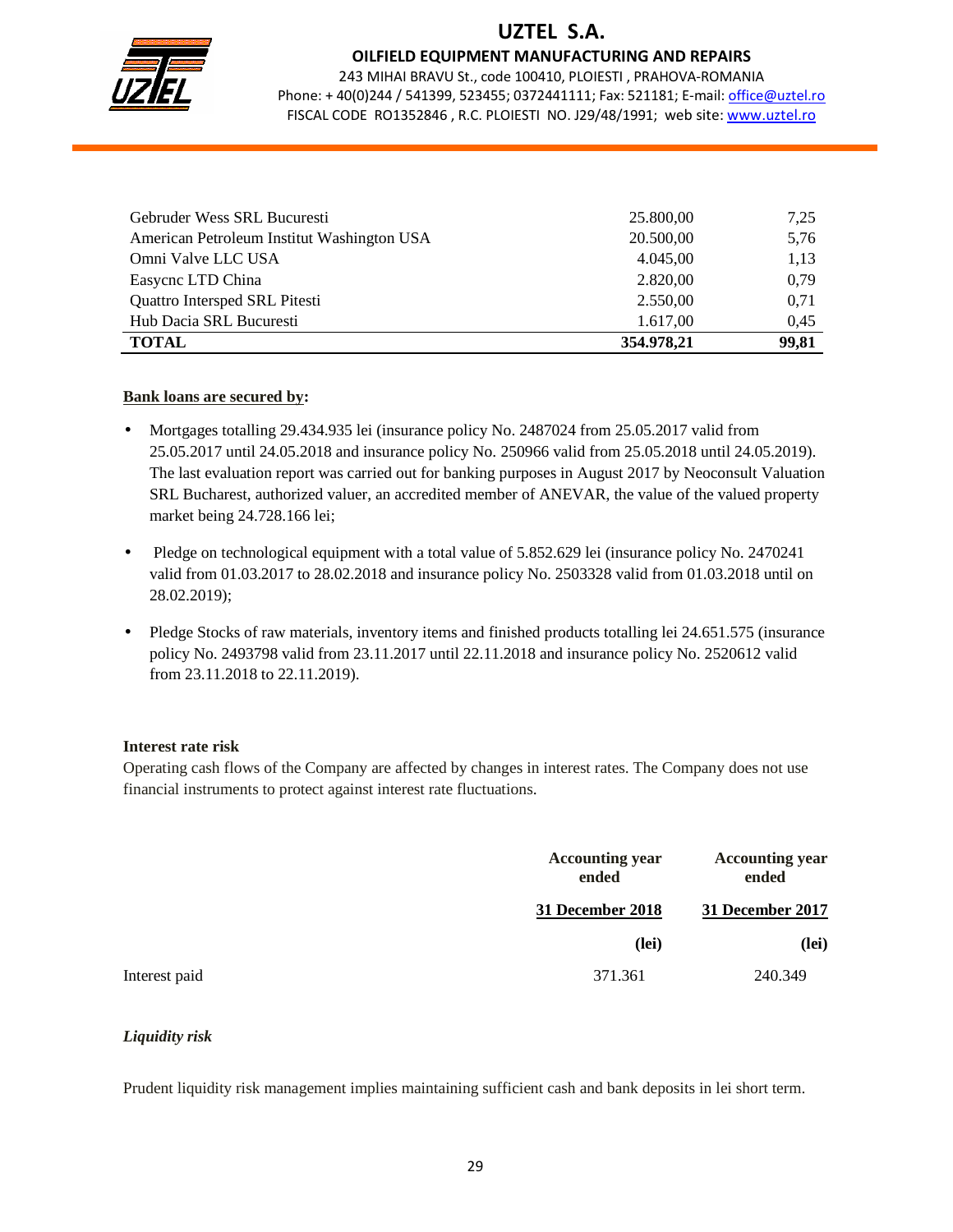| | | |
|---|---|---|
| Gebruder Wess SRL Bucuresti | 25.800,00 | 7,25 |
| American Petroleum Institut Washington USA | 20.500,00 | 5,76 |
| Omni Valve LLC USA | 4.045,00 | 1,13 |
| Easycnc LTD China | 2.820,00 | 0,79 |
| Quattro Intersped SRL Pitesti | 2.550,00 | 0,71 |
| Hub Dacia SRL Bucuresti | 1.617,00 | 0,45 |
| **TOTAL** | **354.978,21** | **99,81** |

**Bank loans are secured by:**

- Mortgages totalling 29.434.935 lei (insurance policy No. 2487024 from 25.05.2017 valid from 25.05.2017 until 24.05.2018 and insurance policy No. 250966 valid from 25.05.2018 until 24.05.2019). The last evaluation report was carried out for banking purposes in August 2017 by Neoconsult Valuation SRL Bucharest, authorized valuer, an accredited member of ANEVAR, the value of the valued property market being 24.728.166 lei;
- Pledge on technological equipment with a total value of 5.852.629 lei (insurance policy No. 2470241 valid from 01.03.2017 to 28.02.2018 and insurance policy No. 2503328 valid from 01.03.2018 until on 28.02.2019);
- Pledge Stocks of raw materials, inventory items and finished products totalling lei 24.651.575 (insurance policy No. 2493798 valid from 23.11.2017 until 22.11.2018 and insurance policy No. 2520612 valid from 23.11.2018 to 22.11.2019).

**Interest rate risk**

Operating cash flows of the Company are affected by changes in interest rates. The Company does not use financial instruments to protect against interest rate fluctuations.

| | Accounting year ended | Accounting year ended |
|---|---|---|
| | 31 December 2018 | 31 December 2017 |
| | (lei) | (lei) |
| Interest paid | 371.361 | 240.349 |

*Liquidity risk*

Prudent liquidity risk management implies maintaining sufficient cash and bank deposits in lei short term.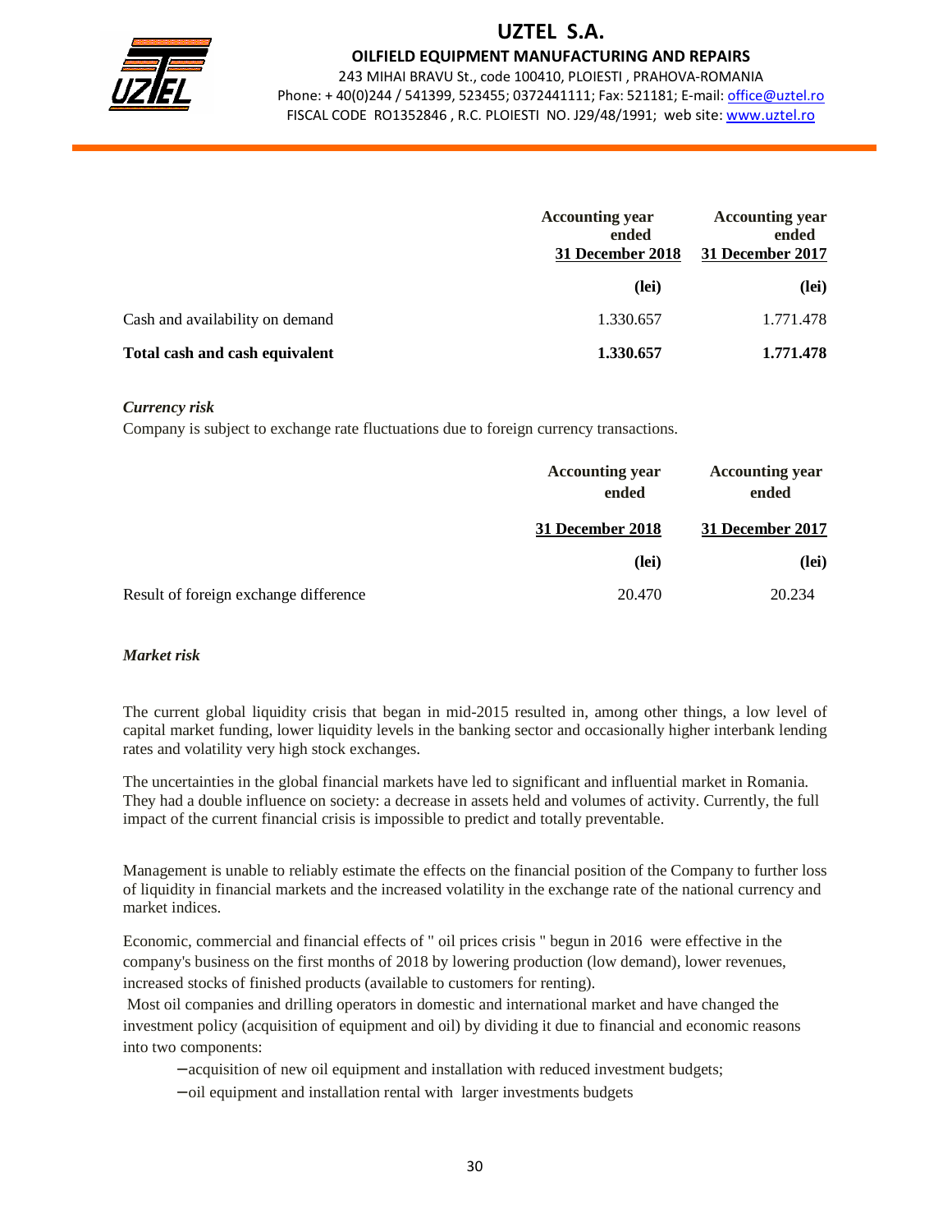| | Accounting year ended 31 December 2018 | Accounting year ended 31 December 2017 |
|---|---|---|
| | (lei) | (lei) |
| Cash and availability on demand | 1.330.657 | 1.771.478 |
| **Total cash and cash equivalent** | **1.330.657** | **1.771.478** |

*Currency risk*

Company is subject to exchange rate fluctuations due to foreign currency transactions.

| | Accounting year ended | Accounting year ended |
|---|---|---|
| | 31 December 2018 | 31 December 2017 |
| | (lei) | (lei) |
| Result of foreign exchange difference | 20.470 | 20.234 |

*Market risk*

The current global liquidity crisis that began in mid-2015 resulted in, among other things, a low level of capital market funding, lower liquidity levels in the banking sector and occasionally higher interbank lending rates and volatility very high stock exchanges.

The uncertainties in the global financial markets have led to significant and influential market in Romania. They had a double influence on society: a decrease in assets held and volumes of activity. Currently, the full impact of the current financial crisis is impossible to predict and totally preventable.

Management is unable to reliably estimate the effects on the financial position of the Company to further loss of liquidity in financial markets and the increased volatility in the exchange rate of the national currency and market indices.

Economic, commercial and financial effects of " oil prices crisis " begun in 2016 were effective in the company's business on the first months of 2018 by lowering production (low demand), lower revenues, increased stocks of finished products (available to customers for renting).

Most oil companies and drilling operators in domestic and international market and have changed the investment policy (acquisition of equipment and oil) by dividing it due to financial and economic reasons into two components:

- acquisition of new oil equipment and installation with reduced investment budgets;
- oil equipment and installation rental with larger investments budgets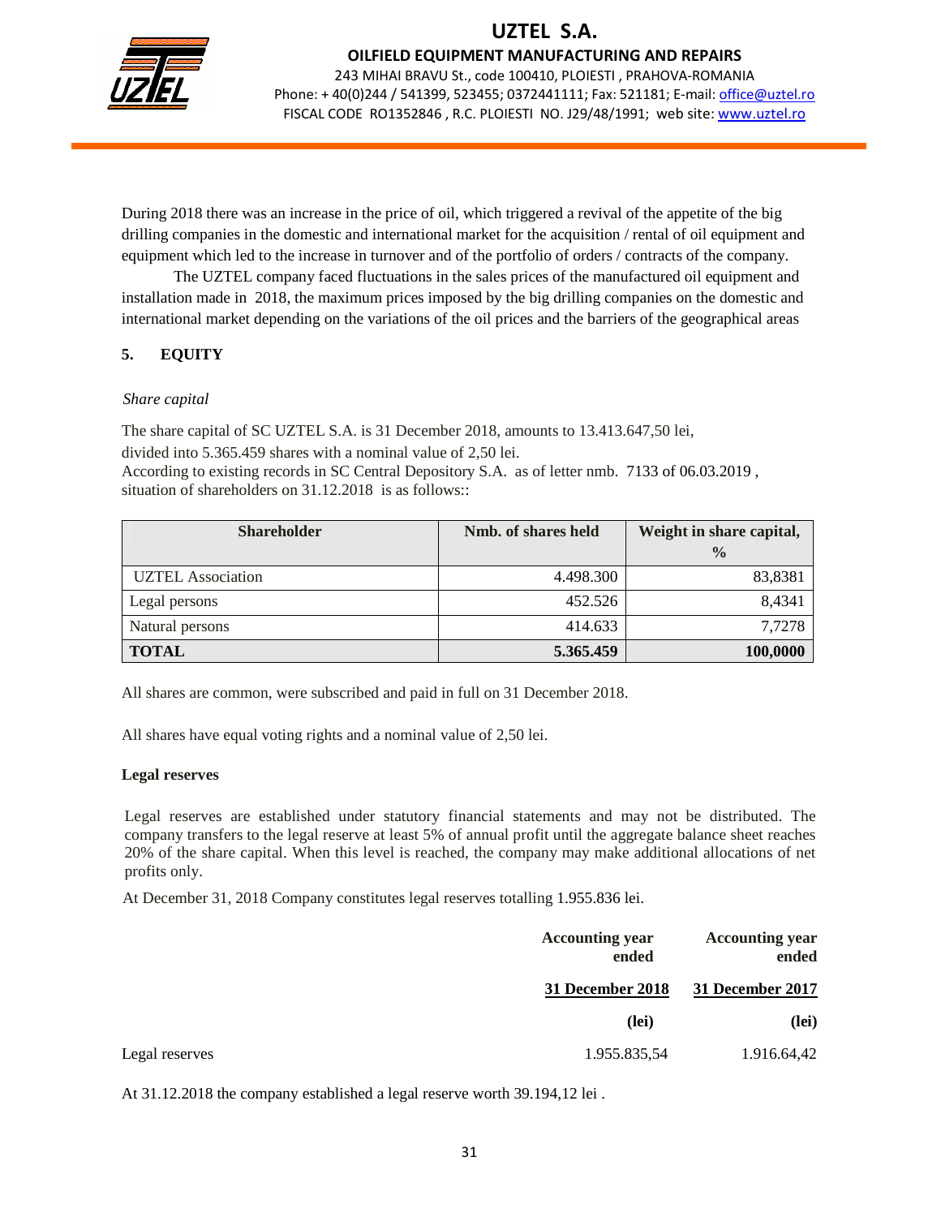During 2018 there was an increase in the price of oil, which triggered a revival of the appetite of the big drilling companies in the domestic and international market for the acquisition / rental of oil equipment and equipment which led to the increase in turnover and of the portfolio of orders / contracts of the company.

The UZTEL company faced fluctuations in the sales prices of the manufactured oil equipment and installation made in 2018, the maximum prices imposed by the big drilling companies on the domestic and international market depending on the variations of the oil prices and the barriers of the geographical areas

## 5. EQUITY

*Share capital*

The share capital of SC UZTEL S.A. is 31 December 2018, amounts to 13.413.647,50 lei, divided into 5.365.459 shares with a nominal value of 2,50 lei.
According to existing records in SC Central Depository S.A. as of letter nmb. 7133 of 06.03.2019 , situation of shareholders on 31.12.2018 is as follows::

| Shareholder | Nmb. of shares held | Weight in share capital, % |
|---|---|---|
| UZTEL Association | 4.498.300 | 83,8381 |
| Legal persons | 452.526 | 8,4341 |
| Natural persons | 414.633 | 7,7278 |
| **TOTAL** | **5.365.459** | **100,0000** |

All shares are common, were subscribed and paid in full on 31 December 2018.

All shares have equal voting rights and a nominal value of 2,50 lei.

**Legal reserves**

Legal reserves are established under statutory financial statements and may not be distributed. The company transfers to the legal reserve at least 5% of annual profit until the aggregate balance sheet reaches 20% of the share capital. When this level is reached, the company may make additional allocations of net profits only.

At December 31, 2018 Company constitutes legal reserves totalling 1.955.836 lei.

| | Accounting year ended 31 December 2018 (lei) | Accounting year ended 31 December 2017 (lei) |
|---|---|---|
| Legal reserves | 1.955.835,54 | 1.916.64,42 |

At 31.12.2018 the company established a legal reserve worth 39.194,12 lei .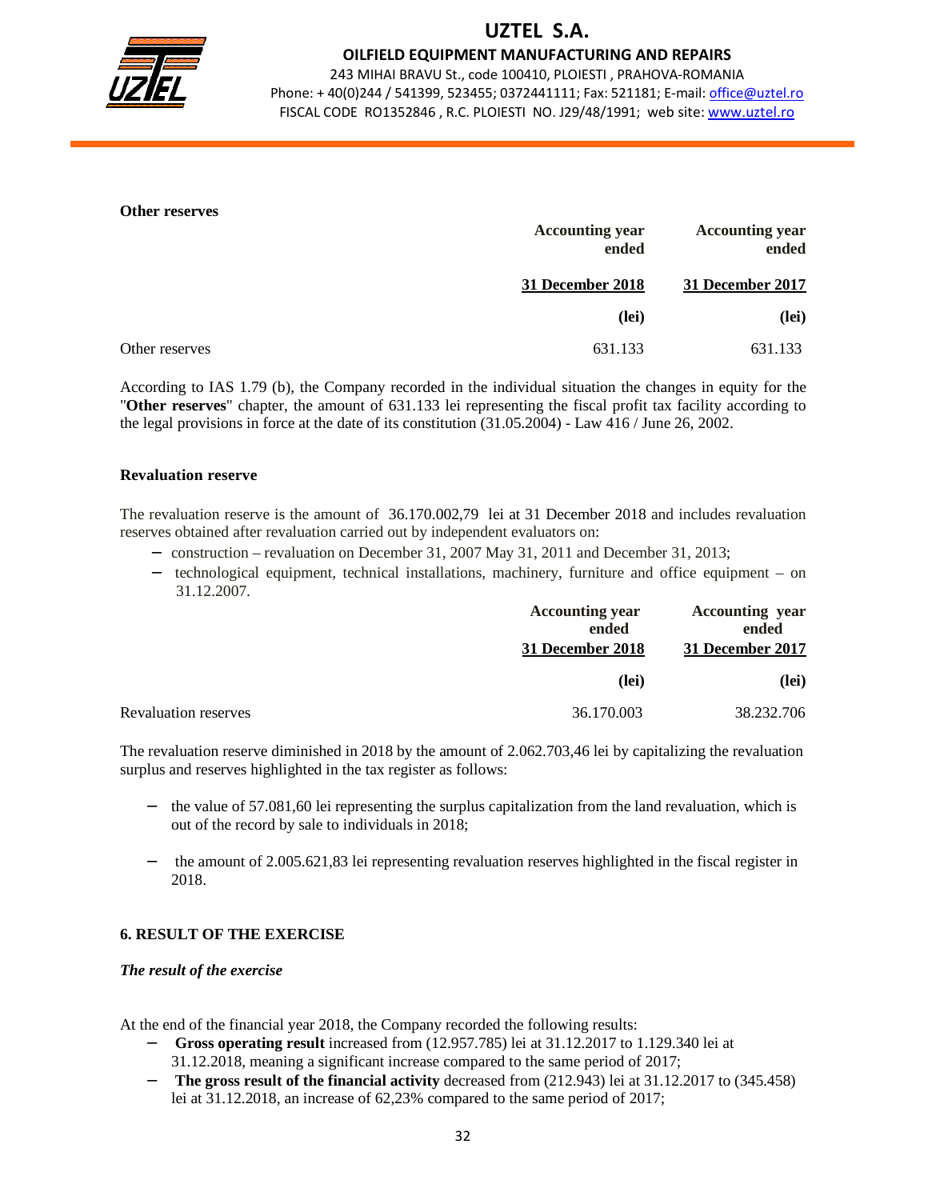**Other reserves**

| | Accounting year ended | Accounting year ended |
|---|---|---|
| | 31 December 2018 | 31 December 2017 |
| | (lei) | (lei) |
| Other reserves | 631.133 | 631.133 |

According to IAS 1.79 (b), the Company recorded in the individual situation the changes in equity for the "**Other reserves**" chapter, the amount of 631.133 lei representing the fiscal profit tax facility according to the legal provisions in force at the date of its constitution (31.05.2004) - Law 416 / June 26, 2002.

**Revaluation reserve**

The revaluation reserve is the amount of 36.170.002,79 lei at 31 December 2018 and includes revaluation reserves obtained after revaluation carried out by independent evaluators on:

- construction – revaluation on December 31, 2007 May 31, 2011 and December 31, 2013;
- technological equipment, technical installations, machinery, furniture and office equipment – on 31.12.2007.

| | Accounting year ended | Accounting year ended |
|---|---|---|
| | 31 December 2018 | 31 December 2017 |
| | (lei) | (lei) |
| Revaluation reserves | 36.170.003 | 38.232.706 |

The revaluation reserve diminished in 2018 by the amount of 2.062.703,46 lei by capitalizing the revaluation surplus and reserves highlighted in the tax register as follows:

- the value of 57.081,60 lei representing the surplus capitalization from the land revaluation, which is out of the record by sale to individuals in 2018;
- the amount of 2.005.621,83 lei representing revaluation reserves highlighted in the fiscal register in 2018.

## 6. RESULT OF THE EXERCISE

***The result of the exercise***

At the end of the financial year 2018, the Company recorded the following results:

- **Gross operating result** increased from (12.957.785) lei at 31.12.2017 to 1.129.340 lei at 31.12.2018, meaning a significant increase compared to the same period of 2017;
- **The gross result of the financial activity** decreased from (212.943) lei at 31.12.2017 to (345.458) lei at 31.12.2018, an increase of 62,23% compared to the same period of 2017;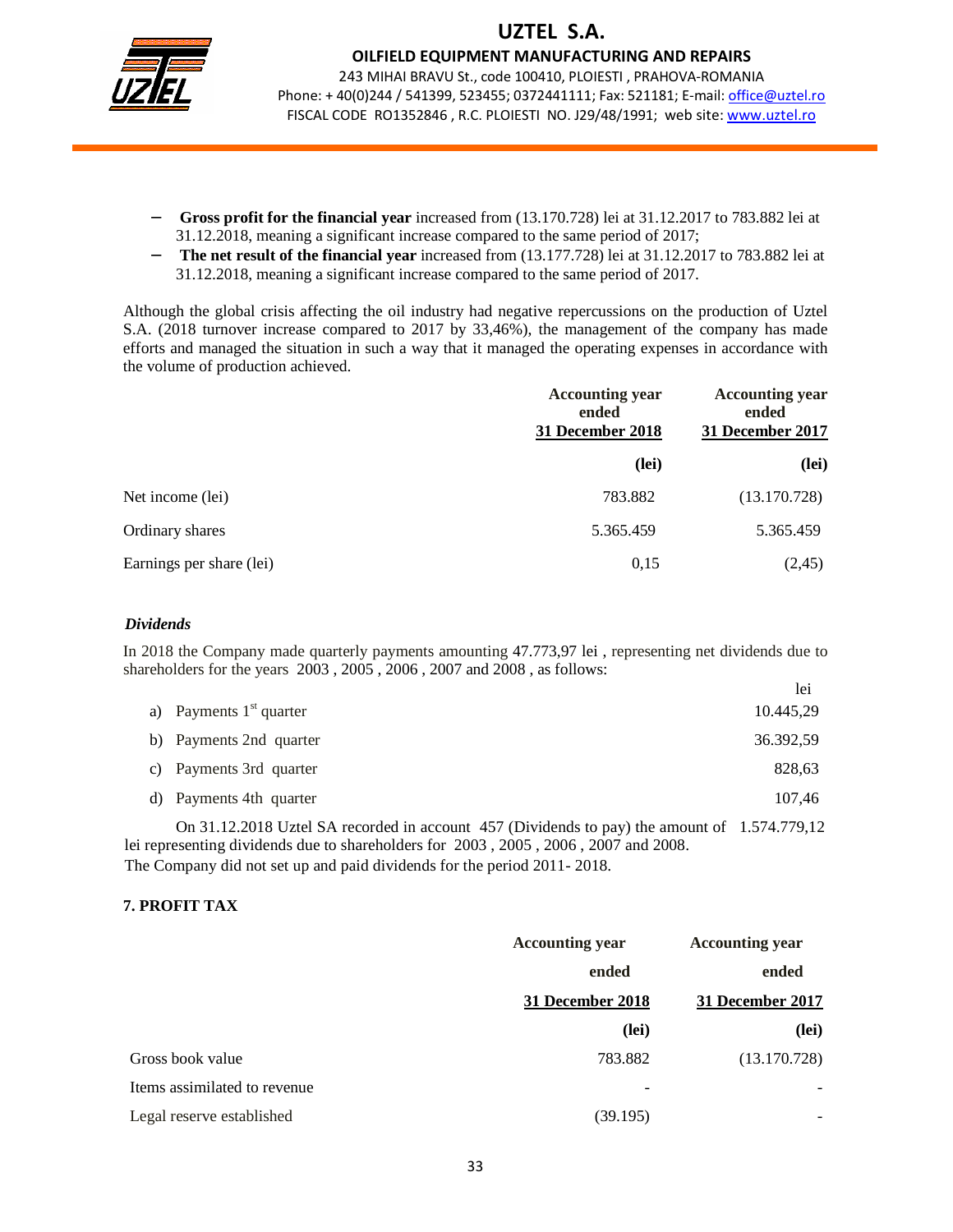- **Gross profit for the financial year** increased from (13.170.728) lei at 31.12.2017 to 783.882 lei at 31.12.2018, meaning a significant increase compared to the same period of 2017;
- **The net result of the financial year** increased from (13.177.728) lei at 31.12.2017 to 783.882 lei at 31.12.2018, meaning a significant increase compared to the same period of 2017.

Although the global crisis affecting the oil industry had negative repercussions on the production of Uztel S.A. (2018 turnover increase compared to 2017 by 33,46%), the management of the company has made efforts and managed the situation in such a way that it managed the operating expenses in accordance with the volume of production achieved.

| | **Accounting year ended 31 December 2018** | **Accounting year ended 31 December 2017** |
|---|---|---|
| | **(lei)** | **(lei)** |
| Net income (lei) | 783.882 | (13.170.728) |
| Ordinary shares | 5.365.459 | 5.365.459 |
| Earnings per share (lei) | 0,15 | (2,45) |

***Dividends***

In 2018 the Company made quarterly payments amounting 47.773,97 lei , representing net dividends due to shareholders for the years 2003 , 2005 , 2006 , 2007 and 2008 , as follows:

| | lei |
|---|---|
| a) Payments 1st quarter | 10.445,29 |
| b) Payments 2nd quarter | 36.392,59 |
| c) Payments 3rd quarter | 828,63 |
| d) Payments 4th quarter | 107,46 |

On 31.12.2018 Uztel SA recorded in account 457 (Dividends to pay) the amount of 1.574.779,12 lei representing dividends due to shareholders for 2003 , 2005 , 2006 , 2007 and 2008.

The Company did not set up and paid dividends for the period 2011- 2018.

**7. PROFIT TAX**

| | **Accounting year ended 31 December 2018** | **Accounting year ended 31 December 2017** |
|---|---|---|
| | **(lei)** | **(lei)** |
| Gross book value | 783.882 | (13.170.728) |
| Items assimilated to revenue | - | - |
| Legal reserve established | (39.195) | - |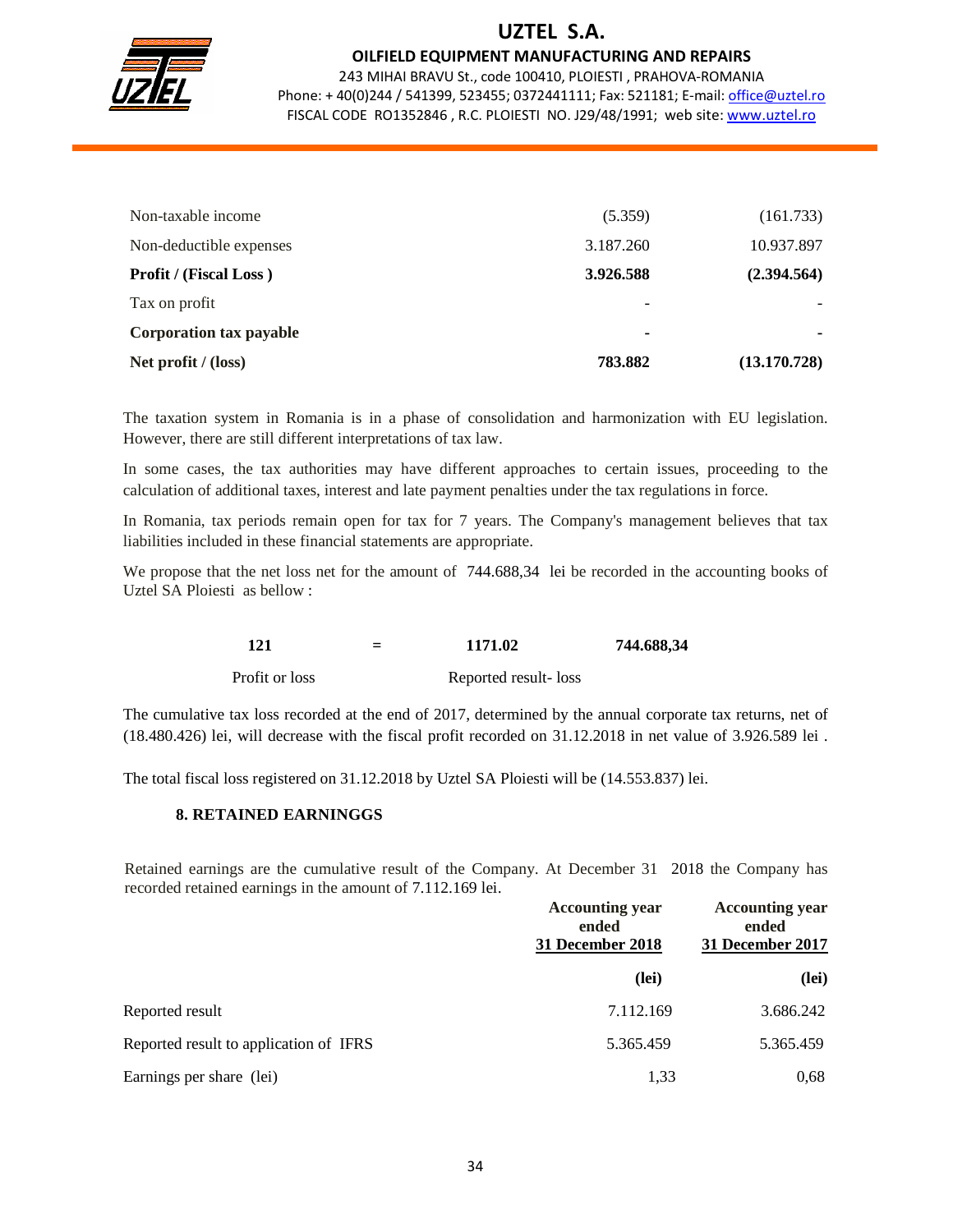| | | |
|---|---|---|
| Non-taxable income | (5.359) | (161.733) |
| Non-deductible expenses | 3.187.260 | 10.937.897 |
| **Profit / (Fiscal Loss )** | **3.926.588** | **(2.394.564)** |
| Tax on profit | - | - |
| **Corporation tax payable** | **-** | **-** |
| **Net profit / (loss)** | **783.882** | **(13.170.728)** |

The taxation system in Romania is in a phase of consolidation and harmonization with EU legislation. However, there are still different interpretations of tax law.

In some cases, the tax authorities may have different approaches to certain issues, proceeding to the calculation of additional taxes, interest and late payment penalties under the tax regulations in force.

In Romania, tax periods remain open for tax for 7 years. The Company's management believes that tax liabilities included in these financial statements are appropriate.

We propose that the net loss net for the amount of 744.688,34 lei be recorded in the accounting books of Uztel SA Ploiesti as bellow :

| **121** | **=** | **1171.02** | **744.688,34** |
|---|---|---|---|
| Profit or loss | | Reported result- loss | |

The cumulative tax loss recorded at the end of 2017, determined by the annual corporate tax returns, net of (18.480.426) lei, will decrease with the fiscal profit recorded on 31.12.2018 in net value of 3.926.589 lei .

The total fiscal loss registered on 31.12.2018 by Uztel SA Ploiesti will be (14.553.837) lei.

## 8. RETAINED EARNINGGS

Retained earnings are the cumulative result of the Company. At December 31 2018 the Company has recorded retained earnings in the amount of 7.112.169 lei.

| | **Accounting year ended 31 December 2018** | **Accounting year ended 31 December 2017** |
|---|---|---|
| | **(lei)** | **(lei)** |
| Reported result | 7.112.169 | 3.686.242 |
| Reported result to application of IFRS | 5.365.459 | 5.365.459 |
| Earnings per share (lei) | 1,33 | 0,68 |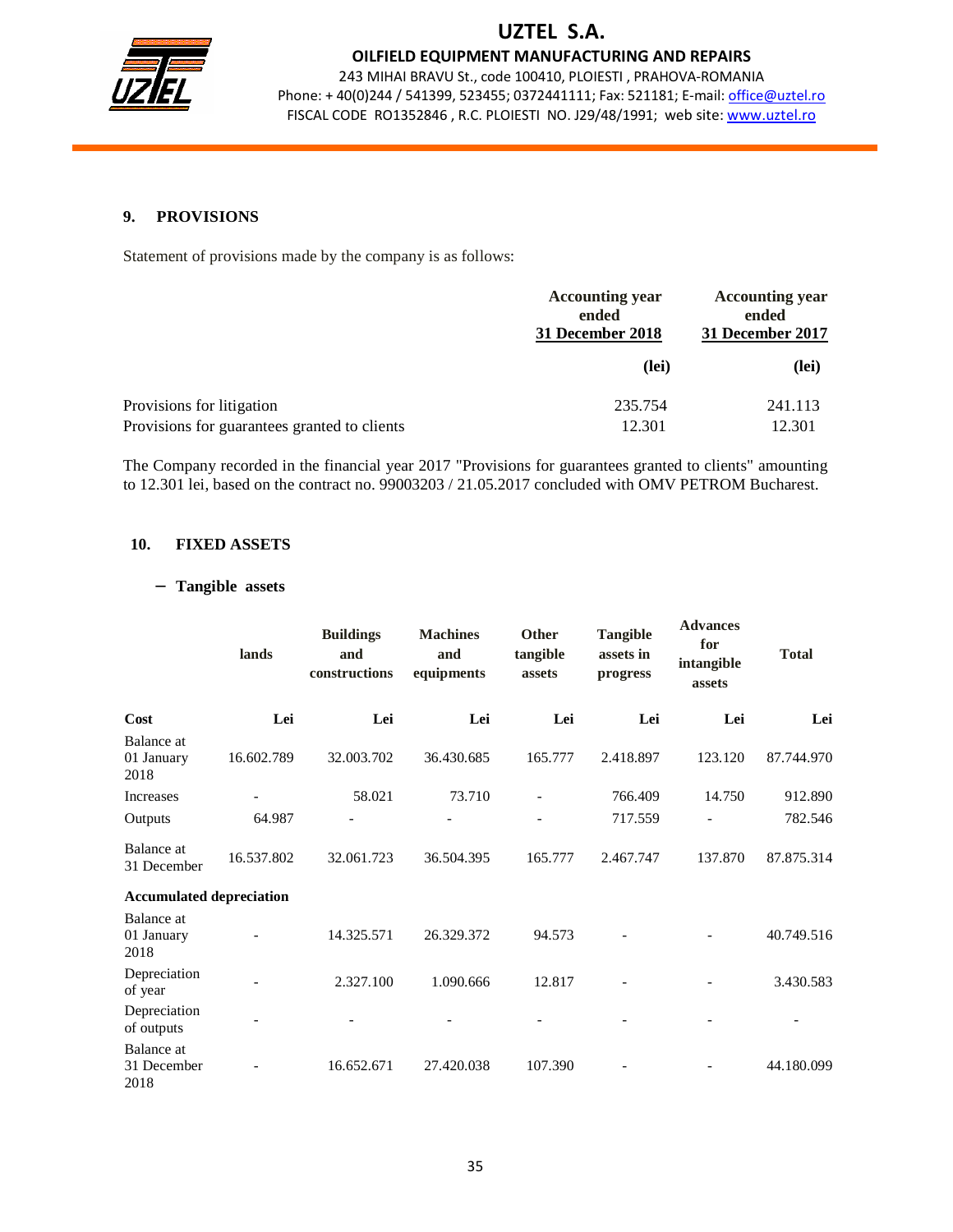## 9. PROVISIONS

Statement of provisions made by the company is as follows:

| | Accounting year ended 31 December 2018 | Accounting year ended 31 December 2017 |
|---|---|---|
| | (lei) | (lei) |
| Provisions for litigation | 235.754 | 241.113 |
| Provisions for guarantees granted to clients | 12.301 | 12.301 |

The Company recorded in the financial year 2017 "Provisions for guarantees granted to clients" amounting to 12.301 lei, based on the contract no. 99003203 / 21.05.2017 concluded with OMV PETROM Bucharest.

## 10. FIXED ASSETS

- **Tangible assets**

| | lands | Buildings and constructions | Machines and equipments | Other tangible assets | Tangible assets in progress | Advances for intangible assets | Total |
|---|---|---|---|---|---|---|---|
| **Cost** | **Lei** | **Lei** | **Lei** | **Lei** | **Lei** | **Lei** | **Lei** |
| Balance at 01 January 2018 | 16.602.789 | 32.003.702 | 36.430.685 | 165.777 | 2.418.897 | 123.120 | 87.744.970 |
| Increases | - | 58.021 | 73.710 | - | 766.409 | 14.750 | 912.890 |
| Outputs | 64.987 | - | - | - | 717.559 | - | 782.546 |
| Balance at 31 December | 16.537.802 | 32.061.723 | 36.504.395 | 165.777 | 2.467.747 | 137.870 | 87.875.314 |
| **Accumulated depreciation** | | | | | | | |
| Balance at 01 January 2018 | - | 14.325.571 | 26.329.372 | 94.573 | - | - | 40.749.516 |
| Depreciation of year | - | 2.327.100 | 1.090.666 | 12.817 | - | - | 3.430.583 |
| Depreciation of outputs | - | - | - | - | - | - | - |
| Balance at 31 December 2018 | - | 16.652.671 | 27.420.038 | 107.390 | - | - | 44.180.099 |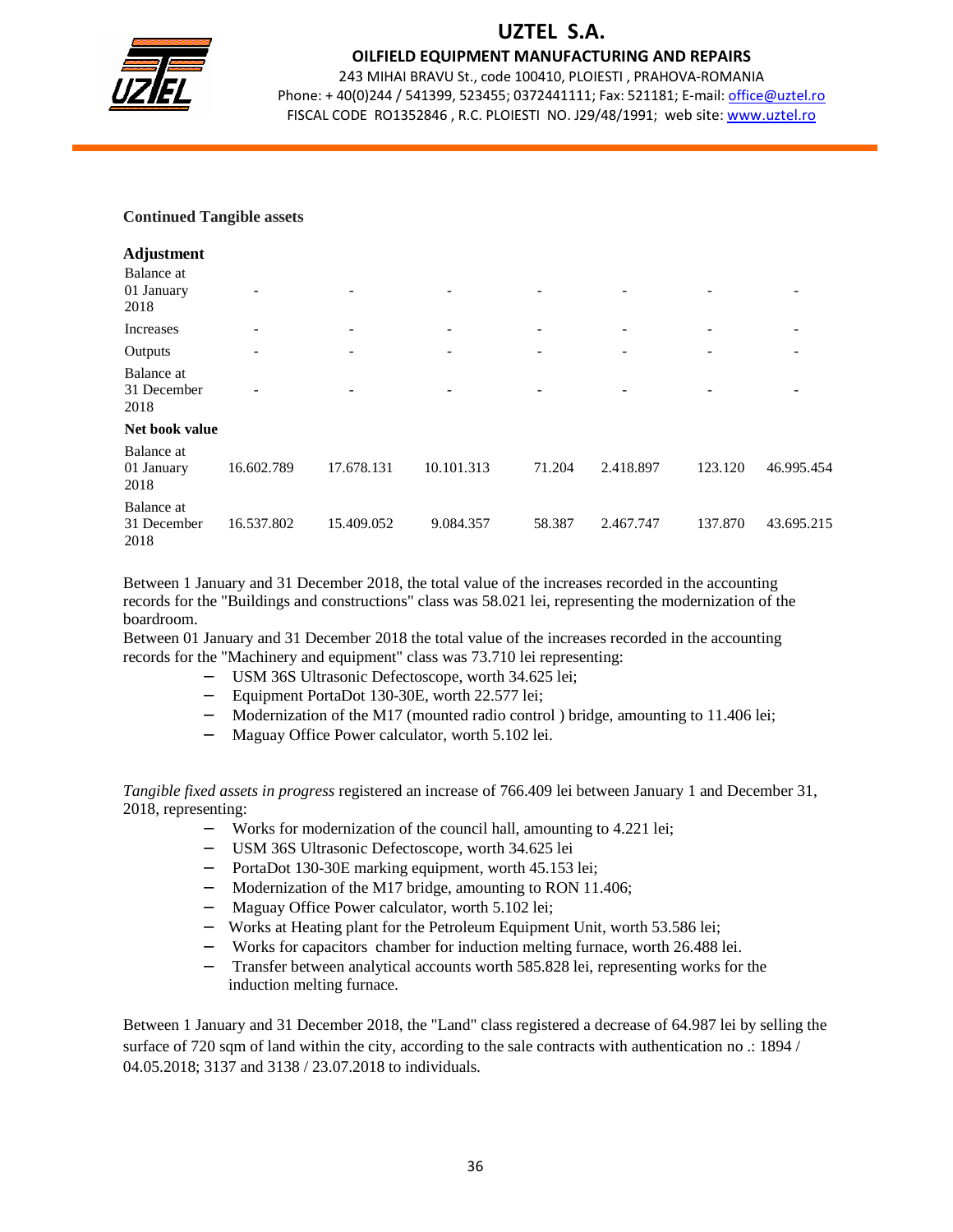**Continued Tangible assets**

| **Adjustment** | | | | | | | |
|---|---|---|---|---|---|---|---|
| Balance at 01 January 2018 | - | - | - | - | - | - | - |
| Increases | - | - | - | - | - | - | - |
| Outputs | - | - | - | - | - | - | - |
| Balance at 31 December 2018 | - | - | - | - | - | - | - |
| **Net book value** | | | | | | | |
| Balance at 01 January 2018 | 16.602.789 | 17.678.131 | 10.101.313 | 71.204 | 2.418.897 | 123.120 | 46.995.454 |
| Balance at 31 December 2018 | 16.537.802 | 15.409.052 | 9.084.357 | 58.387 | 2.467.747 | 137.870 | 43.695.215 |

Between 1 January and 31 December 2018, the total value of the increases recorded in the accounting records for the "Buildings and constructions" class was 58.021 lei, representing the modernization of the boardroom.

Between 01 January and 31 December 2018 the total value of the increases recorded in the accounting records for the "Machinery and equipment" class was 73.710 lei representing:

- USM 36S Ultrasonic Defectoscope, worth 34.625 lei;
- Equipment PortaDot 130-30E, worth 22.577 lei;
- Modernization of the M17 (mounted radio control ) bridge, amounting to 11.406 lei;
- Maguay Office Power calculator, worth 5.102 lei.

*Tangible fixed assets in progress* registered an increase of 766.409 lei between January 1 and December 31, 2018, representing:

- Works for modernization of the council hall, amounting to 4.221 lei;
- USM 36S Ultrasonic Defectoscope, worth 34.625 lei
- PortaDot 130-30E marking equipment, worth 45.153 lei;
- Modernization of the M17 bridge, amounting to RON 11.406;
- Maguay Office Power calculator, worth 5.102 lei;
- Works at Heating plant for the Petroleum Equipment Unit, worth 53.586 lei;
- Works for capacitors chamber for induction melting furnace, worth 26.488 lei.
- Transfer between analytical accounts worth 585.828 lei, representing works for the induction melting furnace.

Between 1 January and 31 December 2018, the "Land" class registered a decrease of 64.987 lei by selling the surface of 720 sqm of land within the city, according to the sale contracts with authentication no .: 1894 / 04.05.2018; 3137 and 3138 / 23.07.2018 to individuals.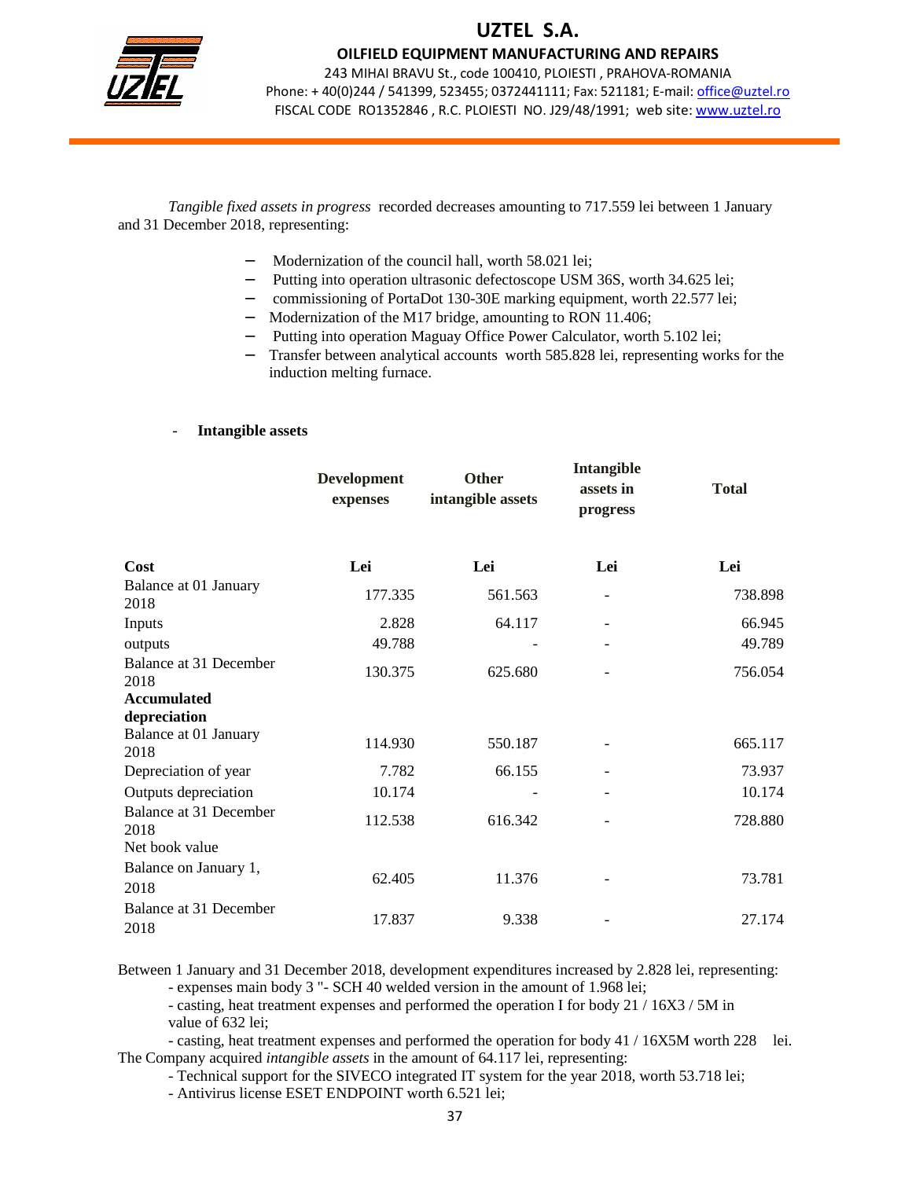*Tangible fixed assets in progress* recorded decreases amounting to 717.559 lei between 1 January and 31 December 2018, representing:

- Modernization of the council hall, worth 58.021 lei;
- Putting into operation ultrasonic defectoscope USM 36S, worth 34.625 lei;
- commissioning of PortaDot 130-30E marking equipment, worth 22.577 lei;
- Modernization of the M17 bridge, amounting to RON 11.406;
- Putting into operation Maguay Office Power Calculator, worth 5.102 lei;
- Transfer between analytical accounts worth 585.828 lei, representing works for the induction melting furnace.

- **Intangible assets**

| | **Development expenses** | **Other intangible assets** | **Intangible assets in progress** | **Total** |
|---|---|---|---|---|
| **Cost** | **Lei** | **Lei** | **Lei** | **Lei** |
| Balance at 01 January 2018 | 177.335 | 561.563 | - | 738.898 |
| Inputs | 2.828 | 64.117 | - | 66.945 |
| outputs | 49.788 | - | - | 49.789 |
| Balance at 31 December 2018 | 130.375 | 625.680 | - | 756.054 |
| **Accumulated depreciation** | | | | |
| Balance at 01 January 2018 | 114.930 | 550.187 | - | 665.117 |
| Depreciation of year | 7.782 | 66.155 | - | 73.937 |
| Outputs depreciation | 10.174 | - | - | 10.174 |
| Balance at 31 December 2018 | 112.538 | 616.342 | - | 728.880 |
| Net book value | | | | |
| Balance on January 1, 2018 | 62.405 | 11.376 | - | 73.781 |
| Balance at 31 December 2018 | 17.837 | 9.338 | - | 27.174 |

Between 1 January and 31 December 2018, development expenditures increased by 2.828 lei, representing:

- expenses main body 3 "- SCH 40 welded version in the amount of 1.968 lei;
- casting, heat treatment expenses and performed the operation I for body 21 / 16X3 / 5M in value of 632 lei;
- casting, heat treatment expenses and performed the operation for body 41 / 16X5M worth 228 lei.

The Company acquired *intangible assets* in the amount of 64.117 lei, representing:

- Technical support for the SIVECO integrated IT system for the year 2018, worth 53.718 lei;
- Antivirus license ESET ENDPOINT worth 6.521 lei;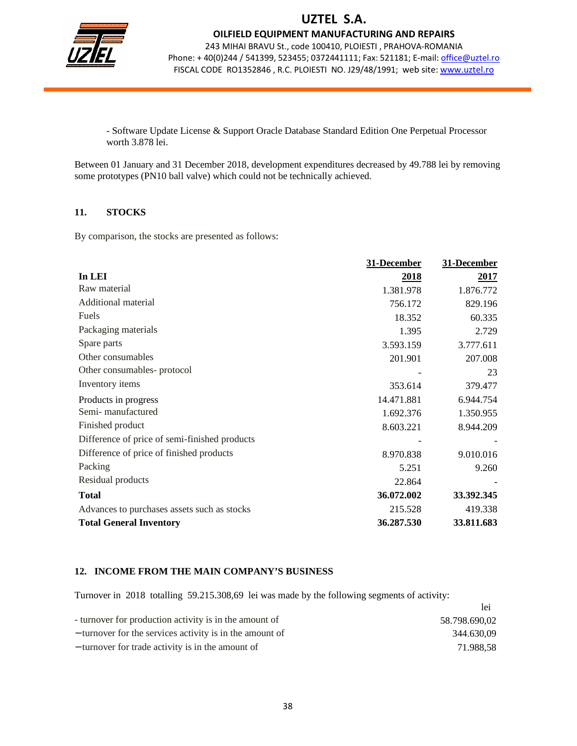- Software Update License & Support Oracle Database Standard Edition One Perpetual Processor worth 3.878 lei.

Between 01 January and 31 December 2018, development expenditures decreased by 49.788 lei by removing some prototypes (PN10 ball valve) which could not be technically achieved.

## 11. STOCKS

By comparison, the stocks are presented as follows:

| In LEI | 31-December 2018 | 31-December 2017 |
|---|---|---|
| Raw material | 1.381.978 | 1.876.772 |
| Additional material | 756.172 | 829.196 |
| Fuels | 18.352 | 60.335 |
| Packaging materials | 1.395 | 2.729 |
| Spare parts | 3.593.159 | 3.777.611 |
| Other consumables | 201.901 | 207.008 |
| Other consumables- protocol | - | 23 |
| Inventory items | 353.614 | 379.477 |
| Products in progress | 14.471.881 | 6.944.754 |
| Semi- manufactured | 1.692.376 | 1.350.955 |
| Finished product | 8.603.221 | 8.944.209 |
| Difference of price of semi-finished products | - | - |
| Difference of price of finished products | 8.970.838 | 9.010.016 |
| Packing | 5.251 | 9.260 |
| Residual products | 22.864 | - |
| **Total** | **36.072.002** | **33.392.345** |
| Advances to purchases assets such as stocks | 215.528 | 419.338 |
| **Total General Inventory** | **36.287.530** | **33.811.683** |

## 12. INCOME FROM THE MAIN COMPANY'S BUSINESS

Turnover in 2018 totalling 59.215.308,69 lei was made by the following segments of activity:

| | lei |
|---|---|
| - turnover for production activity is in the amount of | 58.798.690,02 |
| – turnover for the services activity is in the amount of | 344.630,09 |
| – turnover for trade activity is in the amount of | 71.988,58 |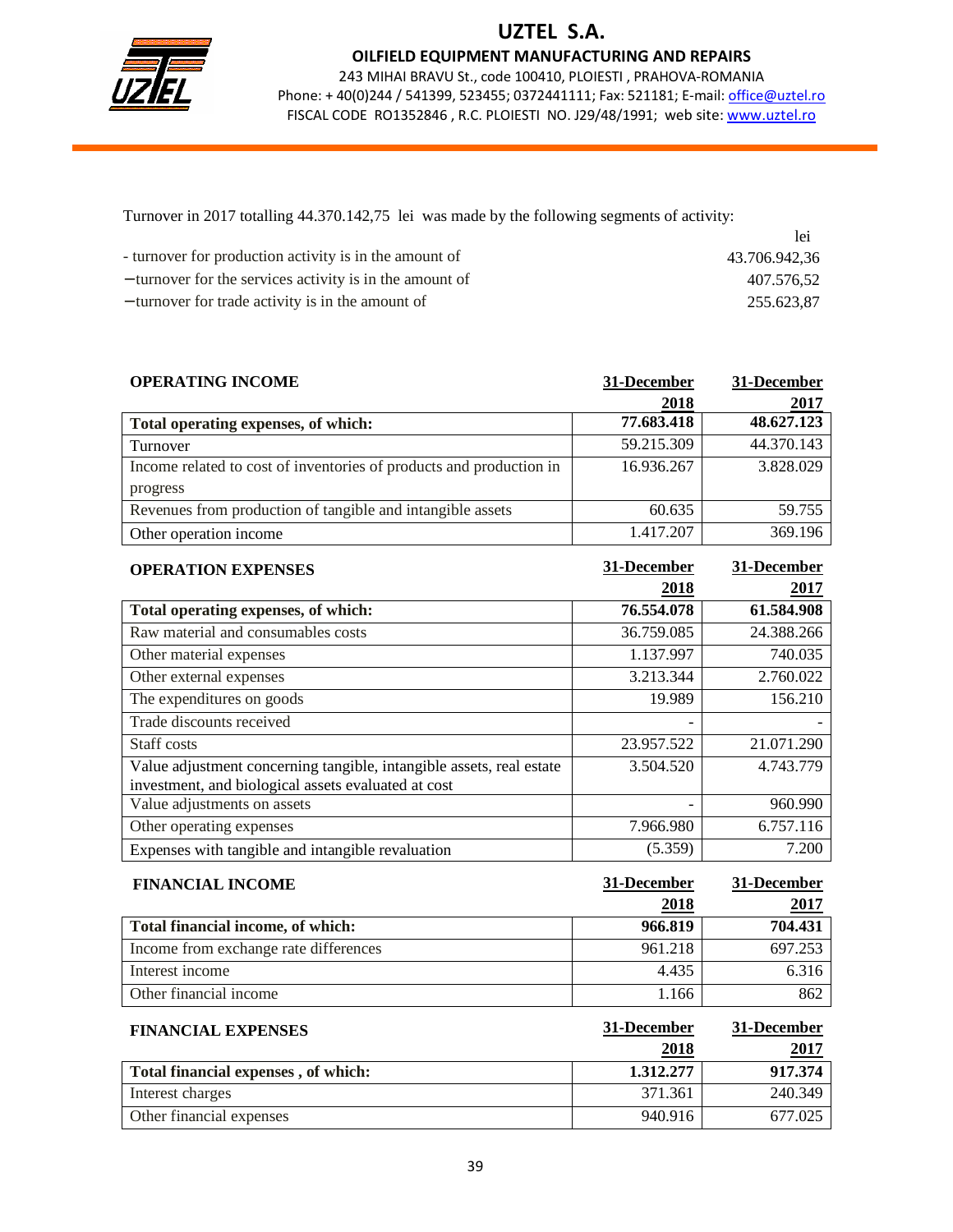Turnover in 2017 totalling 44.370.142,75 lei was made by the following segments of activity:

| | lei |
|---|---|
| - turnover for production activity is in the amount of | 43.706.942,36 |
| − turnover for the services activity is in the amount of | 407.576,52 |
| − turnover for trade activity is in the amount of | 255.623,87 |

| **OPERATING INCOME** | **31-December 2018** | **31-December 2017** |
|---|---|---|
| **Total operating expenses, of which:** | **77.683.418** | **48.627.123** |
| Turnover | 59.215.309 | 44.370.143 |
| Income related to cost of inventories of products and production in progress | 16.936.267 | 3.828.029 |
| Revenues from production of tangible and intangible assets | 60.635 | 59.755 |
| Other operation income | 1.417.207 | 369.196 |

| **OPERATION EXPENSES** | **31-December 2018** | **31-December 2017** |
|---|---|---|
| **Total operating expenses, of which:** | **76.554.078** | **61.584.908** |
| Raw material and consumables costs | 36.759.085 | 24.388.266 |
| Other material expenses | 1.137.997 | 740.035 |
| Other external expenses | 3.213.344 | 2.760.022 |
| The expenditures on goods | 19.989 | 156.210 |
| Trade discounts received | - | - |
| Staff costs | 23.957.522 | 21.071.290 |
| Value adjustment concerning tangible, intangible assets, real estate investment, and biological assets evaluated at cost | 3.504.520 | 4.743.779 |
| Value adjustments on assets | - | 960.990 |
| Other operating expenses | 7.966.980 | 6.757.116 |
| Expenses with tangible and intangible revaluation | (5.359) | 7.200 |

| **FINANCIAL INCOME** | **31-December 2018** | **31-December 2017** |
|---|---|---|
| **Total financial income, of which:** | **966.819** | **704.431** |
| Income from exchange rate differences | 961.218 | 697.253 |
| Interest income | 4.435 | 6.316 |
| Other financial income | 1.166 | 862 |

| **FINANCIAL EXPENSES** | **31-December 2018** | **31-December 2017** |
|---|---|---|
| **Total financial expenses , of which:** | **1.312.277** | **917.374** |
| Interest charges | 371.361 | 240.349 |
| Other financial expenses | 940.916 | 677.025 |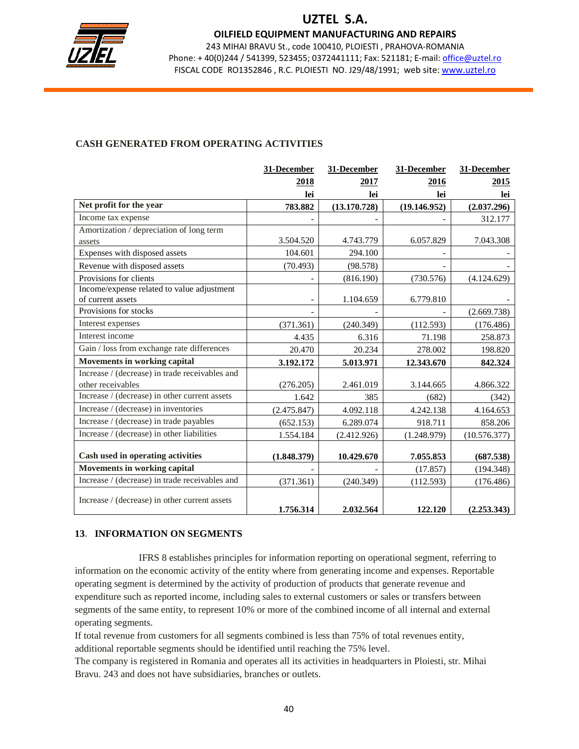### CASH GENERATED FROM OPERATING ACTIVITIES

| | 31-December 2018 lei | 31-December 2017 lei | 31-December 2016 lei | 31-December 2015 lei |
|---|---|---|---|---|
| **Net profit for the year** | **783.882** | **(13.170.728)** | **(19.146.952)** | **(2.037.296)** |
| Income tax expense | - | - | - | 312.177 |
| Amortization / depreciation of long term assets | 3.504.520 | 4.743.779 | 6.057.829 | 7.043.308 |
| Expenses with disposed assets | 104.601 | 294.100 | - | - |
| Revenue with disposed assets | (70.493) | (98.578) | - | - |
| Provisions for clients | - | (816.190) | (730.576) | (4.124.629) |
| Income/expense related to value adjustment of current assets | - | 1.104.659 | 6.779.810 | - |
| Provisions for stocks | - | - | - | (2.669.738) |
| Interest expenses | (371.361) | (240.349) | (112.593) | (176.486) |
| Interest income | 4.435 | 6.316 | 71.198 | 258.873 |
| Gain / loss from exchange rate differences | 20.470 | 20.234 | 278.002 | 198.820 |
| **Movements in working capital** | **3.192.172** | **5.013.971** | **12.343.670** | **842.324** |
| Increase / (decrease) in trade receivables and other receivables | (276.205) | 2.461.019 | 3.144.665 | 4.866.322 |
| Increase / (decrease) in other current assets | 1.642 | 385 | (682) | (342) |
| Increase / (decrease) in inventories | (2.475.847) | 4.092.118 | 4.242.138 | 4.164.653 |
| Increase / (decrease) in trade payables | (652.153) | 6.289.074 | 918.711 | 858.206 |
| Increase / (decrease) in other liabilities | 1.554.184 | (2.412.926) | (1.248.979) | (10.576.377) |
| **Cash used in operating activities** | **(1.848.379)** | **10.429.670** | **7.055.853** | **(687.538)** |
| **Movements in working capital** | - | - | (17.857) | (194.348) |
| Increase / (decrease) in trade receivables and | (371.361) | (240.349) | (112.593) | (176.486) |
| Increase / (decrease) in other current assets | **1.756.314** | **2.032.564** | **122.120** | **(2.253.343)** |

## 13. INFORMATION ON SEGMENTS

IFRS 8 establishes principles for information reporting on operational segment, referring to information on the economic activity of the entity where from generating income and expenses. Reportable operating segment is determined by the activity of production of products that generate revenue and expenditure such as reported income, including sales to external customers or sales or transfers between segments of the same entity, to represent 10% or more of the combined income of all internal and external operating segments.

If total revenue from customers for all segments combined is less than 75% of total revenues entity, additional reportable segments should be identified until reaching the 75% level.

The company is registered in Romania and operates all its activities in headquarters in Ploiesti, str. Mihai Bravu. 243 and does not have subsidiaries, branches or outlets.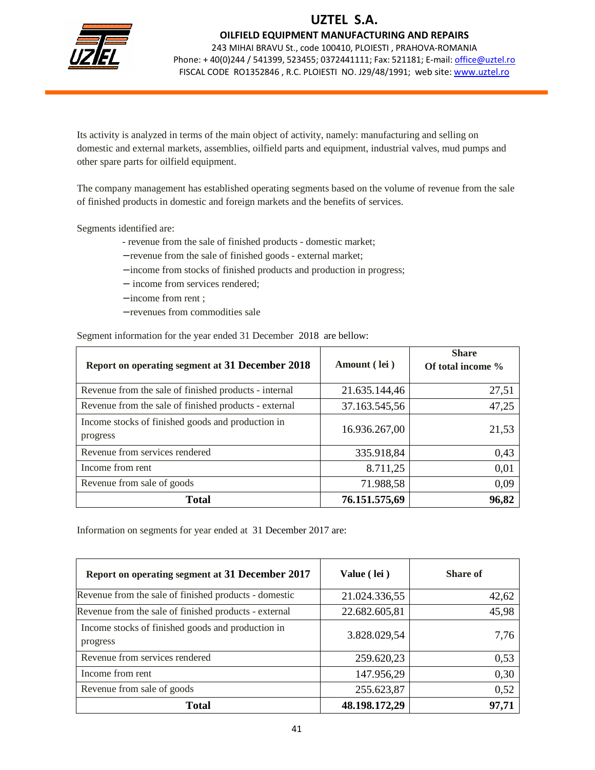Its activity is analyzed in terms of the main object of activity, namely: manufacturing and selling on domestic and external markets, assemblies, oilfield parts and equipment, industrial valves, mud pumps and other spare parts for oilfield equipment.

The company management has established operating segments based on the volume of revenue from the sale of finished products in domestic and foreign markets and the benefits of services.

Segments identified are:

- revenue from the sale of finished products - domestic market;
- revenue from the sale of finished goods - external market;
- income from stocks of finished products and production in progress;
- income from services rendered;
- income from rent ;
- revenues from commodities sale

Segment information for the year ended 31 December 2018 are bellow:

| Report on operating segment at 31 December 2018 | Amount ( lei ) | Share Of total income % |
|---|---|---|
| Revenue from the sale of finished products - internal | 21.635.144,46 | 27,51 |
| Revenue from the sale of finished products - external | 37.163.545,56 | 47,25 |
| Income stocks of finished goods and production in progress | 16.936.267,00 | 21,53 |
| Revenue from services rendered | 335.918,84 | 0,43 |
| Income from rent | 8.711,25 | 0,01 |
| Revenue from sale of goods | 71.988,58 | 0,09 |
| **Total** | **76.151.575,69** | **96,82** |

Information on segments for year ended at 31 December 2017 are:

| Report on operating segment at 31 December 2017 | Value ( lei ) | Share of |
|---|---|---|
| Revenue from the sale of finished products - domestic | 21.024.336,55 | 42,62 |
| Revenue from the sale of finished products - external | 22.682.605,81 | 45,98 |
| Income stocks of finished goods and production in progress | 3.828.029,54 | 7,76 |
| Revenue from services rendered | 259.620,23 | 0,53 |
| Income from rent | 147.956,29 | 0,30 |
| Revenue from sale of goods | 255.623,87 | 0,52 |
| **Total** | **48.198.172,29** | **97,71** |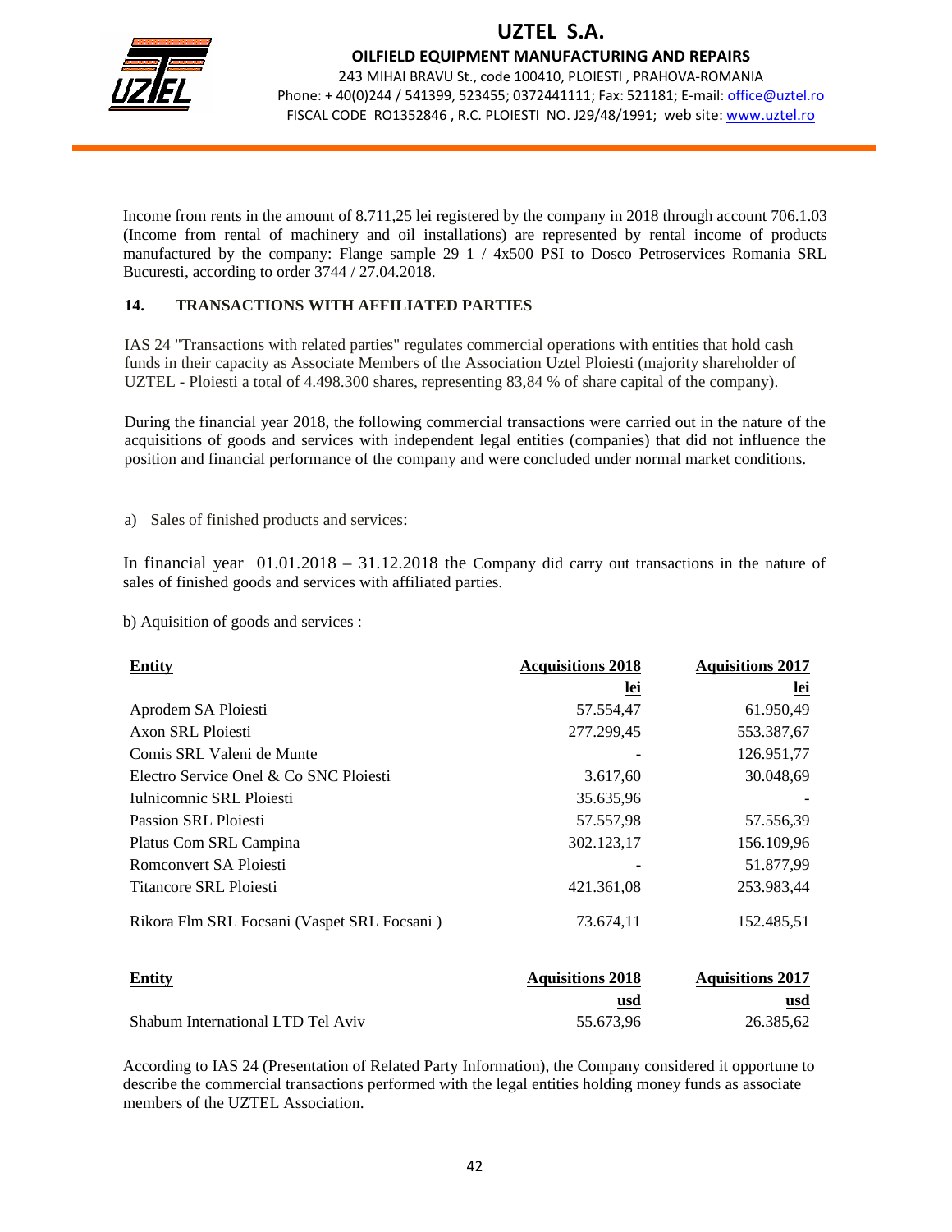Income from rents in the amount of 8.711,25 lei registered by the company in 2018 through account 706.1.03 (Income from rental of machinery and oil installations) are represented by rental income of products manufactured by the company: Flange sample 29 1 / 4x500 PSI to Dosco Petroservices Romania SRL Bucuresti, according to order 3744 / 27.04.2018.

## 14. TRANSACTIONS WITH AFFILIATED PARTIES

IAS 24 "Transactions with related parties" regulates commercial operations with entities that hold cash funds in their capacity as Associate Members of the Association Uztel Ploiesti (majority shareholder of UZTEL - Ploiesti a total of 4.498.300 shares, representing 83,84 % of share capital of the company).

During the financial year 2018, the following commercial transactions were carried out in the nature of the acquisitions of goods and services with independent legal entities (companies) that did not influence the position and financial performance of the company and were concluded under normal market conditions.

a) Sales of finished products and services:

In financial year 01.01.2018 – 31.12.2018 the Company did carry out transactions in the nature of sales of finished goods and services with affiliated parties.

b) Aquisition of goods and services :

| Entity | Acquisitions 2018 | Aquisitions 2017 |
|---|---|---|
| | lei | lei |
| Aprodem SA Ploiesti | 57.554,47 | 61.950,49 |
| Axon SRL Ploiesti | 277.299,45 | 553.387,67 |
| Comis SRL Valeni de Munte | - | 126.951,77 |
| Electro Service Onel & Co SNC Ploiesti | 3.617,60 | 30.048,69 |
| Iulnicomnic SRL Ploiesti | 35.635,96 | - |
| Passion SRL Ploiesti | 57.557,98 | 57.556,39 |
| Platus Com SRL Campina | 302.123,17 | 156.109,96 |
| Romconvert SA Ploiesti | - | 51.877,99 |
| Titancore SRL Ploiesti | 421.361,08 | 253.983,44 |
| Rikora Flm SRL Focsani (Vaspet SRL Focsani ) | 73.674,11 | 152.485,51 |

| Entity | Aquisitions 2018 | Aquisitions 2017 |
|---|---|---|
| | usd | usd |
| Shabum International LTD Tel Aviv | 55.673,96 | 26.385,62 |

According to IAS 24 (Presentation of Related Party Information), the Company considered it opportune to describe the commercial transactions performed with the legal entities holding money funds as associate members of the UZTEL Association.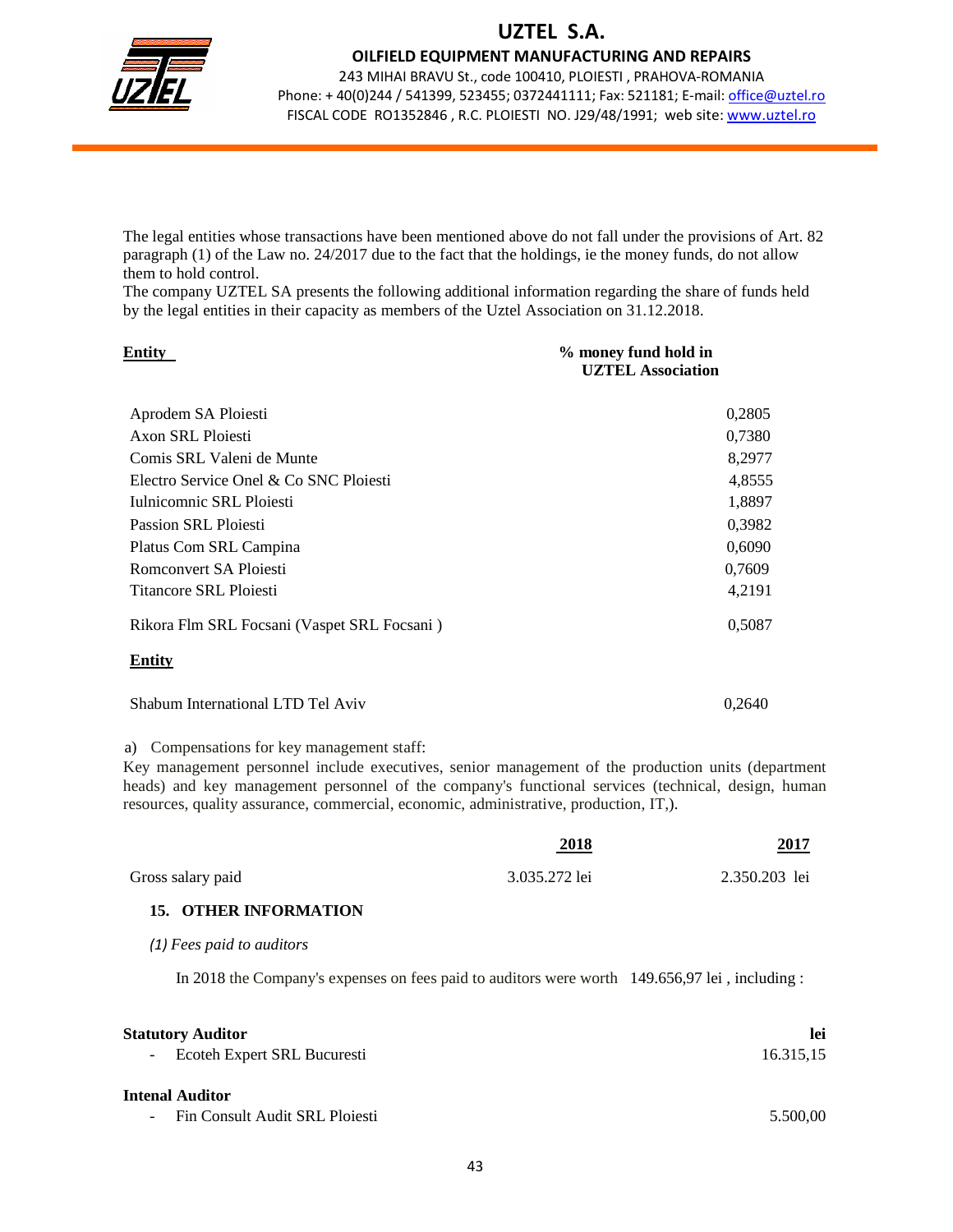The legal entities whose transactions have been mentioned above do not fall under the provisions of Art. 82 paragraph (1) of the Law no. 24/2017 due to the fact that the holdings, ie the money funds, do not allow them to hold control.
The company UZTEL SA presents the following additional information regarding the share of funds held by the legal entities in their capacity as members of the Uztel Association on 31.12.2018.

| **Entity** | **% money fund hold in UZTEL Association** |
|---|---|
| Aprodem SA Ploiesti | 0,2805 |
| Axon SRL Ploiesti | 0,7380 |
| Comis SRL Valeni de Munte | 8,2977 |
| Electro Service Onel & Co SNC Ploiesti | 4,8555 |
| Iulnicomnic SRL Ploiesti | 1,8897 |
| Passion SRL Ploiesti | 0,3982 |
| Platus Com SRL Campina | 0,6090 |
| Romconvert SA Ploiesti | 0,7609 |
| Titancore SRL Ploiesti | 4,2191 |
| Rikora Flm SRL Focsani (Vaspet SRL Focsani ) | 0,5087 |
| **Entity** | |
| Shabum International LTD Tel Aviv | 0,2640 |

a) Compensations for key management staff:
Key management personnel include executives, senior management of the production units (department heads) and key management personnel of the company's functional services (technical, design, human resources, quality assurance, commercial, economic, administrative, production, IT,).

| | **2018** | **2017** |
|---|---|---|
| Gross salary paid | 3.035.272 lei | 2.350.203 lei |

## 15. OTHER INFORMATION

*(1) Fees paid to auditors*

In 2018 the Company's expenses on fees paid to auditors were worth 149.656,97 lei , including :

| | **lei** |
|---|---|
| **Statutory Auditor** | |
| - Ecoteh Expert SRL Bucuresti | 16.315,15 |
| **Intenal Auditor** | |
| - Fin Consult Audit SRL Ploiesti | 5.500,00 |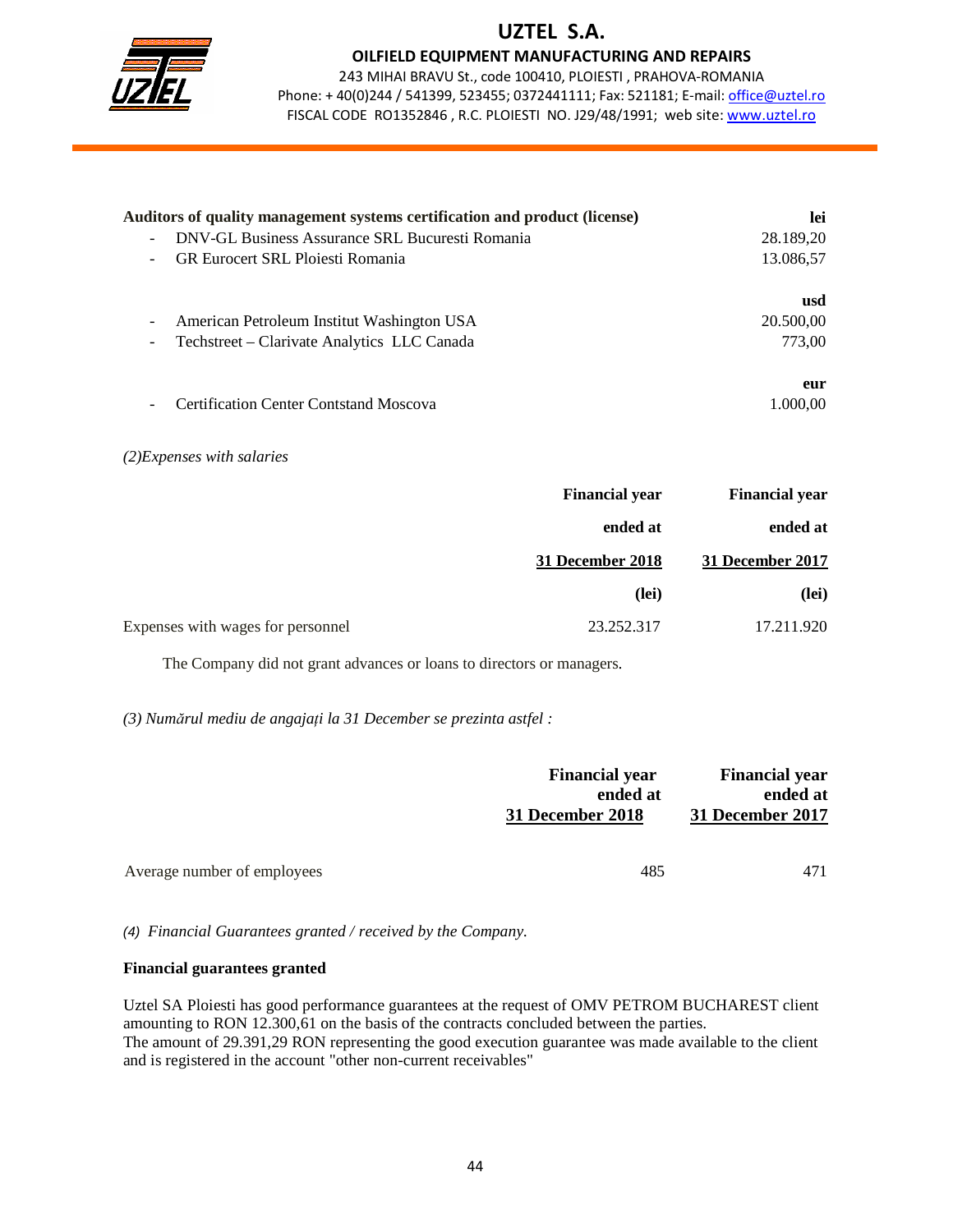| Auditors of quality management systems certification and product (license) | lei |
|---|---|
| - DNV-GL Business Assurance SRL Bucuresti Romania | 28.189,20 |
| - GR Eurocert SRL Ploiesti Romania | 13.086,57 |
| | **usd** |
| - American Petroleum Institut Washington USA | 20.500,00 |
| - Techstreet – Clarivate Analytics LLC Canada | 773,00 |
| | **eur** |
| - Certification Center Contstand Moscova | 1.000,00 |

*(2)Expenses with salaries*

| | Financial year ended at 31 December 2018 (lei) | Financial year ended at 31 December 2017 (lei) |
|---|---|---|
| Expenses with wages for personnel | 23.252.317 | 17.211.920 |

The Company did not grant advances or loans to directors or managers.

*(3) Numărul mediu de angajați la 31 December se prezinta astfel :*

| | Financial year ended at 31 December 2018 | Financial year ended at 31 December 2017 |
|---|---|---|
| Average number of employees | 485 | 471 |

*(4) Financial Guarantees granted / received by the Company.*

**Financial guarantees granted**

Uztel SA Ploiesti has good performance guarantees at the request of OMV PETROM BUCHAREST client amounting to RON 12.300,61 on the basis of the contracts concluded between the parties.
The amount of 29.391,29 RON representing the good execution guarantee was made available to the client and is registered in the account "other non-current receivables"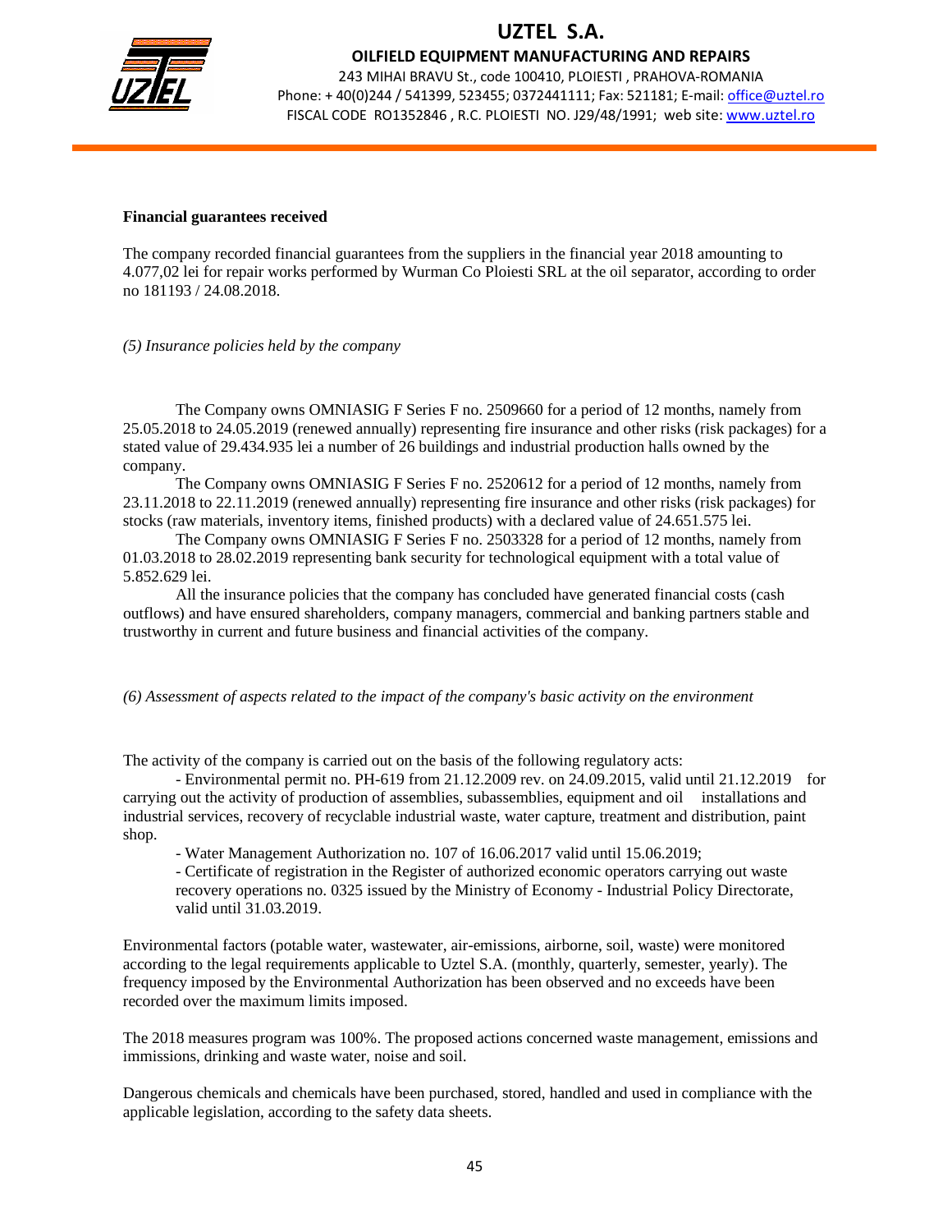**Financial guarantees received**

The company recorded financial guarantees from the suppliers in the financial year 2018 amounting to 4.077,02 lei for repair works performed by Wurman Co Ploiesti SRL at the oil separator, according to order no 181193 / 24.08.2018.

*(5) Insurance policies held by the company*

The Company owns OMNIASIG F Series F no. 2509660 for a period of 12 months, namely from 25.05.2018 to 24.05.2019 (renewed annually) representing fire insurance and other risks (risk packages) for a stated value of 29.434.935 lei a number of 26 buildings and industrial production halls owned by the company.

The Company owns OMNIASIG F Series F no. 2520612 for a period of 12 months, namely from 23.11.2018 to 22.11.2019 (renewed annually) representing fire insurance and other risks (risk packages) for stocks (raw materials, inventory items, finished products) with a declared value of 24.651.575 lei.

The Company owns OMNIASIG F Series F no. 2503328 for a period of 12 months, namely from 01.03.2018 to 28.02.2019 representing bank security for technological equipment with a total value of 5.852.629 lei.

All the insurance policies that the company has concluded have generated financial costs (cash outflows) and have ensured shareholders, company managers, commercial and banking partners stable and trustworthy in current and future business and financial activities of the company.

*(6) Assessment of aspects related to the impact of the company's basic activity on the environment*

The activity of the company is carried out on the basis of the following regulatory acts:

- Environmental permit no. PH-619 from 21.12.2009 rev. on 24.09.2015, valid until 21.12.2019 for carrying out the activity of production of assemblies, subassemblies, equipment and oil installations and industrial services, recovery of recyclable industrial waste, water capture, treatment and distribution, paint shop.
- Water Management Authorization no. 107 of 16.06.2017 valid until 15.06.2019;
- Certificate of registration in the Register of authorized economic operators carrying out waste recovery operations no. 0325 issued by the Ministry of Economy - Industrial Policy Directorate, valid until 31.03.2019.

Environmental factors (potable water, wastewater, air-emissions, airborne, soil, waste) were monitored according to the legal requirements applicable to Uztel S.A. (monthly, quarterly, semester, yearly). The frequency imposed by the Environmental Authorization has been observed and no exceeds have been recorded over the maximum limits imposed.

The 2018 measures program was 100%. The proposed actions concerned waste management, emissions and immissions, drinking and waste water, noise and soil.

Dangerous chemicals and chemicals have been purchased, stored, handled and used in compliance with the applicable legislation, according to the safety data sheets.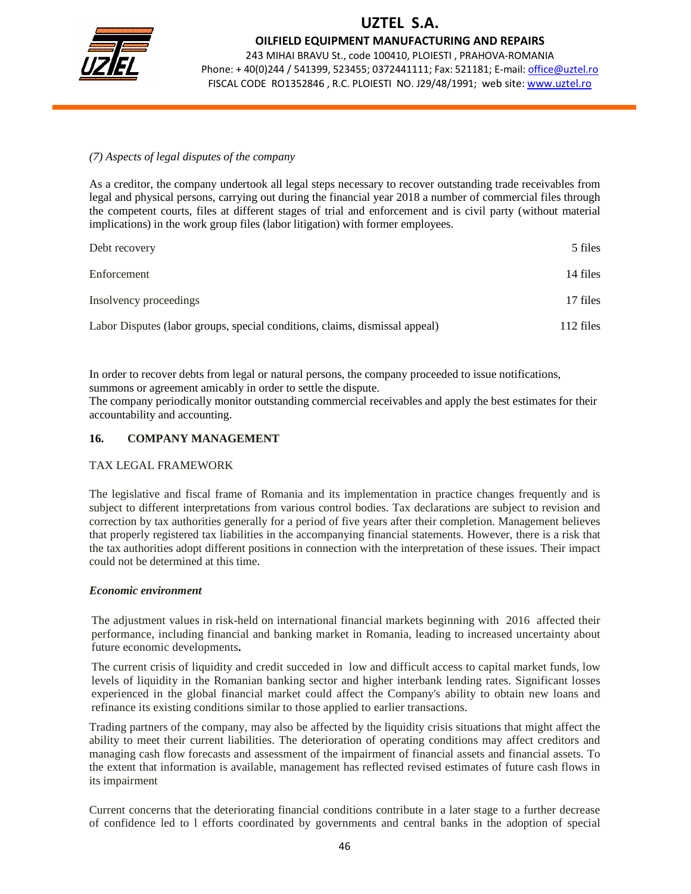*(7) Aspects of legal disputes of the company*

As a creditor, the company undertook all legal steps necessary to recover outstanding trade receivables from legal and physical persons, carrying out during the financial year 2018 a number of commercial files through the competent courts, files at different stages of trial and enforcement and is civil party (without material implications) in the work group files (labor litigation) with former employees.

| | |
|---|---|
| Debt recovery | 5 files |
| Enforcement | 14 files |
| Insolvency proceedings | 17 files |
| Labor Disputes (labor groups, special conditions, claims, dismissal appeal) | 112 files |

In order to recover debts from legal or natural persons, the company proceeded to issue notifications, summons or agreement amicably in order to settle the dispute.
The company periodically monitor outstanding commercial receivables and apply the best estimates for their accountability and accounting.

## 16. COMPANY MANAGEMENT

TAX LEGAL FRAMEWORK

The legislative and fiscal frame of Romania and its implementation in practice changes frequently and is subject to different interpretations from various control bodies. Tax declarations are subject to revision and correction by tax authorities generally for a period of five years after their completion. Management believes that properly registered tax liabilities in the accompanying financial statements. However, there is a risk that the tax authorities adopt different positions in connection with the interpretation of these issues. Their impact could not be determined at this time.

***Economic environment***

The adjustment values in risk-held on international financial markets beginning with 2016 affected their performance, including financial and banking market in Romania, leading to increased uncertainty about future economic developments**.**

The current crisis of liquidity and credit succeded in low and difficult access to capital market funds, low levels of liquidity in the Romanian banking sector and higher interbank lending rates. Significant losses experienced in the global financial market could affect the Company's ability to obtain new loans and refinance its existing conditions similar to those applied to earlier transactions.

Trading partners of the company, may also be affected by the liquidity crisis situations that might affect the ability to meet their current liabilities. The deterioration of operating conditions may affect creditors and managing cash flow forecasts and assessment of the impairment of financial assets and financial assets. To the extent that information is available, management has reflected revised estimates of future cash flows in its impairment

Current concerns that the deteriorating financial conditions contribute in a later stage to a further decrease of confidence led to l efforts coordinated by governments and central banks in the adoption of special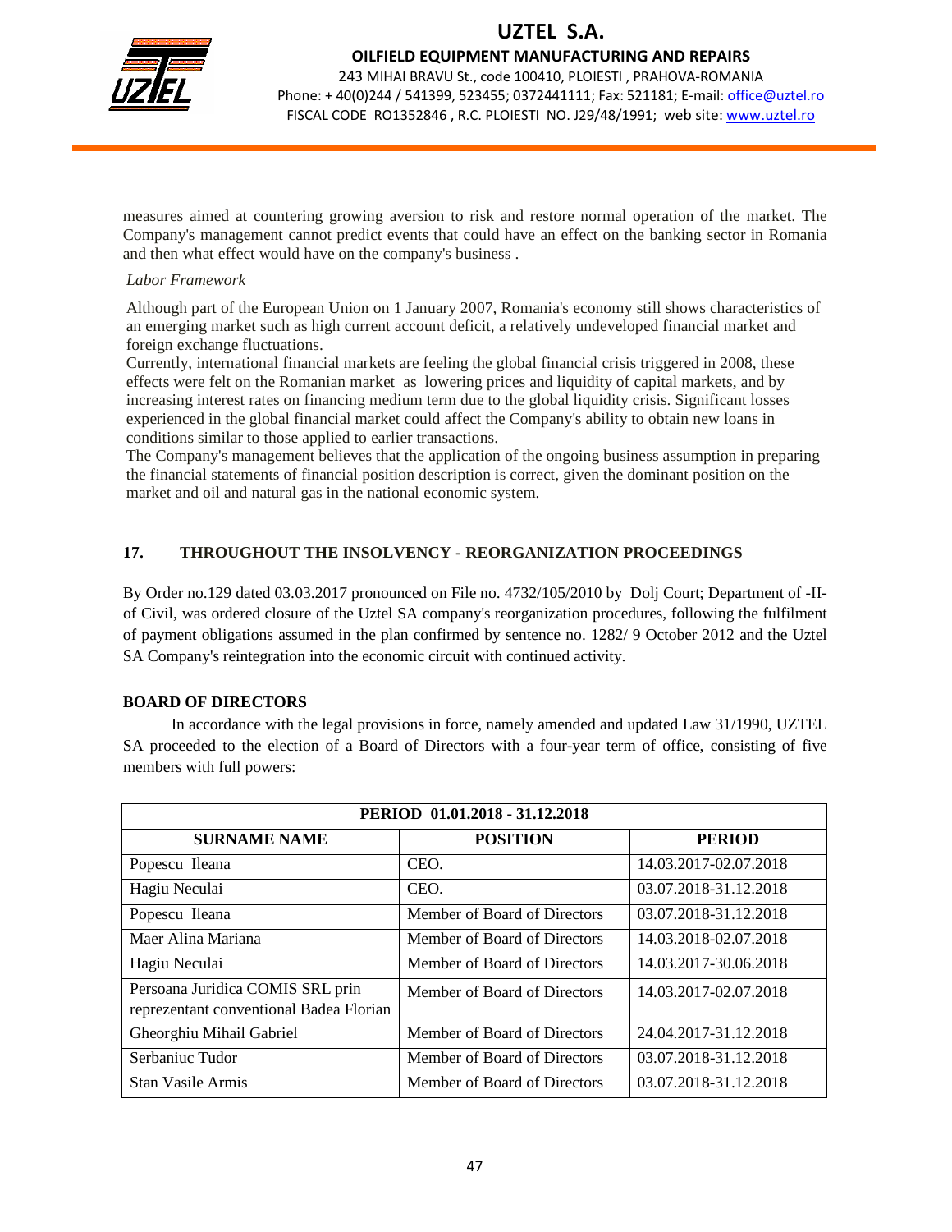measures aimed at countering growing aversion to risk and restore normal operation of the market. The Company's management cannot predict events that could have an effect on the banking sector in Romania and then what effect would have on the company's business .

*Labor Framework*

Although part of the European Union on 1 January 2007, Romania's economy still shows characteristics of an emerging market such as high current account deficit, a relatively undeveloped financial market and foreign exchange fluctuations.

Currently, international financial markets are feeling the global financial crisis triggered in 2008, these effects were felt on the Romanian market as lowering prices and liquidity of capital markets, and by increasing interest rates on financing medium term due to the global liquidity crisis. Significant losses experienced in the global financial market could affect the Company's ability to obtain new loans in conditions similar to those applied to earlier transactions.

The Company's management believes that the application of the ongoing business assumption in preparing the financial statements of financial position description is correct, given the dominant position on the market and oil and natural gas in the national economic system.

## 17. THROUGHOUT THE INSOLVENCY - REORGANIZATION PROCEEDINGS

By Order no.129 dated 03.03.2017 pronounced on File no. 4732/105/2010 by Dolj Court; Department of -II- of Civil, was ordered closure of the Uztel SA company's reorganization procedures, following the fulfilment of payment obligations assumed in the plan confirmed by sentence no. 1282/ 9 October 2012 and the Uztel SA Company's reintegration into the economic circuit with continued activity.

**BOARD OF DIRECTORS**

In accordance with the legal provisions in force, namely amended and updated Law 31/1990, UZTEL SA proceeded to the election of a Board of Directors with a four-year term of office, consisting of five members with full powers:

| PERIOD 01.01.2018 - 31.12.2018 | | |
|---|---|---|
| **SURNAME NAME** | **POSITION** | **PERIOD** |
| Popescu Ileana | CEO. | 14.03.2017-02.07.2018 |
| Hagiu Neculai | CEO. | 03.07.2018-31.12.2018 |
| Popescu Ileana | Member of Board of Directors | 03.07.2018-31.12.2018 |
| Maer Alina Mariana | Member of Board of Directors | 14.03.2018-02.07.2018 |
| Hagiu Neculai | Member of Board of Directors | 14.03.2017-30.06.2018 |
| Persoana Juridica COMIS SRL prin reprezentant conventional Badea Florian | Member of Board of Directors | 14.03.2017-02.07.2018 |
| Gheorghiu Mihail Gabriel | Member of Board of Directors | 24.04.2017-31.12.2018 |
| Serbaniuc Tudor | Member of Board of Directors | 03.07.2018-31.12.2018 |
| Stan Vasile Armis | Member of Board of Directors | 03.07.2018-31.12.2018 |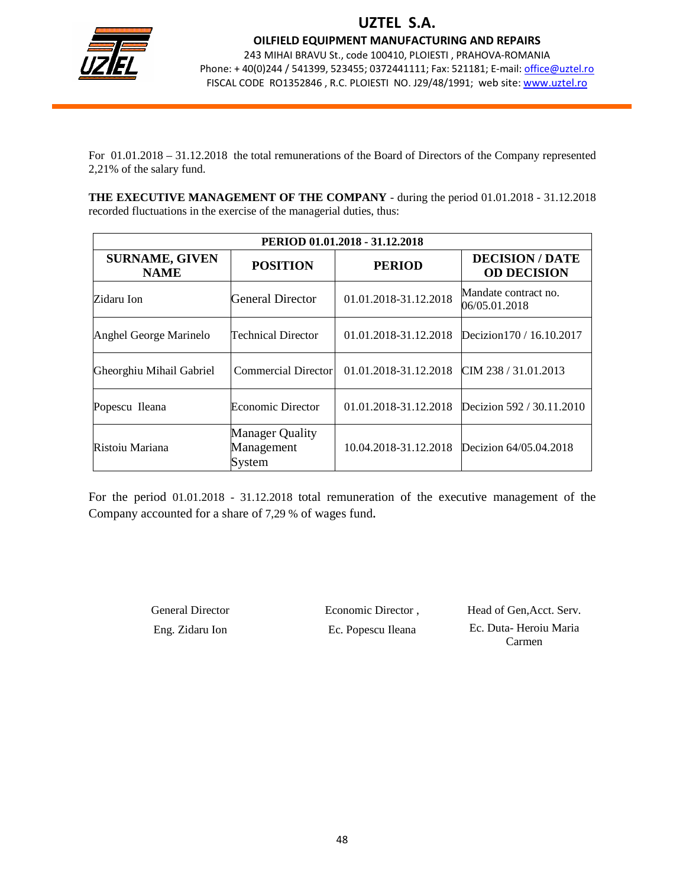For 01.01.2018 – 31.12.2018 the total remunerations of the Board of Directors of the Company represented 2,21% of the salary fund.

**THE EXECUTIVE MANAGEMENT OF THE COMPANY** - during the period 01.01.2018 - 31.12.2018 recorded fluctuations in the exercise of the managerial duties, thus:

| PERIOD 01.01.2018 - 31.12.2018 | | | |
|---|---|---|---|
| **SURNAME, GIVEN NAME** | **POSITION** | **PERIOD** | **DECISION / DATE OD DECISION** |
| Zidaru Ion | General Director | 01.01.2018-31.12.2018 | Mandate contract no. 06/05.01.2018 |
| Anghel George Marinelo | Technical Director | 01.01.2018-31.12.2018 | Decizion170 / 16.10.2017 |
| Gheorghiu Mihail Gabriel | Commercial Director | 01.01.2018-31.12.2018 | CIM 238 / 31.01.2013 |
| Popescu Ileana | Economic Director | 01.01.2018-31.12.2018 | Decizion 592 / 30.11.2010 |
| Ristoiu Mariana | Manager Quality Management System | 10.04.2018-31.12.2018 | Decizion 64/05.04.2018 |

For the period 01.01.2018 - 31.12.2018 total remuneration of the executive management of the Company accounted for a share of 7,29 % of wages fund.

| General Director | Economic Director , | Head of Gen,Acct. Serv. |
|---|---|---|
| Eng. Zidaru Ion | Ec. Popescu Ileana | Ec. Duta- Heroiu Maria Carmen |